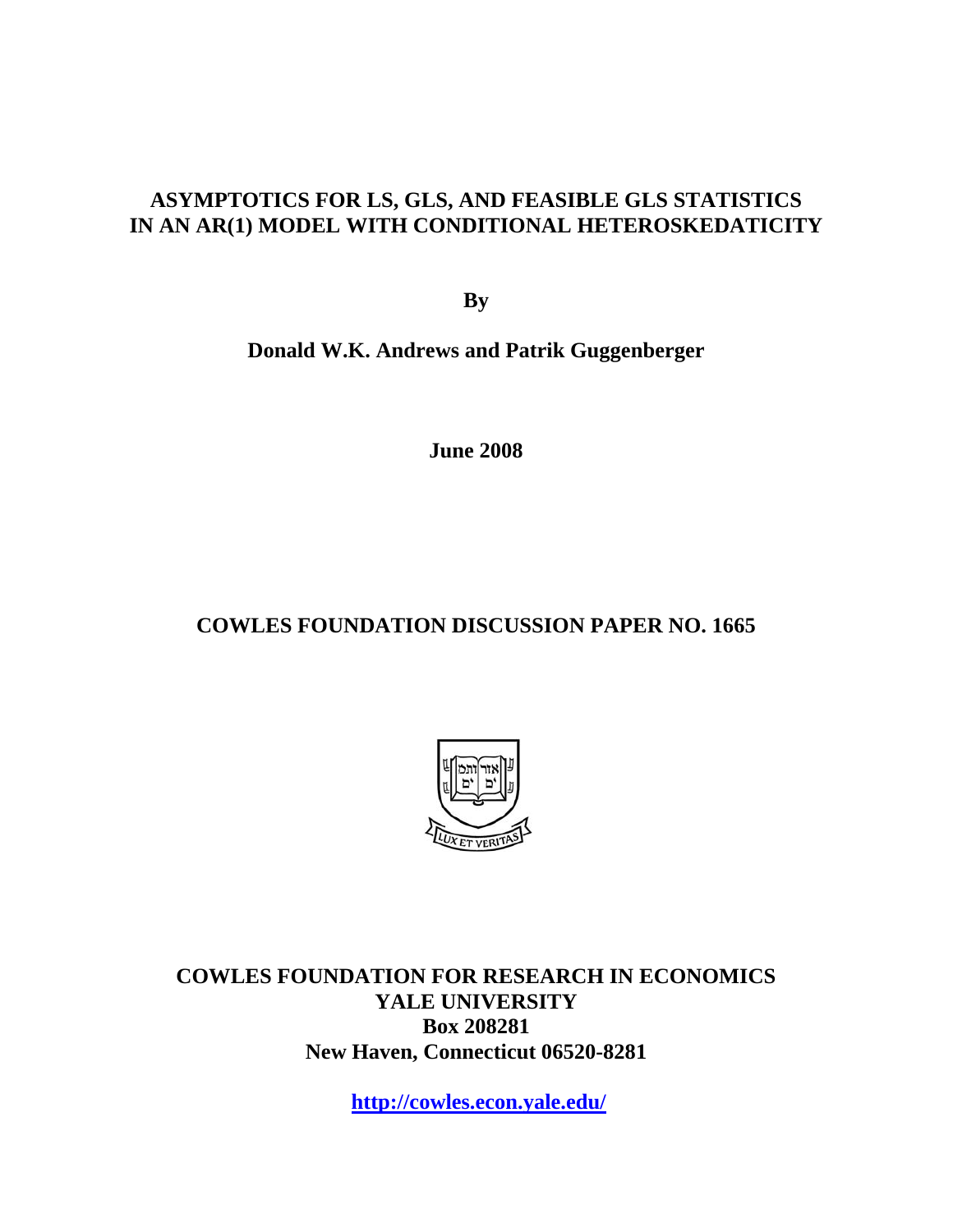# ASYMPTOTICS FOR LS, GLS, AND FEASIBLE GLS STATISTICS IN AN AR(1) MODEL WITH CONDITIONAL HETEROSKEDATICITY

**By**

**Donald W.K. Andrews and Patrik Guggenberger**

**June 2008**

## COWLES FOUNDATION DISCUSSION PAPER NO. 1665

**COWLES FOUNDATION FOR RESEARCH IN ECONOMICS**
**YALE UNIVERSITY**
**Box 208281**
**New Haven, Connecticut 06520-8281**

**http://cowles.econ.yale.edu/**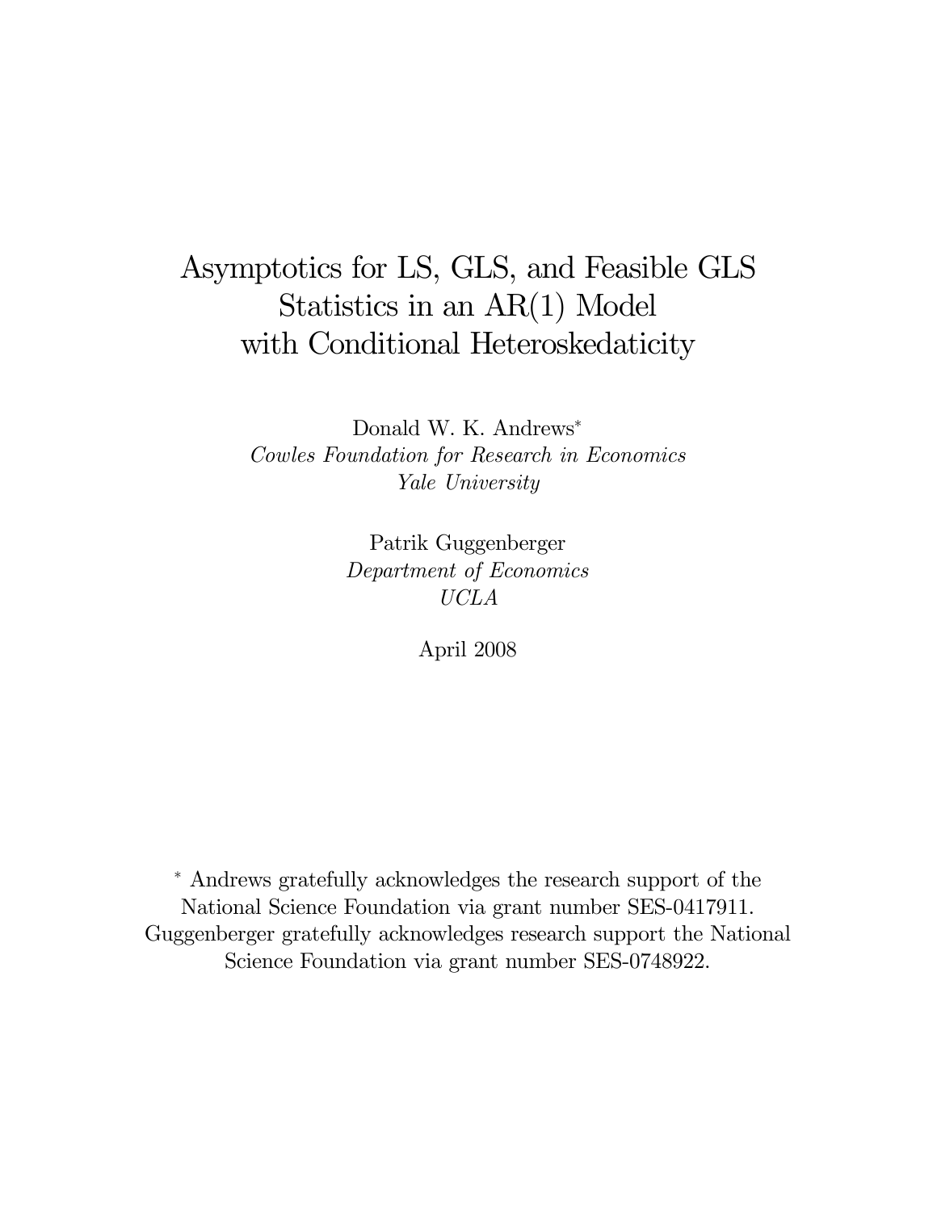# Asymptotics for LS, GLS, and Feasible GLS Statistics in an AR(1) Model with Conditional Heteroskedaticity

Donald W. K. Andrews*
*Cowles Foundation for Research in Economics*
*Yale University*

Patrik Guggenberger
*Department of Economics*
*UCLA*

April 2008

* Andrews gratefully acknowledges the research support of the National Science Foundation via grant number SES-0417911. Guggenberger gratefully acknowledges research support the National Science Foundation via grant number SES-0748922.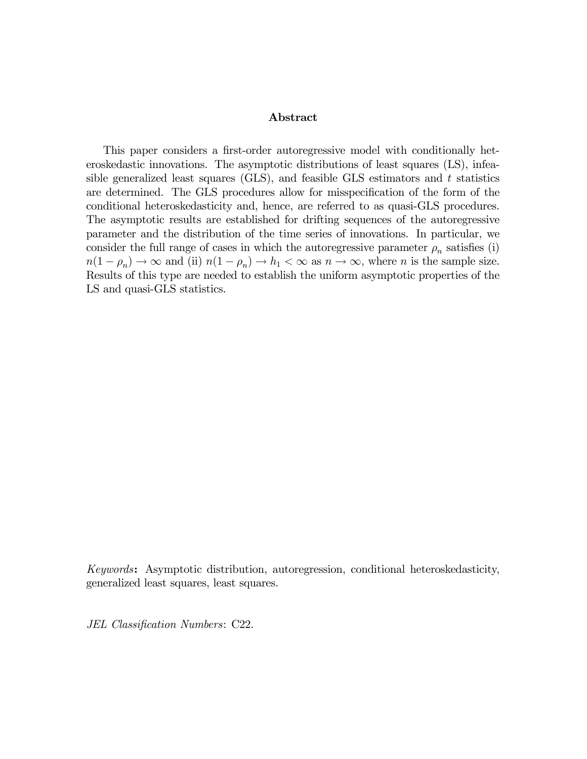## Abstract

This paper considers a first-order autoregressive model with conditionally heteroskedastic innovations. The asymptotic distributions of least squares (LS), infeasible generalized least squares (GLS), and feasible GLS estimators and $t$ statistics are determined. The GLS procedures allow for misspecification of the form of the conditional heteroskedasticity and, hence, are referred to as quasi-GLS procedures. The asymptotic results are established for drifting sequences of the autoregressive parameter and the distribution of the time series of innovations. In particular, we consider the full range of cases in which the autoregressive parameter $\rho_n$ satisfies (i) $n(1-\rho_n) \to \infty$ and (ii) $n(1-\rho_n) \to h_1 < \infty$ as $n \to \infty$, where $n$ is the sample size. Results of this type are needed to establish the uniform asymptotic properties of the LS and quasi-GLS statistics.

*Keywords*: Asymptotic distribution, autoregression, conditional heteroskedasticity, generalized least squares, least squares.

*JEL Classification Numbers*: C22.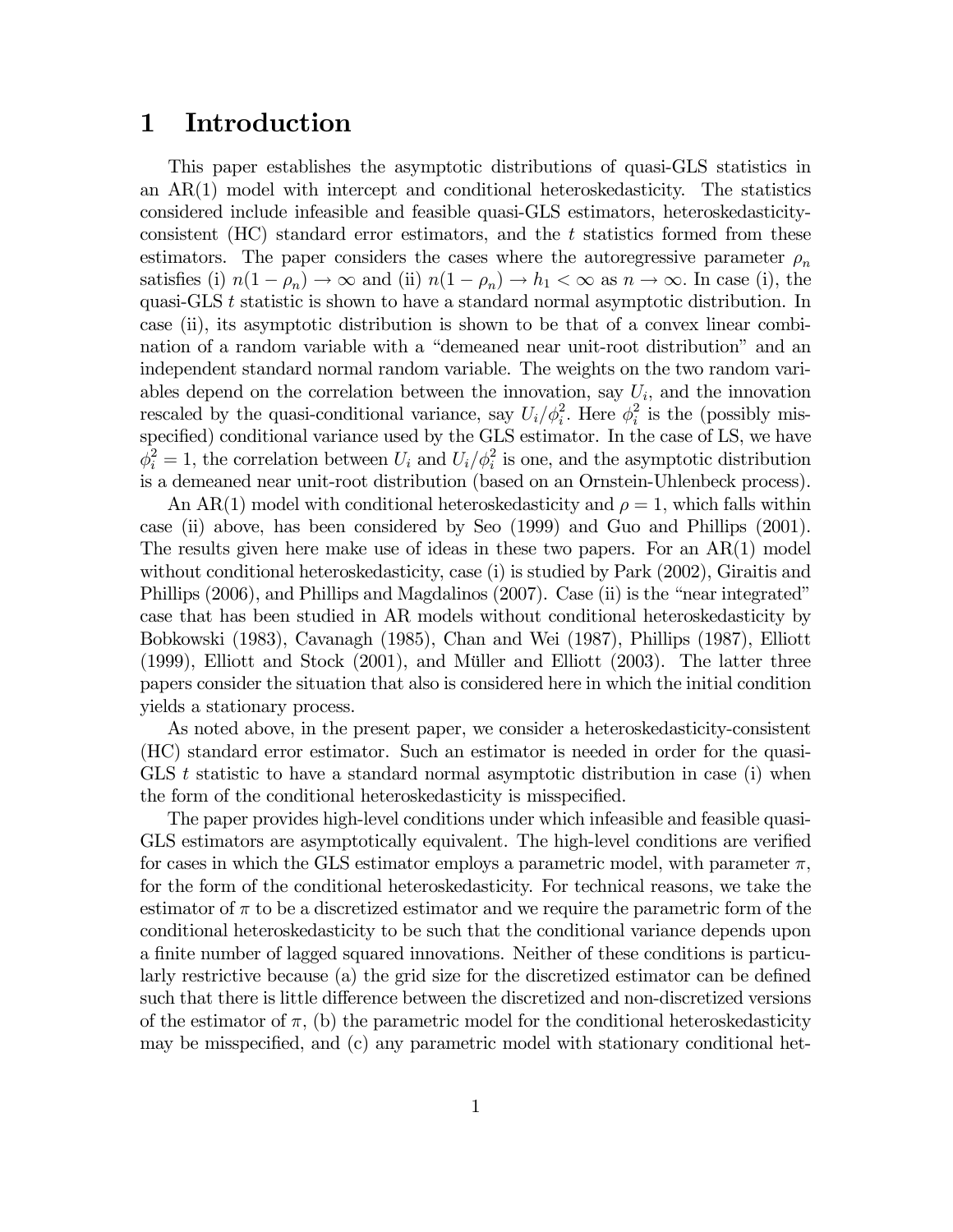# 1 Introduction

This paper establishes the asymptotic distributions of quasi-GLS statistics in an AR(1) model with intercept and conditional heteroskedasticity. The statistics considered include infeasible and feasible quasi-GLS estimators, heteroskedasticity-consistent (HC) standard error estimators, and the $t$ statistics formed from these estimators. The paper considers the cases where the autoregressive parameter $\rho_n$ satisfies (i) $n(1-\rho_n) \to \infty$ and (ii) $n(1-\rho_n) \to h_1 < \infty$ as $n \to \infty$. In case (i), the quasi-GLS $t$ statistic is shown to have a standard normal asymptotic distribution. In case (ii), its asymptotic distribution is shown to be that of a convex linear combination of a random variable with a "demeaned near unit-root distribution" and an independent standard normal random variable. The weights on the two random variables depend on the correlation between the innovation, say $U_i$, and the innovation rescaled by the quasi-conditional variance, say $U_i/\phi_i^2$. Here $\phi_i^2$ is the (possibly misspecified) conditional variance used by the GLS estimator. In the case of LS, we have $\phi_i^2 = 1$, the correlation between $U_i$ and $U_i/\phi_i^2$ is one, and the asymptotic distribution is a demeaned near unit-root distribution (based on an Ornstein-Uhlenbeck process).

An AR(1) model with conditional heteroskedasticity and $\rho = 1$, which falls within case (ii) above, has been considered by Seo (1999) and Guo and Phillips (2001). The results given here make use of ideas in these two papers. For an AR(1) model without conditional heteroskedasticity, case (i) is studied by Park (2002), Giraitis and Phillips (2006), and Phillips and Magdalinos (2007). Case (ii) is the "near integrated" case that has been studied in AR models without conditional heteroskedasticity by Bobkowski (1983), Cavanagh (1985), Chan and Wei (1987), Phillips (1987), Elliott (1999), Elliott and Stock (2001), and Müller and Elliott (2003). The latter three papers consider the situation that also is considered here in which the initial condition yields a stationary process.

As noted above, in the present paper, we consider a heteroskedasticity-consistent (HC) standard error estimator. Such an estimator is needed in order for the quasi-GLS $t$ statistic to have a standard normal asymptotic distribution in case (i) when the form of the conditional heteroskedasticity is misspecified.

The paper provides high-level conditions under which infeasible and feasible quasi-GLS estimators are asymptotically equivalent. The high-level conditions are verified for cases in which the GLS estimator employs a parametric model, with parameter $\pi$, for the form of the conditional heteroskedasticity. For technical reasons, we take the estimator of $\pi$ to be a discretized estimator and we require the parametric form of the conditional heteroskedasticity to be such that the conditional variance depends upon a finite number of lagged squared innovations. Neither of these conditions is particularly restrictive because (a) the grid size for the discretized estimator can be defined such that there is little difference between the discretized and non-discretized versions of the estimator of $\pi$, (b) the parametric model for the conditional heteroskedasticity may be misspecified, and (c) any parametric model with stationary conditional het-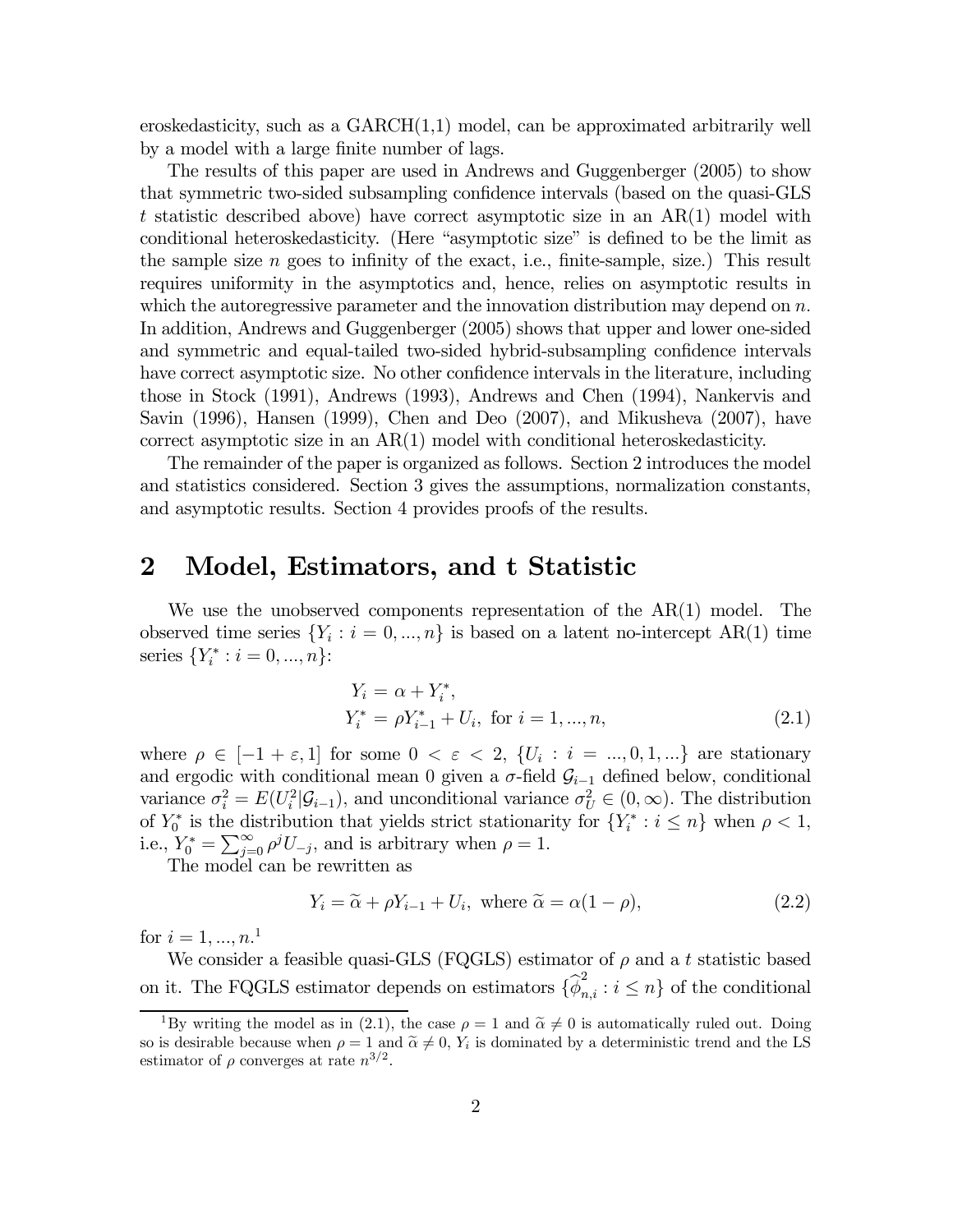eroskedasticity, such as a GARCH(1,1) model, can be approximated arbitrarily well by a model with a large finite number of lags.

The results of this paper are used in Andrews and Guggenberger (2005) to show that symmetric two-sided subsampling confidence intervals (based on the quasi-GLS $t$ statistic described above) have correct asymptotic size in an AR(1) model with conditional heteroskedasticity. (Here "asymptotic size" is defined to be the limit as the sample size $n$ goes to infinity of the exact, i.e., finite-sample, size.) This result requires uniformity in the asymptotics and, hence, relies on asymptotic results in which the autoregressive parameter and the innovation distribution may depend on $n$. In addition, Andrews and Guggenberger (2005) shows that upper and lower one-sided and symmetric and equal-tailed two-sided hybrid-subsampling confidence intervals have correct asymptotic size. No other confidence intervals in the literature, including those in Stock (1991), Andrews (1993), Andrews and Chen (1994), Nankervis and Savin (1996), Hansen (1999), Chen and Deo (2007), and Mikusheva (2007), have correct asymptotic size in an AR(1) model with conditional heteroskedasticity.

The remainder of the paper is organized as follows. Section 2 introduces the model and statistics considered. Section 3 gives the assumptions, normalization constants, and asymptotic results. Section 4 provides proofs of the results.

# 2 Model, Estimators, and t Statistic

We use the unobserved components representation of the AR(1) model. The observed time series $\{Y_i : i = 0, ..., n\}$ is based on a latent no-intercept AR(1) time series $\{Y_i^* : i = 0, ..., n\}$:

$$
\begin{aligned}
Y_i &= \alpha + Y_i^*, \\
Y_i^* &= \rho Y_{i-1}^* + U_i, \text{ for } i = 1, ..., n,
\end{aligned} \tag{2.1}
$$

where $\rho \in [-1 + \varepsilon, 1]$ for some $0 < \varepsilon < 2$, $\{U_i : i = ..., 0, 1, ...\}$ are stationary and ergodic with conditional mean 0 given a $\sigma$-field $\mathcal{G}_{i-1}$ defined below, conditional variance $\sigma_i^2 = E(U_i^2|\mathcal{G}_{i-1})$, and unconditional variance $\sigma_U^2 \in (0, \infty)$. The distribution of $Y_0^*$ is the distribution that yields strict stationarity for $\{Y_i^* : i \leq n\}$ when $\rho < 1$, i.e., $Y_0^* = \sum_{j=0}^{\infty} \rho^j U_{-j}$, and is arbitrary when $\rho = 1$.

The model can be rewritten as

$$
Y_i = \widetilde{\alpha} + \rho Y_{i-1} + U_i, \text{ where } \widetilde{\alpha} = \alpha(1 - \rho), \tag{2.2}
$$

for $i = 1, ..., n$.[1]

We consider a feasible quasi-GLS (FQGLS) estimator of $\rho$ and a $t$ statistic based on it. The FQGLS estimator depends on estimators $\{\widehat{\phi}_{n,i}^2 : i \leq n\}$ of the conditional

[1] By writing the model as in (2.1), the case $\rho = 1$ and $\widetilde{\alpha} \neq 0$ is automatically ruled out. Doing so is desirable because when $\rho = 1$ and $\widetilde{\alpha} \neq 0$, $Y_i$ is dominated by a deterministic trend and the LS estimator of $\rho$ converges at rate $n^{3/2}$.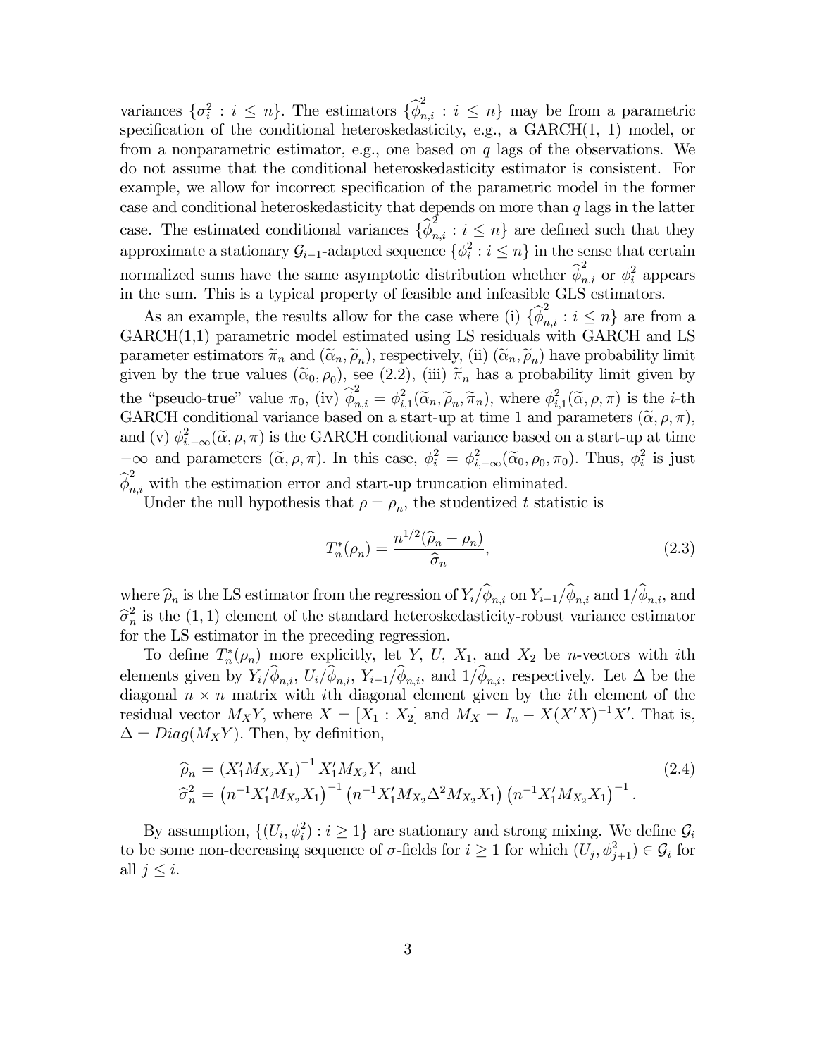variances $\{\sigma_i^2 : i \leq n\}$. The estimators $\{\widehat{\phi}_{n,i}^2 : i \leq n\}$ may be from a parametric specification of the conditional heteroskedasticity, e.g., a GARCH(1, 1) model, or from a nonparametric estimator, e.g., one based on $q$ lags of the observations. We do not assume that the conditional heteroskedasticity estimator is consistent. For example, we allow for incorrect specification of the parametric model in the former case and conditional heteroskedasticity that depends on more than $q$ lags in the latter case. The estimated conditional variances $\{\widehat{\phi}_{n,i}^2 : i \leq n\}$ are defined such that they approximate a stationary $\mathcal{G}_{i-1}$-adapted sequence $\{\phi_i^2 : i \leq n\}$ in the sense that certain normalized sums have the same asymptotic distribution whether $\widehat{\phi}_{n,i}^2$ or $\phi_i^2$ appears in the sum. This is a typical property of feasible and infeasible GLS estimators.

As an example, the results allow for the case where (i) $\{\widehat{\phi}_{n,i}^2 : i \leq n\}$ are from a GARCH(1,1) parametric model estimated using LS residuals with GARCH and LS parameter estimators $\widetilde{\pi}_n$ and $(\widetilde{\alpha}_n, \widetilde{\rho}_n)$, respectively, (ii) $(\widetilde{\alpha}_n, \widetilde{\rho}_n)$ have probability limit given by the true values $(\widetilde{\alpha}_0, \rho_0)$, see (2.2), (iii) $\widetilde{\pi}_n$ has a probability limit given by the "pseudo-true" value $\pi_0$, (iv) $\widehat{\phi}_{n,i}^2 = \phi_{i,1}^2(\widetilde{\alpha}_n, \widetilde{\rho}_n, \widetilde{\pi}_n)$, where $\phi_{i,1}^2(\widetilde{\alpha}, \rho, \pi)$ is the $i$-th GARCH conditional variance based on a start-up at time 1 and parameters $(\widetilde{\alpha}, \rho, \pi)$, and (v) $\phi_{i,-\infty}^2(\widetilde{\alpha}, \rho, \pi)$ is the GARCH conditional variance based on a start-up at time $-\infty$ and parameters $(\widetilde{\alpha}, \rho, \pi)$. In this case, $\phi_i^2 = \phi_{i,-\infty}^2(\widetilde{\alpha}_0, \rho_0, \pi_0)$. Thus, $\phi_i^2$ is just $\widehat{\phi}_{n,i}^2$ with the estimation error and start-up truncation eliminated.

Under the null hypothesis that $\rho = \rho_n$, the studentized $t$ statistic is

$$T_n^*(\rho_n) = \frac{n^{1/2}(\widehat{\rho}_n - \rho_n)}{\widehat{\sigma}_n}, \tag{2.3}$$

where $\widehat{\rho}_n$ is the LS estimator from the regression of $Y_i/\widehat{\phi}_{n,i}$ on $Y_{i-1}/\widehat{\phi}_{n,i}$ and $1/\widehat{\phi}_{n,i}$, and $\widehat{\sigma}_n^2$ is the $(1,1)$ element of the standard heteroskedasticity-robust variance estimator for the LS estimator in the preceding regression.

To define $T_n^*(\rho_n)$ more explicitly, let $Y$, $U$, $X_1$, and $X_2$ be $n$-vectors with $i$th elements given by $Y_i/\widehat{\phi}_{n,i}$, $U_i/\widehat{\phi}_{n,i}$, $Y_{i-1}/\widehat{\phi}_{n,i}$, and $1/\widehat{\phi}_{n,i}$, respectively. Let $\Delta$ be the diagonal $n \times n$ matrix with $i$th diagonal element given by the $i$th element of the residual vector $M_X Y$, where $X = [X_1 : X_2]$ and $M_X = I_n - X(X'X)^{-1}X'$. That is, $\Delta = Diag(M_X Y)$. Then, by definition,

$$\begin{aligned}
\widehat{\rho}_n &= \left(X_1' M_{X_2} X_1\right)^{-1} X_1' M_{X_2} Y, \text{ and} \\
\widehat{\sigma}_n^2 &= \left(n^{-1} X_1' M_{X_2} X_1\right)^{-1} \left(n^{-1} X_1' M_{X_2} \Delta^2 M_{X_2} X_1\right) \left(n^{-1} X_1' M_{X_2} X_1\right)^{-1}.
\end{aligned} \tag{2.4}$$

By assumption, $\{(U_i, \phi_i^2) : i \geq 1\}$ are stationary and strong mixing. We define $\mathcal{G}_i$ to be some non-decreasing sequence of $\sigma$-fields for $i \geq 1$ for which $(U_j, \phi_{j+1}^2) \in \mathcal{G}_i$ for all $j \leq i$.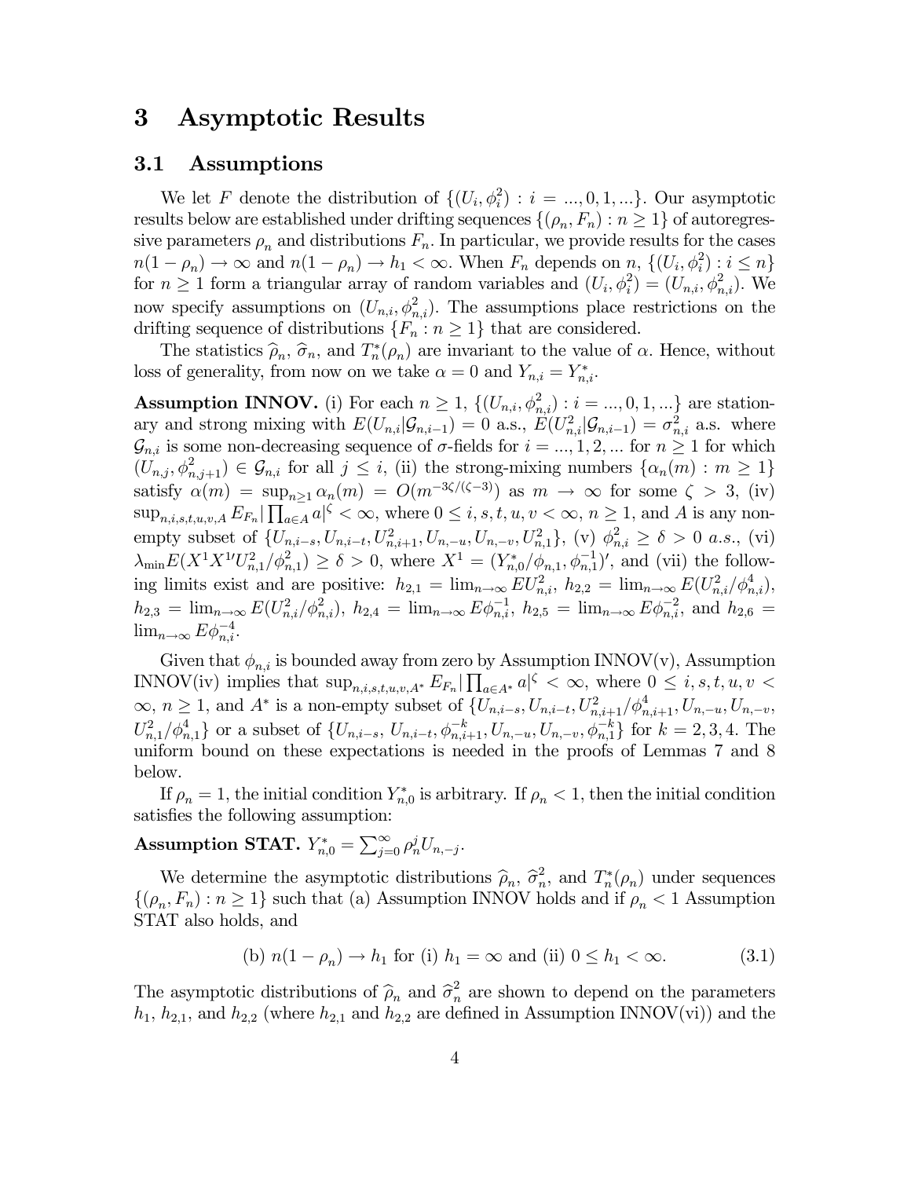# 3 Asymptotic Results

## 3.1 Assumptions

We let $F$ denote the distribution of $\{(U_i, \phi_i^2) : i = ..., 0, 1, ...\}$. Our asymptotic results below are established under drifting sequences $\{(\rho_n, F_n) : n \geq 1\}$ of autoregressive parameters $\rho_n$ and distributions $F_n$. In particular, we provide results for the cases $n(1-\rho_n) \to \infty$ and $n(1-\rho_n) \to h_1 < \infty$. When $F_n$ depends on $n$, $\{(U_i, \phi_i^2) : i \leq n\}$ for $n \geq 1$ form a triangular array of random variables and $(U_i, \phi_i^2) = (U_{n,i}, \phi_{n,i}^2)$. We now specify assumptions on $(U_{n,i}, \phi_{n,i}^2)$. The assumptions place restrictions on the drifting sequence of distributions $\{F_n : n \geq 1\}$ that are considered.

The statistics $\widehat{\rho}_n$, $\widehat{\sigma}_n$, and $T_n^*(\rho_n)$ are invariant to the value of $\alpha$. Hence, without loss of generality, from now on we take $\alpha = 0$ and $Y_{n,i} = Y_{n,i}^*$.

**Assumption INNOV.** (i) For each $n \geq 1$, $\{(U_{n,i}, \phi_{n,i}^2) : i = ..., 0, 1, ...\}$ are stationary and strong mixing with $E(U_{n,i}|\mathcal{G}_{n,i-1}) = 0$ a.s., $E(U_{n,i}^2|\mathcal{G}_{n,i-1}) = \sigma_{n,i}^2$ a.s. where $\mathcal{G}_{n,i}$ is some non-decreasing sequence of $\sigma$-fields for $i = ..., 1, 2, ...$ for $n \geq 1$ for which $(U_{n,j}, \phi_{n,j+1}^2) \in \mathcal{G}_{n,i}$ for all $j \leq i$, (ii) the strong-mixing numbers $\{\alpha_n(m) : m \geq 1\}$ satisfy $\alpha(m) = \sup_{n \geq 1} \alpha_n(m) = O(m^{-3\zeta/(\zeta-3)})$ as $m \to \infty$ for some $\zeta > 3$, (iv) $\sup_{n,i,s,t,u,v,A} E_{F_n} |\prod_{a \in A} a|^{\zeta} < \infty$, where $0 \leq i, s, t, u, v < \infty$, $n \geq 1$, and $A$ is any non-empty subset of $\{U_{n,i-s}, U_{n,i-t}, U_{n,i+1}^2, U_{n,-u}, U_{n,-v}, U_{n,1}^2\}$, (v) $\phi_{n,i}^2 \geq \delta > 0$ *a.s.*, (vi) $\lambda_{\min} E(X^1 X^{1\prime} U_{n,1}^2/\phi_{n,1}^2) \geq \delta > 0$, where $X^1 = (Y_{n,0}^*/\phi_{n,1}, \phi_{n,1}^{-1})'$, and (vii) the following limits exist and are positive: $h_{2,1} = \lim_{n\to\infty} EU_{n,i}^2$, $h_{2,2} = \lim_{n\to\infty} E(U_{n,i}^2/\phi_{n,i}^4)$, $h_{2,3} = \lim_{n\to\infty} E(U_{n,i}^2/\phi_{n,i}^2)$, $h_{2,4} = \lim_{n\to\infty} E\phi_{n,i}^{-1}$, $h_{2,5} = \lim_{n\to\infty} E\phi_{n,i}^{-2}$, and $h_{2,6} = \lim_{n\to\infty} E\phi_{n,i}^{-4}$.

Given that $\phi_{n,i}$ is bounded away from zero by Assumption INNOV(v), Assumption INNOV(iv) implies that $\sup_{n,i,s,t,u,v,A^*} E_{F_n} |\prod_{a \in A^*} a|^{\zeta} < \infty$, where $0 \leq i, s, t, u, v < \infty$, $n \geq 1$, and $A^*$ is a non-empty subset of $\{U_{n,i-s}, U_{n,i-t}, U_{n,i+1}^2/\phi_{n,i+1}^4, U_{n,-u}, U_{n,-v}, U_{n,1}^2/\phi_{n,1}^4\}$ or a subset of $\{U_{n,i-s}, U_{n,i-t}, \phi_{n,i+1}^{-k}, U_{n,-u}, U_{n,-v}, \phi_{n,1}^{-k}\}$ for $k = 2, 3, 4$. The uniform bound on these expectations is needed in the proofs of Lemmas 7 and 8 below.

If $\rho_n = 1$, the initial condition $Y_{n,0}^*$ is arbitrary. If $\rho_n < 1$, then the initial condition satisfies the following assumption:

**Assumption STAT.** $Y_{n,0}^* = \sum_{j=0}^{\infty} \rho_n^j U_{n,-j}$.

We determine the asymptotic distributions $\widehat{\rho}_n$, $\widehat{\sigma}_n^2$, and $T_n^*(\rho_n)$ under sequences $\{(\rho_n, F_n) : n \geq 1\}$ such that (a) Assumption INNOV holds and if $\rho_n < 1$ Assumption STAT also holds, and

$$\text{(b) } n(1-\rho_n) \to h_1 \text{ for (i) } h_1 = \infty \text{ and (ii) } 0 \leq h_1 < \infty. \tag{3.1}$$

The asymptotic distributions of $\widehat{\rho}_n$ and $\widehat{\sigma}_n^2$ are shown to depend on the parameters $h_1$, $h_{2,1}$, and $h_{2,2}$ (where $h_{2,1}$ and $h_{2,2}$ are defined in Assumption INNOV(vi)) and the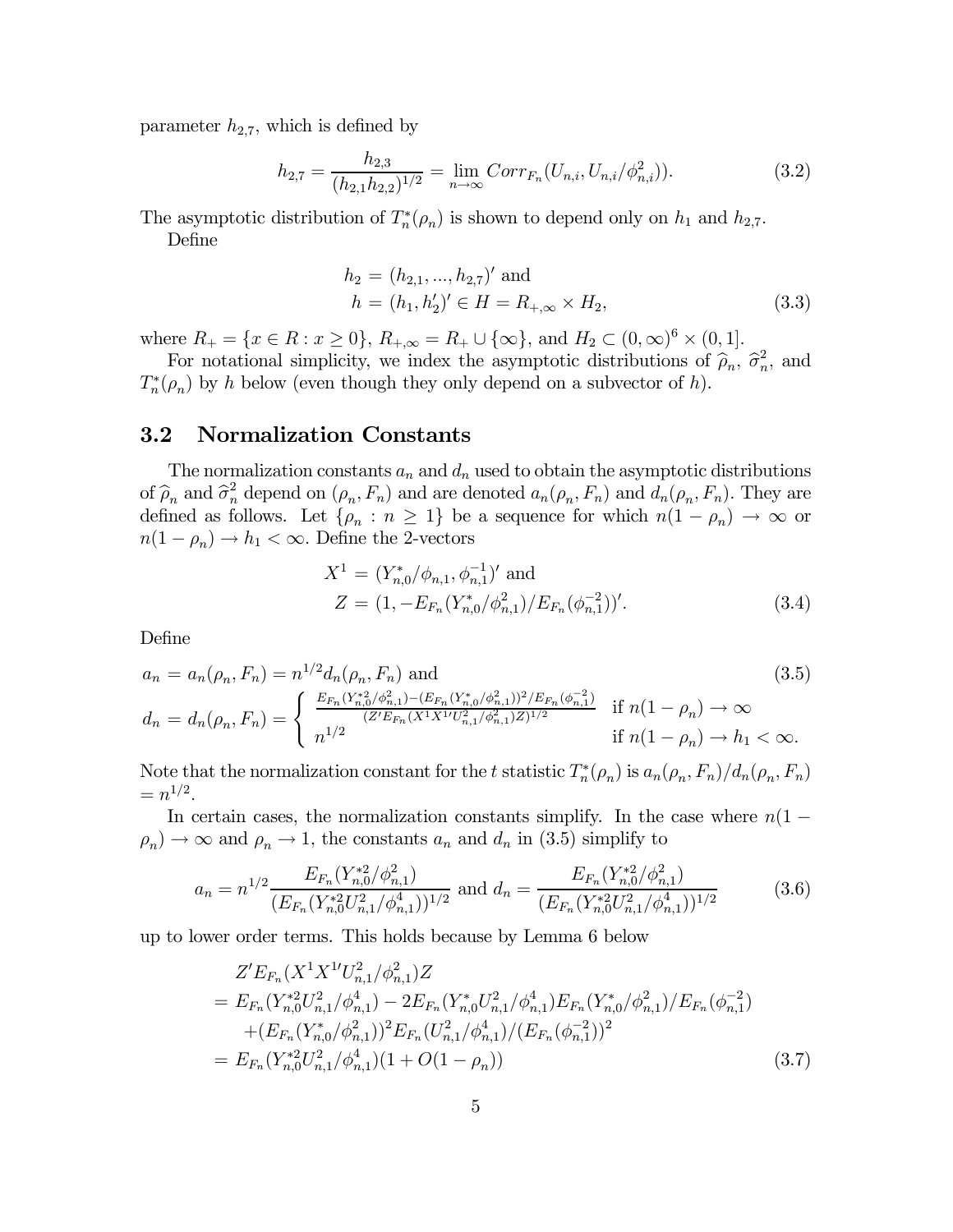parameter $h_{2,7}$, which is defined by

$$h_{2,7} = \frac{h_{2,3}}{(h_{2,1}h_{2,2})^{1/2}} = \lim_{n\to\infty} Corr_{F_n}(U_{n,i}, U_{n,i}/\phi^2_{n,i})). \tag{3.2}$$

The asymptotic distribution of $T^*_n(\rho_n)$ is shown to depend only on $h_1$ and $h_{2,7}$.

Define

$$\begin{aligned} h_2 &= (h_{2,1}, ..., h_{2,7})' \text{ and} \\ h &= (h_1, h_2')' \in H = R_{+,\infty} \times H_2, \end{aligned} \tag{3.3}$$

where $R_+ = \{x \in R : x \geq 0\}$, $R_{+,\infty} = R_+ \cup \{\infty\}$, and $H_2 \subset (0,\infty)^6 \times (0,1]$.

For notational simplicity, we index the asymptotic distributions of $\widehat{\rho}_n$, $\widehat{\sigma}^2_n$, and $T^*_n(\rho_n)$ by $h$ below (even though they only depend on a subvector of $h$).

## 3.2 Normalization Constants

The normalization constants $a_n$ and $d_n$ used to obtain the asymptotic distributions of $\widehat{\rho}_n$ and $\widehat{\sigma}^2_n$ depend on $(\rho_n, F_n)$ and are denoted $a_n(\rho_n, F_n)$ and $d_n(\rho_n, F_n)$. They are defined as follows. Let $\{\rho_n : n \geq 1\}$ be a sequence for which $n(1-\rho_n) \to \infty$ or $n(1-\rho_n) \to h_1 < \infty$. Define the 2-vectors

$$\begin{aligned} X^1 &= (Y^*_{n,0}/\phi_{n,1}, \phi^{-1}_{n,1})' \text{ and} \\ Z &= (1, -E_{F_n}(Y^*_{n,0}/\phi^2_{n,1})/E_{F_n}(\phi^{-2}_{n,1}))'. \end{aligned} \tag{3.4}$$

Define

$$\begin{aligned} a_n &= a_n(\rho_n, F_n) = n^{1/2} d_n(\rho_n, F_n) \text{ and} \\ d_n &= d_n(\rho_n, F_n) = \begin{cases} \frac{E_{F_n}(Y^{*2}_{n,0}/\phi^2_{n,1}) - (E_{F_n}(Y^*_{n,0}/\phi^2_{n,1}))^2/E_{F_n}(\phi^{-2}_{n,1})}{(Z'E_{F_n}(X^1X^{1\prime}U^2_{n,1}/\phi^2_{n,1})Z)^{1/2}} & \text{if } n(1-\rho_n) \to \infty \\ n^{1/2} & \text{if } n(1-\rho_n) \to h_1 < \infty. \end{cases} \end{aligned} \tag{3.5}$$

Note that the normalization constant for the $t$ statistic $T^*_n(\rho_n)$ is $a_n(\rho_n, F_n)/d_n(\rho_n, F_n) = n^{1/2}$.

In certain cases, the normalization constants simplify. In the case where $n(1-\rho_n) \to \infty$ and $\rho_n \to 1$, the constants $a_n$ and $d_n$ in (3.5) simplify to

$$a_n = n^{1/2}\frac{E_{F_n}(Y^{*2}_{n,0}/\phi^2_{n,1})}{(E_{F_n}(Y^{*2}_{n,0}U^2_{n,1}/\phi^4_{n,1}))^{1/2}} \text{ and } d_n = \frac{E_{F_n}(Y^{*2}_{n,0}/\phi^2_{n,1})}{(E_{F_n}(Y^{*2}_{n,0}U^2_{n,1}/\phi^4_{n,1}))^{1/2}} \tag{3.6}$$

up to lower order terms. This holds because by Lemma 6 below

$$\begin{aligned} &Z'E_{F_n}(X^1X^{1\prime}U^2_{n,1}/\phi^2_{n,1})Z \\ &= E_{F_n}(Y^{*2}_{n,0}U^2_{n,1}/\phi^4_{n,1}) - 2E_{F_n}(Y^*_{n,0}U^2_{n,1}/\phi^4_{n,1})E_{F_n}(Y^*_{n,0}/\phi^2_{n,1})/E_{F_n}(\phi^{-2}_{n,1}) \\ &\quad + (E_{F_n}(Y^*_{n,0}/\phi^2_{n,1}))^2 E_{F_n}(U^2_{n,1}/\phi^4_{n,1})/(E_{F_n}(\phi^{-2}_{n,1}))^2 \\ &= E_{F_n}(Y^{*2}_{n,0}U^2_{n,1}/\phi^4_{n,1})(1 + O(1-\rho_n)) \end{aligned} \tag{3.7}$$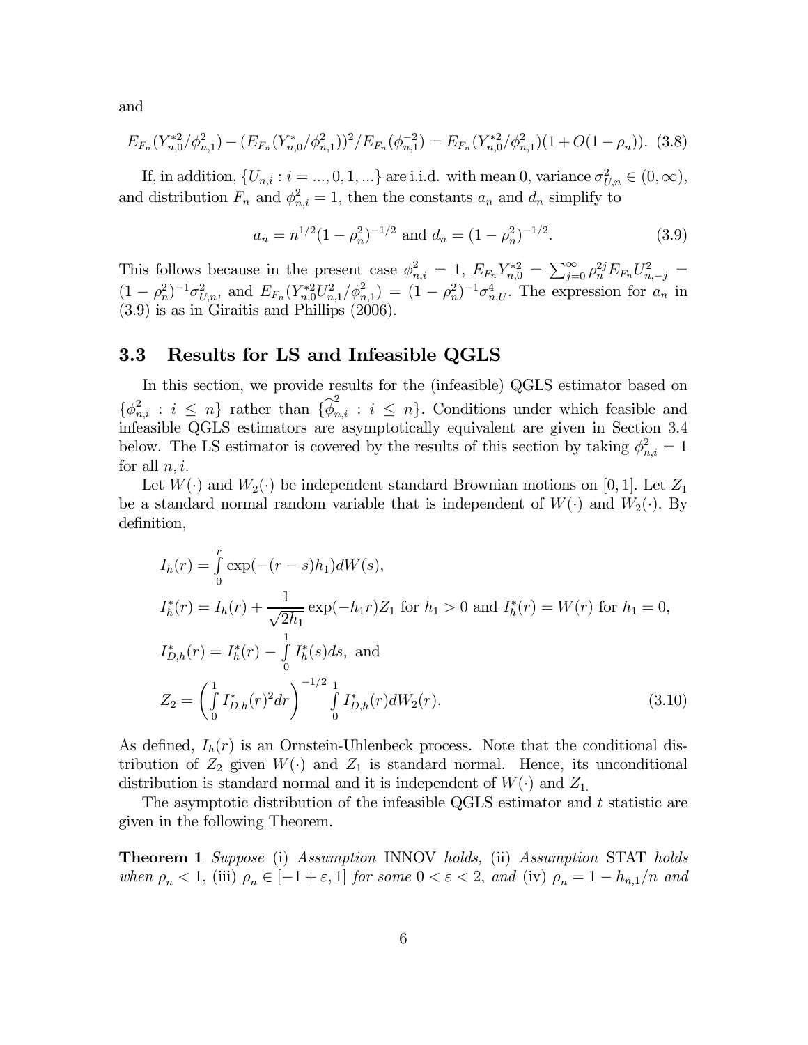and

$$E_{F_n}(Y_{n,0}^{*2}/\phi_{n,1}^2) - (E_{F_n}(Y_{n,0}^*/\phi_{n,1}^2))^2/E_{F_n}(\phi_{n,1}^{-2}) = E_{F_n}(Y_{n,0}^{*2}/\phi_{n,1}^2)(1+O(1-\rho_n)). \quad (3.8)$$

If, in addition, $\{U_{n,i} : i = ..., 0, 1, ...\}$ are i.i.d. with mean 0, variance $\sigma_{U,n}^2 \in (0, \infty)$, and distribution $F_n$ and $\phi_{n,i}^2 = 1$, then the constants $a_n$ and $d_n$ simplify to

$$a_n = n^{1/2}(1-\rho_n^2)^{-1/2} \text{ and } d_n = (1-\rho_n^2)^{-1/2}. \quad (3.9)$$

This follows because in the present case $\phi_{n,i}^2 = 1$, $E_{F_n} Y_{n,0}^{*2} = \sum_{j=0}^{\infty} \rho_n^{2j} E_{F_n} U_{n,-j}^2 = (1-\rho_n^2)^{-1}\sigma_{U,n}^2$, and $E_{F_n}(Y_{n,0}^{*2} U_{n,1}^2/\phi_{n,1}^2) = (1-\rho_n^2)^{-1}\sigma_{n,U}^4$. The expression for $a_n$ in (3.9) is as in Giraitis and Phillips (2006).

### 3.3 Results for LS and Infeasible QGLS

In this section, we provide results for the (infeasible) QGLS estimator based on $\{\phi_{n,i}^2 : i \leq n\}$ rather than $\{\widehat{\phi}_{n,i}^2 : i \leq n\}$. Conditions under which feasible and infeasible QGLS estimators are asymptotically equivalent are given in Section 3.4 below. The LS estimator is covered by the results of this section by taking $\phi_{n,i}^2 = 1$ for all $n, i$.

Let $W(\cdot)$ and $W_2(\cdot)$ be independent standard Brownian motions on $[0, 1]$. Let $Z_1$ be a standard normal random variable that is independent of $W(\cdot)$ and $W_2(\cdot)$. By definition,

$$\begin{aligned}
I_h(r) &= \int_0^r \exp(-(r-s)h_1)dW(s), \\
I_h^*(r) &= I_h(r) + \frac{1}{\sqrt{2h_1}}\exp(-h_1 r)Z_1 \text{ for } h_1 > 0 \text{ and } I_h^*(r) = W(r) \text{ for } h_1 = 0, \\
I_{D,h}^*(r) &= I_h^*(r) - \int_0^1 I_h^*(s)ds, \text{ and} \\
Z_2 &= \left(\int_0^1 I_{D,h}^*(r)^2 dr\right)^{-1/2} \int_0^1 I_{D,h}^*(r)dW_2(r).
\end{aligned} \quad (3.10)$$

As defined, $I_h(r)$ is an Ornstein-Uhlenbeck process. Note that the conditional distribution of $Z_2$ given $W(\cdot)$ and $Z_1$ is standard normal. Hence, its unconditional distribution is standard normal and it is independent of $W(\cdot)$ and $Z_1$.

The asymptotic distribution of the infeasible QGLS estimator and $t$ statistic are given in the following Theorem.

**Theorem 1** *Suppose* (i) *Assumption* INNOV *holds,* (ii) *Assumption* STAT *holds when $\rho_n < 1$,* (iii) *$\rho_n \in [-1+\varepsilon, 1]$ for some $0 < \varepsilon < 2$, and* (iv) *$\rho_n = 1 - h_{n,1}/n$ and*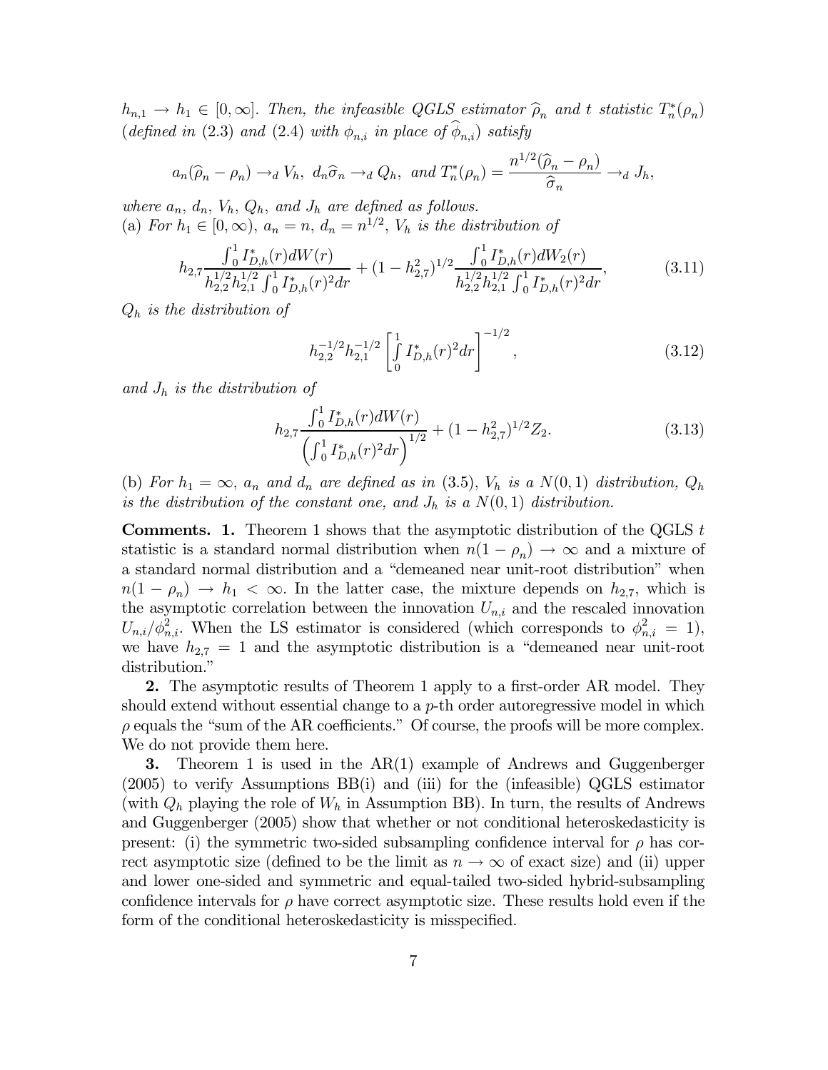$h_{n,1} \to h_1 \in [0, \infty]$. *Then, the infeasible QGLS estimator* $\widehat{\rho}_n$ *and t statistic* $T_n^*(\rho_n)$ *(defined in (2.3) and (2.4) with* $\phi_{n,i}$ *in place of* $\widehat{\phi}_{n,i}$*) satisfy*

$$a_n(\widehat{\rho}_n - \rho_n) \to_d V_h, \ d_n \widehat{\sigma}_n \to_d Q_h, \text{ and } T_n^*(\rho_n) = \frac{n^{1/2}(\widehat{\rho}_n - \rho_n)}{\widehat{\sigma}_n} \to_d J_h,$$

*where* $a_n$, $d_n$, $V_h$, $Q_h$, *and* $J_h$ *are defined as follows.*
(a) *For* $h_1 \in [0, \infty)$, $a_n = n$, $d_n = n^{1/2}$, $V_h$ *is the distribution of*

$$h_{2,7} \frac{\int_0^1 I_{D,h}^*(r) dW(r)}{h_{2,2}^{1/2} h_{2,1}^{1/2} \int_0^1 I_{D,h}^*(r)^2 dr} + (1 - h_{2,7}^2)^{1/2} \frac{\int_0^1 I_{D,h}^*(r) dW_2(r)}{h_{2,2}^{1/2} h_{2,1}^{1/2} \int_0^1 I_{D,h}^*(r)^2 dr}, \tag{3.11}$$

$Q_h$ *is the distribution of*

$$h_{2,2}^{-1/2} h_{2,1}^{-1/2} \left[ \int_0^1 I_{D,h}^*(r)^2 dr \right]^{-1/2}, \tag{3.12}$$

*and* $J_h$ *is the distribution of*

$$h_{2,7} \frac{\int_0^1 I_{D,h}^*(r) dW(r)}{\left( \int_0^1 I_{D,h}^*(r)^2 dr \right)^{1/2}} + (1 - h_{2,7}^2)^{1/2} Z_2. \tag{3.13}$$

(b) *For* $h_1 = \infty$, $a_n$ *and* $d_n$ *are defined as in (3.5),* $V_h$ *is a* $N(0, 1)$ *distribution,* $Q_h$ *is the distribution of the constant one, and* $J_h$ *is a* $N(0, 1)$ *distribution.*

**Comments. 1.** Theorem 1 shows that the asymptotic distribution of the QGLS $t$ statistic is a standard normal distribution when $n(1 - \rho_n) \to \infty$ and a mixture of a standard normal distribution and a "demeaned near unit-root distribution" when $n(1 - \rho_n) \to h_1 < \infty$. In the latter case, the mixture depends on $h_{2,7}$, which is the asymptotic correlation between the innovation $U_{n,i}$ and the rescaled innovation $U_{n,i}/\phi_{n,i}^2$. When the LS estimator is considered (which corresponds to $\phi_{n,i}^2 = 1$), we have $h_{2,7} = 1$ and the asymptotic distribution is a "demeaned near unit-root distribution."

**2.** The asymptotic results of Theorem 1 apply to a first-order AR model. They should extend without essential change to a $p$-th order autoregressive model in which $\rho$ equals the "sum of the AR coefficients." Of course, the proofs will be more complex. We do not provide them here.

**3.** Theorem 1 is used in the AR(1) example of Andrews and Guggenberger (2005) to verify Assumptions BB(i) and (iii) for the (infeasible) QGLS estimator (with $Q_h$ playing the role of $W_h$ in Assumption BB). In turn, the results of Andrews and Guggenberger (2005) show that whether or not conditional heteroskedasticity is present: (i) the symmetric two-sided subsampling confidence interval for $\rho$ has correct asymptotic size (defined to be the limit as $n \to \infty$ of exact size) and (ii) upper and lower one-sided and symmetric and equal-tailed two-sided hybrid-subsampling confidence intervals for $\rho$ have correct asymptotic size. These results hold even if the form of the conditional heteroskedasticity is misspecified.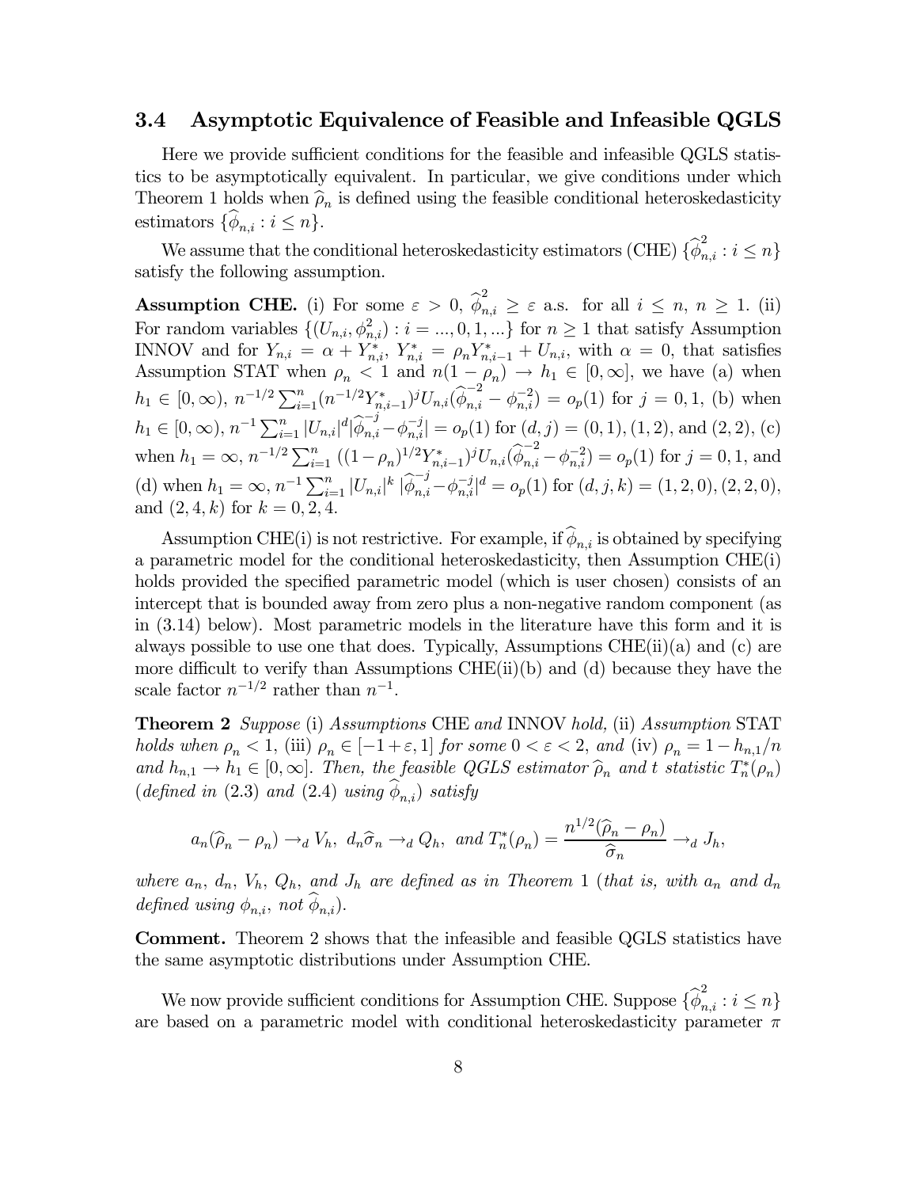### 3.4 Asymptotic Equivalence of Feasible and Infeasible QGLS

Here we provide sufficient conditions for the feasible and infeasible QGLS statistics to be asymptotically equivalent. In particular, we give conditions under which Theorem 1 holds when $\widehat{\rho}_n$ is defined using the feasible conditional heteroskedasticity estimators $\{\widehat{\phi}_{n,i} : i \leq n\}$.

We assume that the conditional heteroskedasticity estimators (CHE) $\{\widehat{\phi}^2_{n,i} : i \leq n\}$ satisfy the following assumption.

**Assumption CHE.** (i) For some $\varepsilon > 0$, $\widehat{\phi}^2_{n,i} \geq \varepsilon$ a.s. for all $i \leq n$, $n \geq 1$. (ii) For random variables $\{(U_{n,i}, \phi^2_{n,i}) : i = ..., 0, 1, ...\}$ for $n \geq 1$ that satisfy Assumption INNOV and for $Y_{n,i} = \alpha + Y^*_{n,i}$, $Y^*_{n,i} = \rho_n Y^*_{n,i-1} + U_{n,i}$, with $\alpha = 0$, that satisfies Assumption STAT when $\rho_n < 1$ and $n(1-\rho_n) \to h_1 \in [0, \infty]$, we have (a) when $h_1 \in [0, \infty)$, $n^{-1/2} \sum_{i=1}^n (n^{-1/2} Y^*_{n,i-1})^j U_{n,i} (\widehat{\phi}^{-2}_{n,i} - \phi^{-2}_{n,i}) = o_p(1)$ for $j = 0, 1$, (b) when $h_1 \in [0, \infty)$, $n^{-1} \sum_{i=1}^n |U_{n,i}|^d |\widehat{\phi}^{-j}_{n,i} - \phi^{-j}_{n,i}| = o_p(1)$ for $(d, j) = (0, 1), (1, 2)$, and $(2, 2)$, (c) when $h_1 = \infty$, $n^{-1/2} \sum_{i=1}^n ((1-\rho_n)^{1/2} Y^*_{n,i-1})^j U_{n,i} (\widehat{\phi}^{-2}_{n,i} - \phi^{-2}_{n,i}) = o_p(1)$ for $j = 0, 1$, and (d) when $h_1 = \infty$, $n^{-1} \sum_{i=1}^n |U_{n,i}|^k \, |\widehat{\phi}^{-j}_{n,i} - \phi^{-j}_{n,i}|^d = o_p(1)$ for $(d, j, k) = (1, 2, 0), (2, 2, 0)$, and $(2, 4, k)$ for $k = 0, 2, 4$.

Assumption CHE(i) is not restrictive. For example, if $\widehat{\phi}_{n,i}$ is obtained by specifying a parametric model for the conditional heteroskedasticity, then Assumption CHE(i) holds provided the specified parametric model (which is user chosen) consists of an intercept that is bounded away from zero plus a non-negative random component (as in (3.14) below). Most parametric models in the literature have this form and it is always possible to use one that does. Typically, Assumptions CHE(ii)(a) and (c) are more difficult to verify than Assumptions CHE(ii)(b) and (d) because they have the scale factor $n^{-1/2}$ rather than $n^{-1}$.

**Theorem 2** *Suppose* (i) *Assumptions* CHE *and* INNOV *hold,* (ii) *Assumption* STAT *holds when* $\rho_n < 1$, (iii) $\rho_n \in [-1+\varepsilon, 1]$ *for some* $0 < \varepsilon < 2$, *and* (iv) $\rho_n = 1 - h_{n,1}/n$ *and* $h_{n,1} \to h_1 \in [0, \infty]$. *Then, the feasible QGLS estimator* $\widehat{\rho}_n$ *and t statistic* $T^*_n(\rho_n)$ (*defined in* (2.3) *and* (2.4) *using* $\widehat{\phi}_{n,i}$) *satisfy*

$$a_n(\widehat{\rho}_n - \rho_n) \to_d V_h, \;\; d_n \widehat{\sigma}_n \to_d Q_h, \;\; \textit{and } T^*_n(\rho_n) = \frac{n^{1/2}(\widehat{\rho}_n - \rho_n)}{\widehat{\sigma}_n} \to_d J_h,$$

*where* $a_n$, $d_n$, $V_h$, $Q_h$, *and* $J_h$ *are defined as in Theorem* 1 (*that is, with* $a_n$ *and* $d_n$ *defined using* $\phi_{n,i}$, *not* $\widehat{\phi}_{n,i}$).

**Comment.** Theorem 2 shows that the infeasible and feasible QGLS statistics have the same asymptotic distributions under Assumption CHE.

We now provide sufficient conditions for Assumption CHE. Suppose $\{\widehat{\phi}^2_{n,i} : i \leq n\}$ are based on a parametric model with conditional heteroskedasticity parameter $\pi$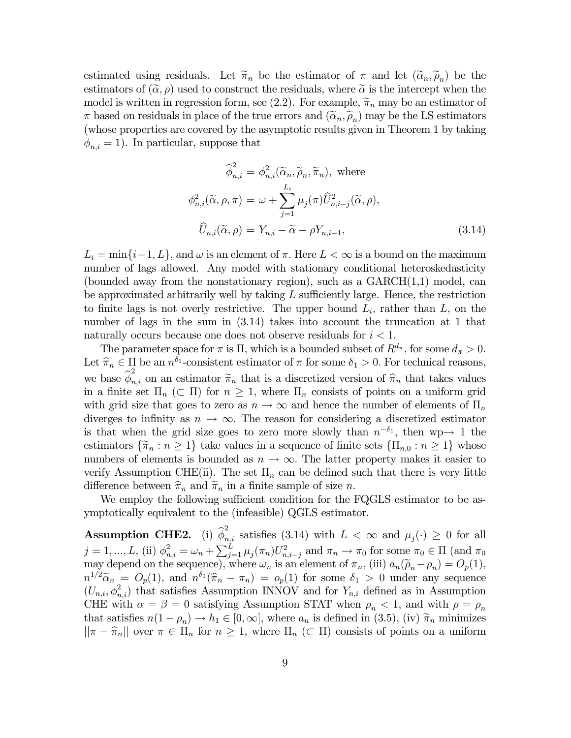estimated using residuals. Let $\widetilde{\pi}_n$ be the estimator of $\pi$ and let $(\widetilde{\alpha}_n, \widetilde{\rho}_n)$ be the estimators of $(\widetilde{\alpha}, \rho)$ used to construct the residuals, where $\widetilde{\alpha}$ is the intercept when the model is written in regression form, see (2.2). For example, $\widetilde{\pi}_n$ may be an estimator of $\pi$ based on residuals in place of the true errors and $(\widetilde{\alpha}_n, \widetilde{\rho}_n)$ may be the LS estimators (whose properties are covered by the asymptotic results given in Theorem 1 by taking $\phi_{n,i} = 1$). In particular, suppose that

$$
\begin{aligned}
\widehat{\phi}_{n,i}^2 &= \phi_{n,i}^2(\widetilde{\alpha}_n, \widetilde{\rho}_n, \widetilde{\pi}_n), \text{ where} \\
\phi_{n,i}^2(\widetilde{\alpha}, \rho, \pi) &= \omega + \sum_{j=1}^{L_i} \mu_j(\pi) \widehat{U}_{n,i-j}^2(\widetilde{\alpha}, \rho), \\
\widehat{U}_{n,i}(\widetilde{\alpha}, \rho) &= Y_{n,i} - \widetilde{\alpha} - \rho Y_{n,i-1},
\end{aligned}
\tag{3.14}
$$

$L_i = \min\{i-1, L\}$, and $\omega$ is an element of $\pi$. Here $L < \infty$ is a bound on the maximum number of lags allowed. Any model with stationary conditional heteroskedasticity (bounded away from the nonstationary region), such as a GARCH(1,1) model, can be approximated arbitrarily well by taking $L$ sufficiently large. Hence, the restriction to finite lags is not overly restrictive. The upper bound $L_i$, rather than $L$, on the number of lags in the sum in (3.14) takes into account the truncation at 1 that naturally occurs because one does not observe residuals for $i < 1$.

The parameter space for $\pi$ is $\Pi$, which is a bounded subset of $R^{d_\pi}$, for some $d_\pi > 0$. Let $\widehat{\pi}_n \in \Pi$ be an $n^{\delta_1}$-consistent estimator of $\pi$ for some $\delta_1 > 0$. For technical reasons, we base $\widehat{\phi}_{n,i}^2$ on an estimator $\widetilde{\pi}_n$ that is a discretized version of $\widehat{\pi}_n$ that takes values in a finite set $\Pi_n$ $(\subset \Pi)$ for $n \geq 1$, where $\Pi_n$ consists of points on a uniform grid with grid size that goes to zero as $n \to \infty$ and hence the number of elements of $\Pi_n$ diverges to infinity as $n \to \infty$. The reason for considering a discretized estimator is that when the grid size goes to zero more slowly than $n^{-\delta_1}$, then wp$\to$ 1 the estimators $\{\widetilde{\pi}_n : n \geq 1\}$ take values in a sequence of finite sets $\{\Pi_{n,0} : n \geq 1\}$ whose numbers of elements is bounded as $n \to \infty$. The latter property makes it easier to verify Assumption CHE(ii). The set $\Pi_n$ can be defined such that there is very little difference between $\widehat{\pi}_n$ and $\widetilde{\pi}_n$ in a finite sample of size $n$.

We employ the following sufficient condition for the FQGLS estimator to be asymptotically equivalent to the (infeasible) QGLS estimator.

**Assumption CHE2.** (i) $\widehat{\phi}_{n,i}^2$ satisfies (3.14) with $L < \infty$ and $\mu_j(\cdot) \geq 0$ for all $j = 1, ..., L$, (ii) $\phi_{n,i}^2 = \omega_n + \sum_{j=1}^{L} \mu_j(\pi_n) U_{n,i-j}^2$ and $\pi_n \to \pi_0$ for some $\pi_0 \in \Pi$ (and $\pi_0$ may depend on the sequence), where $\omega_n$ is an element of $\pi_n$, (iii) $a_n(\widetilde{\rho}_n - \rho_n) = O_p(1)$, $n^{1/2}\widetilde{\alpha}_n = O_p(1)$, and $n^{\delta_1}(\widehat{\pi}_n - \pi_n) = o_p(1)$ for some $\delta_1 > 0$ under any sequence $(U_{n,i}, \phi_{n,i}^2)$ that satisfies Assumption INNOV and for $Y_{n,i}$ defined as in Assumption CHE with $\alpha = \beta = 0$ satisfying Assumption STAT when $\rho_n < 1$, and with $\rho = \rho_n$ that satisfies $n(1 - \rho_n) \to h_1 \in [0, \infty]$, where $a_n$ is defined in (3.5), (iv) $\widetilde{\pi}_n$ minimizes $||\pi - \widehat{\pi}_n||$ over $\pi \in \Pi_n$ for $n \geq 1$, where $\Pi_n$ $(\subset \Pi)$ consists of points on a uniform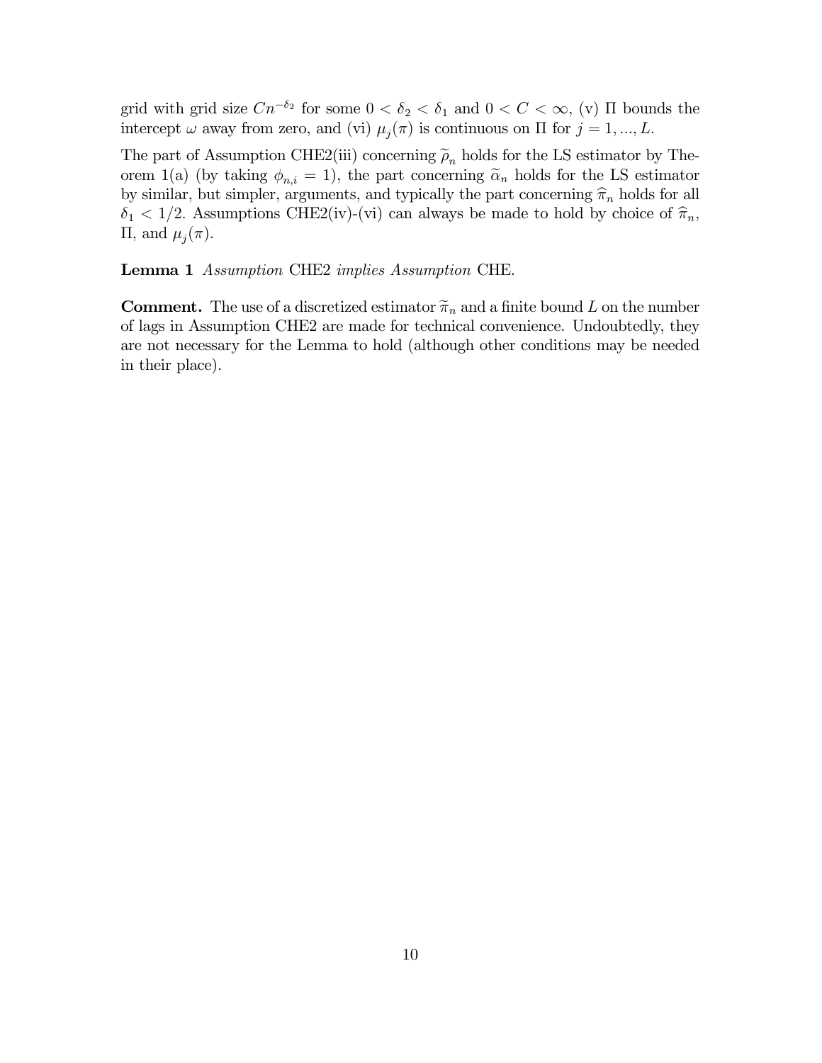grid with grid size $Cn^{-\delta_2}$ for some $0 < \delta_2 < \delta_1$ and $0 < C < \infty$, (v) $\Pi$ bounds the intercept $\omega$ away from zero, and (vi) $\mu_j(\pi)$ is continuous on $\Pi$ for $j = 1, ..., L$.

The part of Assumption CHE2(iii) concerning $\widetilde{\rho}_n$ holds for the LS estimator by Theorem 1(a) (by taking $\phi_{n,i} = 1$), the part concerning $\widetilde{\alpha}_n$ holds for the LS estimator by similar, but simpler, arguments, and typically the part concerning $\widehat{\pi}_n$ holds for all $\delta_1 < 1/2$. Assumptions CHE2(iv)-(vi) can always be made to hold by choice of $\widehat{\pi}_n$, $\Pi$, and $\mu_j(\pi)$.

**Lemma 1** *Assumption* CHE2 *implies Assumption* CHE.

**Comment.** The use of a discretized estimator $\widetilde{\pi}_n$ and a finite bound $L$ on the number of lags in Assumption CHE2 are made for technical convenience. Undoubtedly, they are not necessary for the Lemma to hold (although other conditions may be needed in their place).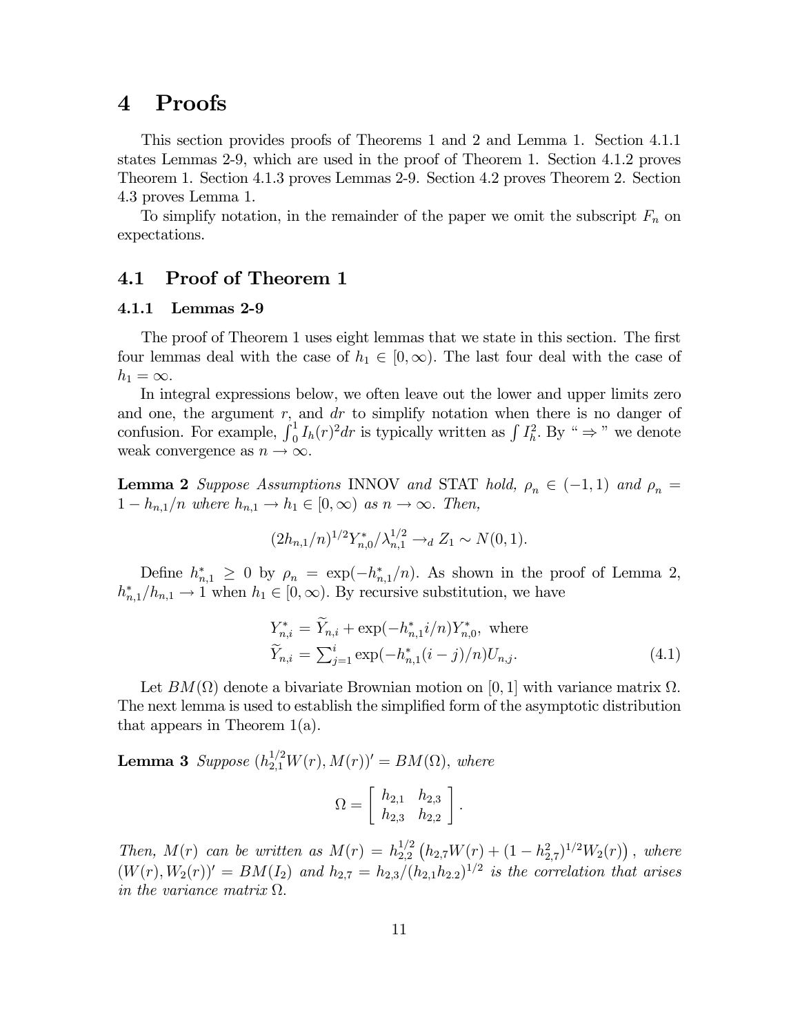# 4 Proofs

This section provides proofs of Theorems 1 and 2 and Lemma 1. Section 4.1.1 states Lemmas 2-9, which are used in the proof of Theorem 1. Section 4.1.2 proves Theorem 1. Section 4.1.3 proves Lemmas 2-9. Section 4.2 proves Theorem 2. Section 4.3 proves Lemma 1.

To simplify notation, in the remainder of the paper we omit the subscript $F_n$ on expectations.

## 4.1 Proof of Theorem 1

### 4.1.1 Lemmas 2-9

The proof of Theorem 1 uses eight lemmas that we state in this section. The first four lemmas deal with the case of $h_1 \in [0, \infty)$. The last four deal with the case of $h_1 = \infty$.

In integral expressions below, we often leave out the lower and upper limits zero and one, the argument $r$, and $dr$ to simplify notation when there is no danger of confusion. For example, $\int_0^1 I_h(r)^2 dr$ is typically written as $\int I_h^2$. By " $\Rightarrow$ " we denote weak convergence as $n \to \infty$.

**Lemma 2** *Suppose Assumptions* INNOV *and* STAT *hold,* $\rho_n \in (-1, 1)$ *and* $\rho_n = 1 - h_{n,1}/n$ *where* $h_{n,1} \to h_1 \in [0, \infty)$ *as* $n \to \infty$. *Then,*

$$(2h_{n,1}/n)^{1/2} Y_{n,0}^* / \lambda_{n,1}^{1/2} \to_d Z_1 \sim N(0, 1).$$

Define $h_{n,1}^* \geq 0$ by $\rho_n = \exp(-h_{n,1}^*/n)$. As shown in the proof of Lemma 2, $h_{n,1}^*/h_{n,1} \to 1$ when $h_1 \in [0, \infty)$. By recursive substitution, we have

$$\begin{aligned} Y_{n,i}^* &= \widetilde{Y}_{n,i} + \exp(-h_{n,1}^* i/n) Y_{n,0}^*, \text{ where} \\ \widetilde{Y}_{n,i} &= \textstyle\sum_{j=1}^{i} \exp(-h_{n,1}^*(i-j)/n) U_{n,j}. \end{aligned} \tag{4.1}$$

Let $BM(\Omega)$ denote a bivariate Brownian motion on $[0, 1]$ with variance matrix $\Omega$. The next lemma is used to establish the simplified form of the asymptotic distribution that appears in Theorem 1(a).

**Lemma 3** *Suppose* $(h_{2,1}^{1/2} W(r), M(r))' = BM(\Omega)$, *where*

$$\Omega = \begin{bmatrix} h_{2,1} & h_{2,3} \\ h_{2,3} & h_{2,2} \end{bmatrix}.$$

*Then,* $M(r)$ *can be written as* $M(r) = h_{2,2}^{1/2} \left( h_{2,7} W(r) + (1 - h_{2,7}^2)^{1/2} W_2(r) \right)$, *where* $(W(r), W_2(r))' = BM(I_2)$ *and* $h_{2,7} = h_{2,3}/(h_{2,1} h_{2.2})^{1/2}$ *is the correlation that arises in the variance matrix* $\Omega$.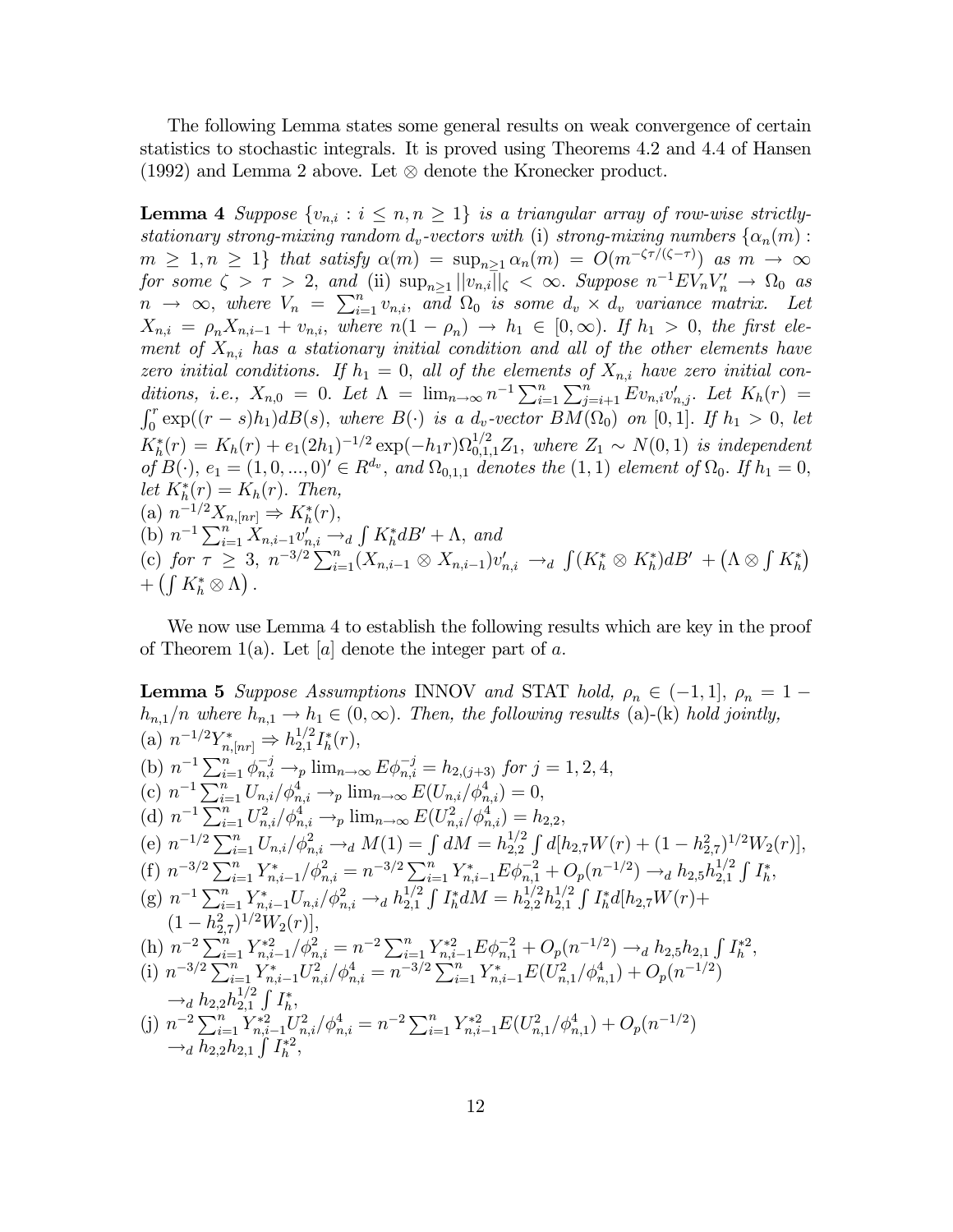The following Lemma states some general results on weak convergence of certain statistics to stochastic integrals. It is proved using Theorems 4.2 and 4.4 of Hansen (1992) and Lemma 2 above. Let $\otimes$ denote the Kronecker product.

**Lemma 4** *Suppose $\{v_{n,i} : i \leq n, n \geq 1\}$ is a triangular array of row-wise strictly-stationary strong-mixing random $d_v$-vectors with* (i) *strong-mixing numbers $\{\alpha_n(m) : m \geq 1, n \geq 1\}$ that satisfy $\alpha(m) = \sup_{n \geq 1} \alpha_n(m) = O(m^{-\zeta\tau/(\zeta-\tau)})$ as $m \to \infty$ for some $\zeta > \tau > 2$, and* (ii) *$\sup_{n \geq 1} ||v_{n,i}||_\zeta < \infty$. Suppose $n^{-1}EV_nV_n' \to \Omega_0$ as $n \to \infty$, where $V_n = \sum_{i=1}^n v_{n,i}$, and $\Omega_0$ is some $d_v \times d_v$ variance matrix. Let $X_{n,i} = \rho_n X_{n,i-1} + v_{n,i}$, where $n(1-\rho_n) \to h_1 \in [0, \infty)$. If $h_1 > 0$, the first element of $X_{n,i}$ has a stationary initial condition and all of the other elements have zero initial conditions. If $h_1 = 0$, all of the elements of $X_{n,i}$ have zero initial conditions, i.e., $X_{n,0} = 0$. Let $\Lambda = \lim_{n\to\infty} n^{-1} \sum_{i=1}^n \sum_{j=i+1}^n Ev_{n,i}v_{n,j}'$. Let $K_h(r) = \int_0^r \exp((r-s)h_1)dB(s)$, where $B(\cdot)$ is a $d_v$-vector $BM(\Omega_0)$ on $[0,1]$. If $h_1 > 0$, let $K_h^*(r) = K_h(r) + e_1(2h_1)^{-1/2}\exp(-h_1 r)\Omega_{0,1,1}^{1/2} Z_1$, where $Z_1 \sim N(0,1)$ is independent of $B(\cdot)$, $e_1 = (1,0,...,0)' \in R^{d_v}$, and $\Omega_{0,1,1}$ denotes the $(1,1)$ element of $\Omega_0$. If $h_1 = 0$, let $K_h^*(r) = K_h(r)$. Then,*
(a) $n^{-1/2}X_{n,[nr]} \Rightarrow K_h^*(r)$,
(b) $n^{-1}\sum_{i=1}^n X_{n,i-1}v_{n,i}' \to_d \int K_h^* dB' + \Lambda$, *and*
(c) *for $\tau \geq 3$,* $n^{-3/2}\sum_{i=1}^n (X_{n,i-1} \otimes X_{n,i-1})v_{n,i}' \to_d \int (K_h^* \otimes K_h^*)dB' + \left(\Lambda \otimes \int K_h^*\right) + \left(\int K_h^* \otimes \Lambda\right)$.

We now use Lemma 4 to establish the following results which are key in the proof of Theorem 1(a). Let $[a]$ denote the integer part of $a$.

**Lemma 5** *Suppose Assumptions* INNOV *and* STAT *hold, $\rho_n \in (-1, 1]$, $\rho_n = 1 - h_{n,1}/n$ where $h_{n,1} \to h_1 \in (0, \infty)$. Then, the following results* (a)-(k) *hold jointly,*
(a) $n^{-1/2}Y_{n,[nr]}^* \Rightarrow h_{2,1}^{1/2} I_h^*(r)$,
(b) $n^{-1}\sum_{i=1}^n \phi_{n,i}^{-j} \to_p \lim_{n\to\infty} E\phi_{n,i}^{-j} = h_{2,(j+3)}$ for $j = 1, 2, 4$,
(c) $n^{-1}\sum_{i=1}^n U_{n,i}/\phi_{n,i}^4 \to_p \lim_{n\to\infty} E(U_{n,i}/\phi_{n,i}^4) = 0$,
(d) $n^{-1}\sum_{i=1}^n U_{n,i}^2/\phi_{n,i}^4 \to_p \lim_{n\to\infty} E(U_{n,i}^2/\phi_{n,i}^4) = h_{2,2}$,
(e) $n^{-1/2}\sum_{i=1}^n U_{n,i}/\phi_{n,i}^2 \to_d M(1) = \int dM = h_{2,2}^{1/2} \int d[h_{2,7}W(r) + (1-h_{2,7}^2)^{1/2}W_2(r)]$,
(f) $n^{-3/2}\sum_{i=1}^n Y_{n,i-1}^*/\phi_{n,i}^2 = n^{-3/2}\sum_{i=1}^n Y_{n,i-1}^* E\phi_{n,1}^{-2} + O_p(n^{-1/2}) \to_d h_{2,5}h_{2,1}^{1/2} \int I_h^*$,
(g) $n^{-1}\sum_{i=1}^n Y_{n,i-1}^* U_{n,i}/\phi_{n,i}^2 \to_d h_{2,1}^{1/2} \int I_h^* dM = h_{2,2}^{1/2} h_{2,1}^{1/2} \int I_h^* d[h_{2,7}W(r) + (1-h_{2,7}^2)^{1/2}W_2(r)]$,
(h) $n^{-2}\sum_{i=1}^n Y_{n,i-1}^{*2}/\phi_{n,i}^2 = n^{-2}\sum_{i=1}^n Y_{n,i-1}^{*2} E\phi_{n,1}^{-2} + O_p(n^{-1/2}) \to_d h_{2,5}h_{2,1} \int I_h^{*2}$,
(i) $n^{-3/2}\sum_{i=1}^n Y_{n,i-1}^* U_{n,i}^2/\phi_{n,i}^4 = n^{-3/2}\sum_{i=1}^n Y_{n,i-1}^* E(U_{n,1}^2/\phi_{n,1}^4) + O_p(n^{-1/2})$
$\quad \to_d h_{2,2}h_{2,1}^{1/2} \int I_h^*$,
(j) $n^{-2}\sum_{i=1}^n Y_{n,i-1}^{*2} U_{n,i}^2/\phi_{n,i}^4 = n^{-2}\sum_{i=1}^n Y_{n,i-1}^{*2} E(U_{n,1}^2/\phi_{n,1}^4) + O_p(n^{-1/2})$
$\quad \to_d h_{2,2}h_{2,1} \int I_h^{*2}$,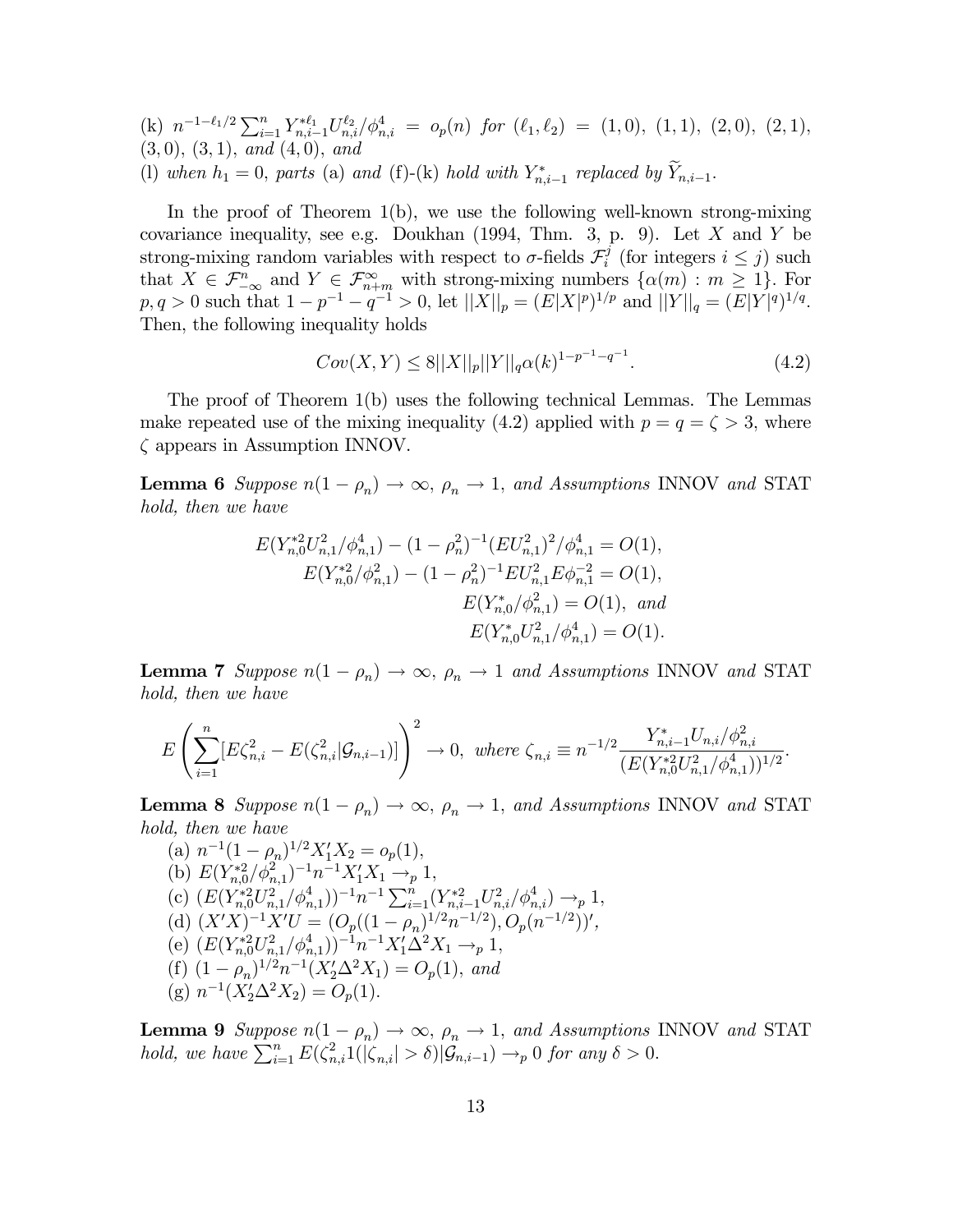(k) $n^{-1-\ell_1/2}\sum_{i=1}^n Y_{n,i-1}^{*\ell_1}U_{n,i}^{\ell_2}/\phi_{n,i}^4 = o_p(n)$ *for* $(\ell_1,\ell_2) = (1,0),\ (1,1),\ (2,0),\ (2,1),\ (3,0),\ (3,1)$, *and* $(4,0)$, *and*

(l) *when* $h_1 = 0$, *parts* (a) *and* (f)-(k) *hold with* $Y_{n,i-1}^*$ *replaced by* $\widetilde{Y}_{n,i-1}$.

In the proof of Theorem 1(b), we use the following well-known strong-mixing covariance inequality, see e.g. Doukhan (1994, Thm. 3, p. 9). Let $X$ and $Y$ be strong-mixing random variables with respect to $\sigma$-fields $\mathcal{F}_i^j$ (for integers $i \le j$) such that $X \in \mathcal{F}_{-\infty}^n$ and $Y \in \mathcal{F}_{n+m}^\infty$ with strong-mixing numbers $\{\alpha(m) : m \ge 1\}$. For $p, q > 0$ such that $1 - p^{-1} - q^{-1} > 0$, let $||X||_p = (E|X|^p)^{1/p}$ and $||Y||_q = (E|Y|^q)^{1/q}$. Then, the following inequality holds

$$Cov(X,Y) \le 8||X||_p||Y||_q\alpha(k)^{1-p^{-1}-q^{-1}}. \tag{4.2}$$

The proof of Theorem 1(b) uses the following technical Lemmas. The Lemmas make repeated use of the mixing inequality (4.2) applied with $p = q = \zeta > 3$, where $\zeta$ appears in Assumption INNOV.

**Lemma 6** *Suppose* $n(1-\rho_n) \to \infty$, $\rho_n \to 1$, *and Assumptions* INNOV *and* STAT *hold, then we have*

$$\begin{aligned} E(Y_{n,0}^{*2}U_{n,1}^2/\phi_{n,1}^4) - (1-\rho_n^2)^{-1}(EU_{n,1}^2)^2/\phi_{n,1}^4 &= O(1), \\ E(Y_{n,0}^{*2}/\phi_{n,1}^2) - (1-\rho_n^2)^{-1}EU_{n,1}^2 E\phi_{n,1}^{-2} &= O(1), \\ E(Y_{n,0}^*/\phi_{n,1}^2) &= O(1), \text{ and} \\ E(Y_{n,0}^*U_{n,1}^2/\phi_{n,1}^4) &= O(1). \end{aligned}$$

**Lemma 7** *Suppose* $n(1-\rho_n) \to \infty$, $\rho_n \to 1$ *and Assumptions* INNOV *and* STAT *hold, then we have*

$$E\left(\sum_{i=1}^n [E\zeta_{n,i}^2 - E(\zeta_{n,i}^2|\mathcal{G}_{n,i-1})]\right)^2 \to 0, \text{ where } \zeta_{n,i} \equiv n^{-1/2}\frac{Y_{n,i-1}^*U_{n,i}/\phi_{n,i}^2}{(E(Y_{n,0}^{*2}U_{n,1}^2/\phi_{n,1}^4))^{1/2}}.$$

**Lemma 8** *Suppose* $n(1-\rho_n) \to \infty$, $\rho_n \to 1$, *and Assumptions* INNOV *and* STAT *hold, then we have*

(a) $n^{-1}(1-\rho_n)^{1/2}X_1'X_2 = o_p(1)$,

(b) $E(Y_{n,0}^{*2}/\phi_{n,1}^2)^{-1}n^{-1}X_1'X_1 \to_p 1$,

(c) $(E(Y_{n,0}^{*2}U_{n,1}^2/\phi_{n,1}^4))^{-1}n^{-1}\sum_{i=1}^n (Y_{n,i-1}^{*2}U_{n,i}^2/\phi_{n,i}^4) \to_p 1$,

(d) $(X'X)^{-1}X'U = (O_p((1-\rho_n)^{1/2}n^{-1/2}), O_p(n^{-1/2}))'$,

(e) $(E(Y_{n,0}^{*2}U_{n,1}^2/\phi_{n,1}^4))^{-1}n^{-1}X_1'\Delta^2X_1 \to_p 1$,

(f) $(1-\rho_n)^{1/2}n^{-1}(X_2'\Delta^2X_1) = O_p(1)$, *and*

(g) $n^{-1}(X_2'\Delta^2X_2) = O_p(1)$.

**Lemma 9** *Suppose* $n(1-\rho_n) \to \infty$, $\rho_n \to 1$, *and Assumptions* INNOV *and* STAT *hold, we have* $\sum_{i=1}^n E(\zeta_{n,i}^2 1(|\zeta_{n,i}| > \delta)|\mathcal{G}_{n,i-1}) \to_p 0$ *for any* $\delta > 0$.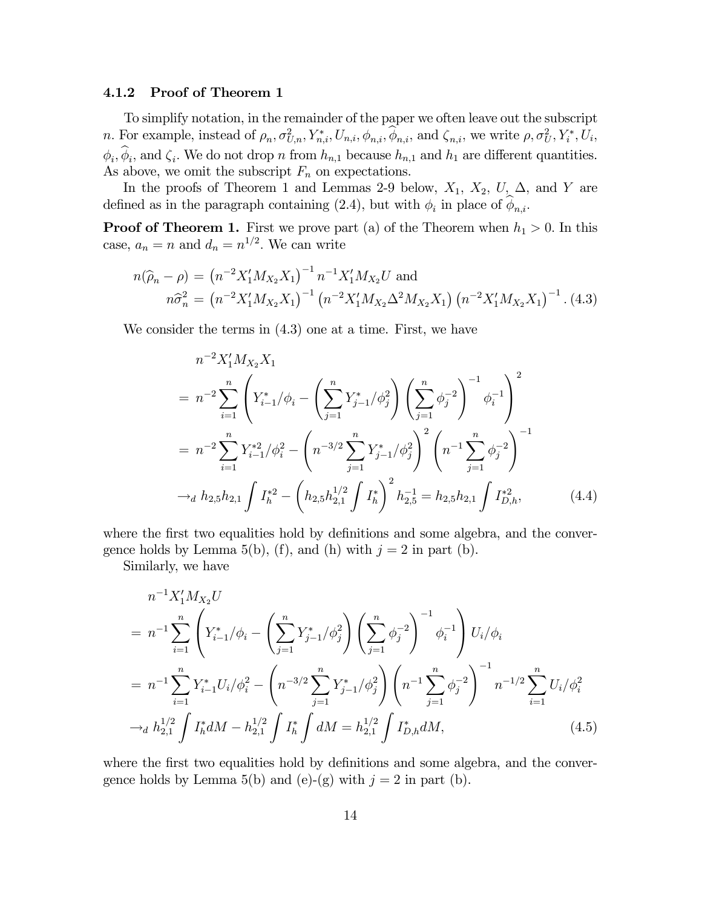### 4.1.2 Proof of Theorem 1

To simplify notation, in the remainder of the paper we often leave out the subscript $n$. For example, instead of $\rho_n, \sigma^2_{U,n}, Y^*_{n,i}, U_{n,i}, \phi_{n,i}, \widehat{\phi}_{n,i}$, and $\zeta_{n,i}$, we write $\rho, \sigma^2_U, Y^*_i, U_i$, $\phi_i, \widehat{\phi}_i$, and $\zeta_i$. We do not drop $n$ from $h_{n,1}$ because $h_{n,1}$ and $h_1$ are different quantities. As above, we omit the subscript $F_n$ on expectations.

In the proofs of Theorem 1 and Lemmas 2-9 below, $X_1$, $X_2$, $U$, $\Delta$, and $Y$ are defined as in the paragraph containing (2.4), but with $\phi_i$ in place of $\widehat{\phi}_{n,i}$.

**Proof of Theorem 1.** First we prove part (a) of the Theorem when $h_1 > 0$. In this case, $a_n = n$ and $d_n = n^{1/2}$. We can write

$$
\begin{aligned}
n(\widehat{\rho}_n - \rho) &= \left(n^{-2} X_1' M_{X_2} X_1\right)^{-1} n^{-1} X_1' M_{X_2} U \text{ and} \\
n\widehat{\sigma}^2_n &= \left(n^{-2} X_1' M_{X_2} X_1\right)^{-1} \left(n^{-2} X_1' M_{X_2} \Delta^2 M_{X_2} X_1\right) \left(n^{-2} X_1' M_{X_2} X_1\right)^{-1}. \quad (4.3)
\end{aligned}
$$

We consider the terms in (4.3) one at a time. First, we have

$$
\begin{aligned}
& n^{-2} X_1' M_{X_2} X_1 \\
&= n^{-2} \sum_{i=1}^n \left( Y^*_{i-1}/\phi_i - \left( \sum_{j=1}^n Y^*_{j-1}/\phi_j^2 \right) \left( \sum_{j=1}^n \phi_j^{-2} \right)^{-1} \phi_i^{-1} \right)^2 \\
&= n^{-2} \sum_{i=1}^n Y^{*2}_{i-1}/\phi_i^2 - \left( n^{-3/2} \sum_{j=1}^n Y^*_{j-1}/\phi_j^2 \right)^2 \left( n^{-1} \sum_{j=1}^n \phi_j^{-2} \right)^{-1} \\
&\to_d h_{2,5} h_{2,1} \int I^{*2}_h - \left( h_{2,5} h_{2,1}^{1/2} \int I^*_h \right)^2 h_{2,5}^{-1} = h_{2,5} h_{2,1} \int I^{*2}_{D,h}, \qquad (4.4)
\end{aligned}
$$

where the first two equalities hold by definitions and some algebra, and the convergence holds by Lemma 5(b), (f), and (h) with $j = 2$ in part (b).

Similarly, we have

$$
\begin{aligned}
& n^{-1} X_1' M_{X_2} U \\
&= n^{-1} \sum_{i=1}^n \left( Y^*_{i-1}/\phi_i - \left( \sum_{j=1}^n Y^*_{j-1}/\phi_j^2 \right) \left( \sum_{j=1}^n \phi_j^{-2} \right)^{-1} \phi_i^{-1} \right) U_i/\phi_i \\
&= n^{-1} \sum_{i=1}^n Y^*_{i-1} U_i/\phi_i^2 - \left( n^{-3/2} \sum_{j=1}^n Y^*_{j-1}/\phi_j^2 \right) \left( n^{-1} \sum_{j=1}^n \phi_j^{-2} \right)^{-1} n^{-1/2} \sum_{i=1}^n U_i/\phi_i^2 \\
&\to_d h_{2,1}^{1/2} \int I^*_h dM - h_{2,1}^{1/2} \int I^*_h \int dM = h_{2,1}^{1/2} \int I^*_{D,h} dM, \qquad (4.5)
\end{aligned}
$$

where the first two equalities hold by definitions and some algebra, and the convergence holds by Lemma 5(b) and (e)-(g) with $j = 2$ in part (b).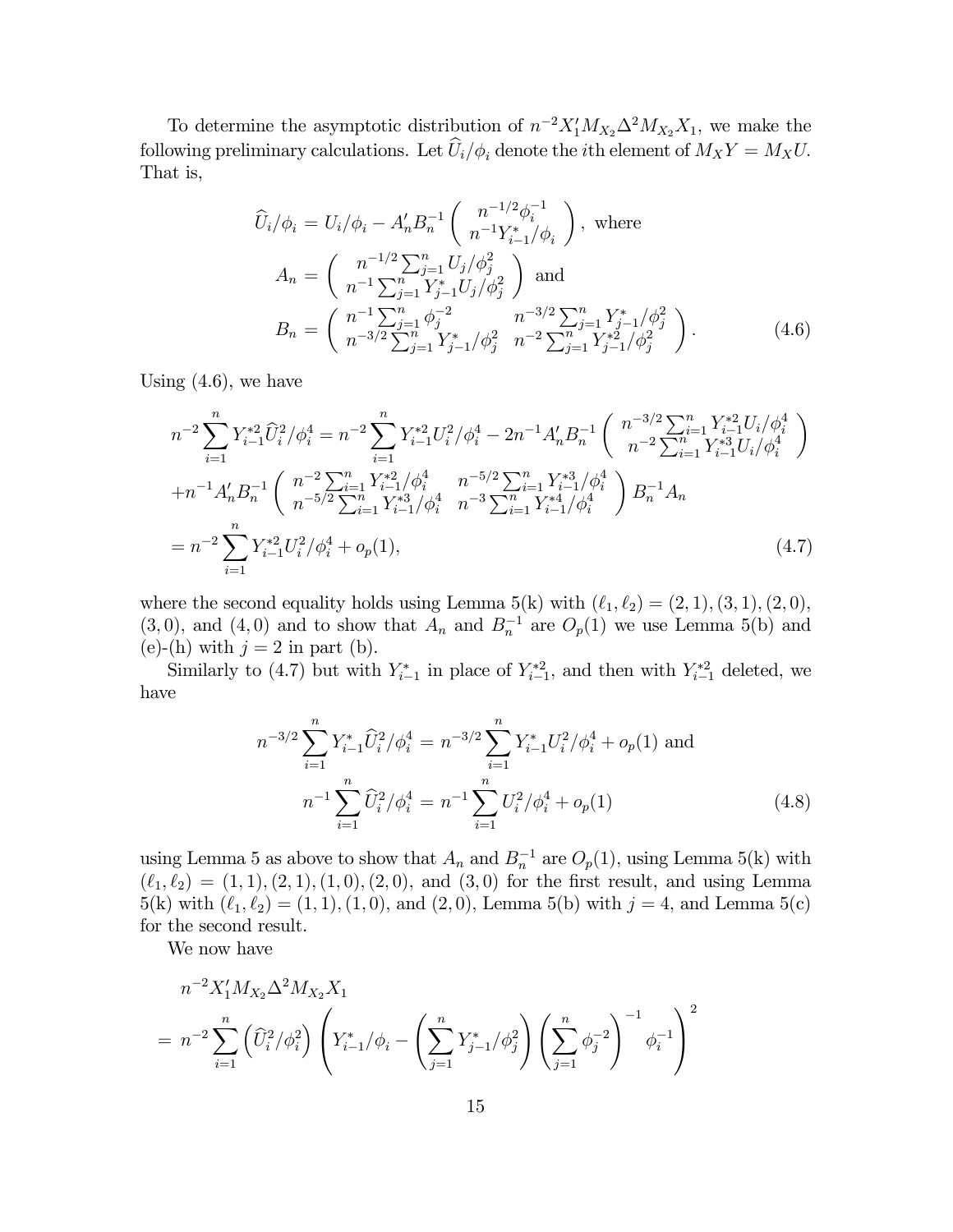To determine the asymptotic distribution of $n^{-2}X_1'M_{X_2}\Delta^2 M_{X_2}X_1$, we make the following preliminary calculations. Let $\widehat{U}_i/\phi_i$ denote the $i$th element of $M_X Y = M_X U$. That is,

$$
\begin{aligned}
\widehat{U}_i/\phi_i &= U_i/\phi_i - A_n' B_n^{-1}\left(\begin{array}{c} n^{-1/2}\phi_i^{-1} \\ n^{-1}Y_{i-1}^*/\phi_i \end{array}\right), \text{ where} \\
A_n &= \left(\begin{array}{c} n^{-1/2}\sum_{j=1}^n U_j/\phi_j^2 \\ n^{-1}\sum_{j=1}^n Y_{j-1}^* U_j/\phi_j^2 \end{array}\right) \text{ and} \\
B_n &= \left(\begin{array}{cc} n^{-1}\sum_{j=1}^n \phi_j^{-2} & n^{-3/2}\sum_{j=1}^n Y_{j-1}^*/\phi_j^2 \\ n^{-3/2}\sum_{j=1}^n Y_{j-1}^*/\phi_j^2 & n^{-2}\sum_{j=1}^n Y_{j-1}^{*2}/\phi_j^2 \end{array}\right).
\end{aligned} \tag{4.6}
$$

Using (4.6), we have

$$
\begin{aligned}
& n^{-2}\sum_{i=1}^n Y_{i-1}^{*2}\widehat{U}_i^2/\phi_i^4 = n^{-2}\sum_{i=1}^n Y_{i-1}^{*2}U_i^2/\phi_i^4 - 2n^{-1}A_n'B_n^{-1}\left(\begin{array}{c} n^{-3/2}\sum_{i=1}^n Y_{i-1}^{*2}U_i/\phi_i^4 \\ n^{-2}\sum_{i=1}^n Y_{i-1}^{*3}U_i/\phi_i^4 \end{array}\right) \\
& + n^{-1}A_n'B_n^{-1}\left(\begin{array}{cc} n^{-2}\sum_{i=1}^n Y_{i-1}^{*2}/\phi_i^4 & n^{-5/2}\sum_{i=1}^n Y_{i-1}^{*3}/\phi_i^4 \\ n^{-5/2}\sum_{i=1}^n Y_{i-1}^{*3}/\phi_i^4 & n^{-3}\sum_{i=1}^n Y_{i-1}^{*4}/\phi_i^4 \end{array}\right) B_n^{-1}A_n \\
& = n^{-2}\sum_{i=1}^n Y_{i-1}^{*2}U_i^2/\phi_i^4 + o_p(1),
\end{aligned} \tag{4.7}
$$

where the second equality holds using Lemma 5(k) with $(\ell_1, \ell_2) = (2,1), (3,1), (2,0)$, $(3,0)$, and $(4,0)$ and to show that $A_n$ and $B_n^{-1}$ are $O_p(1)$ we use Lemma 5(b) and (e)-(h) with $j = 2$ in part (b).

Similarly to (4.7) but with $Y_{i-1}^*$ in place of $Y_{i-1}^{*2}$, and then with $Y_{i-1}^{*2}$ deleted, we have

$$
\begin{aligned}
n^{-3/2}\sum_{i=1}^n Y_{i-1}^*\widehat{U}_i^2/\phi_i^4 &= n^{-3/2}\sum_{i=1}^n Y_{i-1}^* U_i^2/\phi_i^4 + o_p(1) \text{ and} \\
n^{-1}\sum_{i=1}^n \widehat{U}_i^2/\phi_i^4 &= n^{-1}\sum_{i=1}^n U_i^2/\phi_i^4 + o_p(1)
\end{aligned} \tag{4.8}
$$

using Lemma 5 as above to show that $A_n$ and $B_n^{-1}$ are $O_p(1)$, using Lemma 5(k) with $(\ell_1, \ell_2) = (1,1), (2,1), (1,0), (2,0)$, and $(3,0)$ for the first result, and using Lemma 5(k) with $(\ell_1, \ell_2) = (1,1), (1,0)$, and $(2,0)$, Lemma 5(b) with $j = 4$, and Lemma 5(c) for the second result.

We now have

$$
\begin{aligned}
& n^{-2}X_1'M_{X_2}\Delta^2 M_{X_2}X_1 \\
&= n^{-2}\sum_{i=1}^n \left(\widehat{U}_i^2/\phi_i^2\right)\left(Y_{i-1}^*/\phi_i - \left(\sum_{j=1}^n Y_{j-1}^*/\phi_j^2\right)\left(\sum_{j=1}^n \phi_j^{-2}\right)^{-1}\phi_i^{-1}\right)^2
\end{aligned}
$$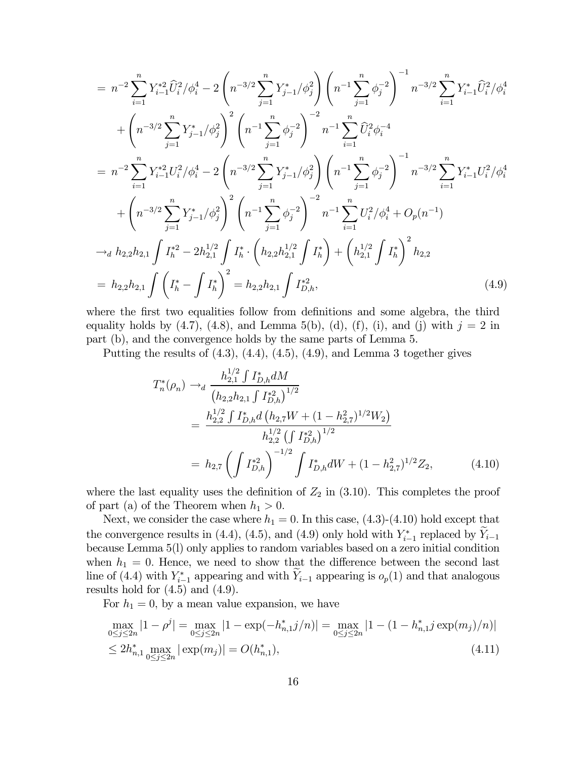$$
\begin{aligned}
&= n^{-2}\sum_{i=1}^{n} Y_{i-1}^{*2}\widehat{U}_i^2/\phi_i^4 - 2\left(n^{-3/2}\sum_{j=1}^{n} Y_{j-1}^{*}/\phi_j^2\right)\left(n^{-1}\sum_{j=1}^{n}\phi_j^{-2}\right)^{-1} n^{-3/2}\sum_{i=1}^{n} Y_{i-1}^{*}\widehat{U}_i^2/\phi_i^4 \\
&\quad + \left(n^{-3/2}\sum_{j=1}^{n} Y_{j-1}^{*}/\phi_j^2\right)^2\left(n^{-1}\sum_{j=1}^{n}\phi_j^{-2}\right)^{-2} n^{-1}\sum_{i=1}^{n}\widehat{U}_i^2\phi_i^{-4} \\
&= n^{-2}\sum_{i=1}^{n} Y_{i-1}^{*2}U_i^2/\phi_i^4 - 2\left(n^{-3/2}\sum_{j=1}^{n} Y_{j-1}^{*}/\phi_j^2\right)\left(n^{-1}\sum_{j=1}^{n}\phi_j^{-2}\right)^{-1} n^{-3/2}\sum_{i=1}^{n} Y_{i-1}^{*}U_i^2/\phi_i^4 \\
&\quad + \left(n^{-3/2}\sum_{j=1}^{n} Y_{j-1}^{*}/\phi_j^2\right)^2\left(n^{-1}\sum_{j=1}^{n}\phi_j^{-2}\right)^{-2} n^{-1}\sum_{i=1}^{n} U_i^2/\phi_i^4 + O_p(n^{-1}) \\
&\to_d h_{2,2}h_{2,1}\int I_h^{*2} - 2h_{2,1}^{1/2}\int I_h^{*}\cdot\left(h_{2,2}h_{2,1}^{1/2}\int I_h^{*}\right) + \left(h_{2,1}^{1/2}\int I_h^{*}\right)^2 h_{2,2} \\
&= h_{2,2}h_{2,1}\int\left(I_h^{*} - \int I_h^{*}\right)^2 = h_{2,2}h_{2,1}\int I_{D,h}^{*2},
\end{aligned}
\tag{4.9}
$$

where the first two equalities follow from definitions and some algebra, the third equality holds by (4.7), (4.8), and Lemma 5(b), (d), (f), (i), and (j) with $j = 2$ in part (b), and the convergence holds by the same parts of Lemma 5.

Putting the results of (4.3), (4.4), (4.5), (4.9), and Lemma 3 together gives

$$
\begin{aligned}
T_n^*(\rho_n) &\to_d \frac{h_{2,1}^{1/2}\int I_{D,h}dM}{\left(h_{2,2}h_{2,1}\int I_{D,h}^{*2}\right)^{1/2}} \\
&= \frac{h_{2,2}^{1/2}\int I_{D,h}^{*}d\left(h_{2,7}W + (1-h_{2,7}^2)^{1/2}W_2\right)}{h_{2,2}^{1/2}\left(\int I_{D,h}^{*2}\right)^{1/2}} \\
&= h_{2,7}\left(\int I_{D,h}^{*2}\right)^{-1/2}\int I_{D,h}^{*}dW + (1-h_{2,7}^2)^{1/2}Z_2,
\end{aligned}
\tag{4.10}
$$

where the last equality uses the definition of $Z_2$ in (3.10). This completes the proof of part (a) of the Theorem when $h_1 > 0$.

Next, we consider the case where $h_1 = 0$. In this case, (4.3)-(4.10) hold except that the convergence results in (4.4), (4.5), and (4.9) only hold with $Y_{i-1}^{*}$ replaced by $\widetilde{Y}_{i-1}$ because Lemma 5(l) only applies to random variables based on a zero initial condition when $h_1 = 0$. Hence, we need to show that the difference between the second last line of (4.4) with $Y_{i-1}^{*}$ appearing and with $\widetilde{Y}_{i-1}$ appearing is $o_p(1)$ and that analogous results hold for (4.5) and (4.9).

For $h_1 = 0$, by a mean value expansion, we have

$$
\begin{aligned}
&\max_{0\le j\le 2n}|1-\rho^j| = \max_{0\le j\le 2n}|1-\exp(-h_{n,1}^{*}j/n)| = \max_{0\le j\le 2n}|1-(1-h_{n,1}^{*}j\exp(m_j)/n)| \\
&\le 2h_{n,1}^{*}\max_{0\le j\le 2n}|\exp(m_j)| = O(h_{n,1}^{*}),
\end{aligned}
\tag{4.11}
$$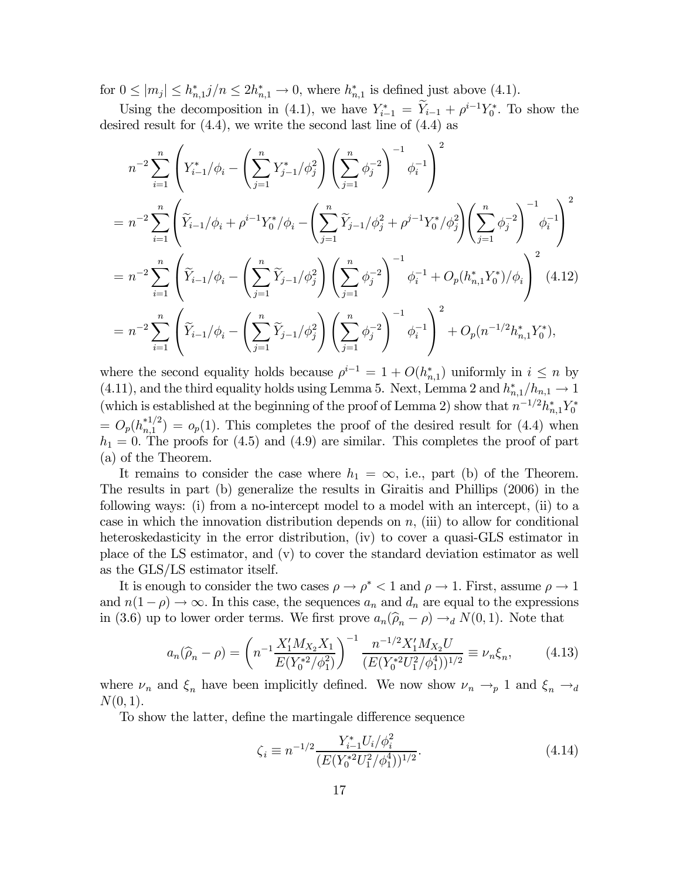for $0 \leq |m_j| \leq h_{n,1}^* j/n \leq 2h_{n,1}^* \to 0$, where $h_{n,1}^*$ is defined just above (4.1).

Using the decomposition in (4.1), we have $Y_{i-1}^* = \widetilde{Y}_{i-1} + \rho^{i-1} Y_0^*$. To show the desired result for (4.4), we write the second last line of (4.4) as

$$
\begin{aligned}
& n^{-2} \sum_{i=1}^{n} \left( Y_{i-1}^*/\phi_i - \left( \sum_{j=1}^{n} Y_{j-1}^*/\phi_j^2 \right) \left( \sum_{j=1}^{n} \phi_j^{-2} \right)^{-1} \phi_i^{-1} \right)^2 \\
&= n^{-2} \sum_{i=1}^{n} \left( \widetilde{Y}_{i-1}/\phi_i + \rho^{i-1} Y_0^*/\phi_i - \left( \sum_{j=1}^{n} \widetilde{Y}_{j-1}/\phi_j^2 + \rho^{j-1} Y_0^*/\phi_j^2 \right) \left( \sum_{j=1}^{n} \phi_j^{-2} \right)^{-1} \phi_i^{-1} \right)^2 \\
&= n^{-2} \sum_{i=1}^{n} \left( \widetilde{Y}_{i-1}/\phi_i - \left( \sum_{j=1}^{n} \widetilde{Y}_{j-1}/\phi_j^2 \right) \left( \sum_{j=1}^{n} \phi_j^{-2} \right)^{-1} \phi_i^{-1} + O_p(h_{n,1}^* Y_0^*)/\phi_i \right)^2 \quad (4.12) \\
&= n^{-2} \sum_{i=1}^{n} \left( \widetilde{Y}_{i-1}/\phi_i - \left( \sum_{j=1}^{n} \widetilde{Y}_{j-1}/\phi_j^2 \right) \left( \sum_{j=1}^{n} \phi_j^{-2} \right)^{-1} \phi_i^{-1} \right)^2 + O_p(n^{-1/2} h_{n,1}^* Y_0^*),
\end{aligned}
$$

where the second equality holds because $\rho^{i-1} = 1 + O(h_{n,1}^*)$ uniformly in $i \leq n$ by (4.11), and the third equality holds using Lemma 5. Next, Lemma 2 and $h_{n,1}^*/h_{n,1} \to 1$ (which is established at the beginning of the proof of Lemma 2) show that $n^{-1/2} h_{n,1}^* Y_0^* = O_p(h_{n,1}^{*1/2}) = o_p(1)$. This completes the proof of the desired result for (4.4) when $h_1 = 0$. The proofs for (4.5) and (4.9) are similar. This completes the proof of part (a) of the Theorem.

It remains to consider the case where $h_1 = \infty$, i.e., part (b) of the Theorem. The results in part (b) generalize the results in Giraitis and Phillips (2006) in the following ways: (i) from a no-intercept model to a model with an intercept, (ii) to a case in which the innovation distribution depends on $n$, (iii) to allow for conditional heteroskedasticity in the error distribution, (iv) to cover a quasi-GLS estimator in place of the LS estimator, and (v) to cover the standard deviation estimator as well as the GLS/LS estimator itself.

It is enough to consider the two cases $\rho \to \rho^* < 1$ and $\rho \to 1$. First, assume $\rho \to 1$ and $n(1-\rho) \to \infty$. In this case, the sequences $a_n$ and $d_n$ are equal to the expressions in (3.6) up to lower order terms. We first prove $a_n(\widehat{\rho}_n - \rho) \to_d N(0,1)$. Note that

$$
a_n(\widehat{\rho}_n - \rho) = \left( n^{-1} \frac{X_1' M_{X_2} X_1}{E(Y_0^{*2}/\phi_1^2)} \right)^{-1} \frac{n^{-1/2} X_1' M_{X_2} U}{(E(Y_0^{*2} U_1^2/\phi_1^4))^{1/2}} \equiv \nu_n \xi_n, \qquad (4.13)
$$

where $\nu_n$ and $\xi_n$ have been implicitly defined. We now show $\nu_n \to_p 1$ and $\xi_n \to_d N(0,1)$.

To show the latter, define the martingale difference sequence

$$
\zeta_i \equiv n^{-1/2} \frac{Y_{i-1}^* U_i/\phi_i^2}{(E(Y_0^{*2} U_1^2/\phi_1^4))^{1/2}}. \qquad (4.14)
$$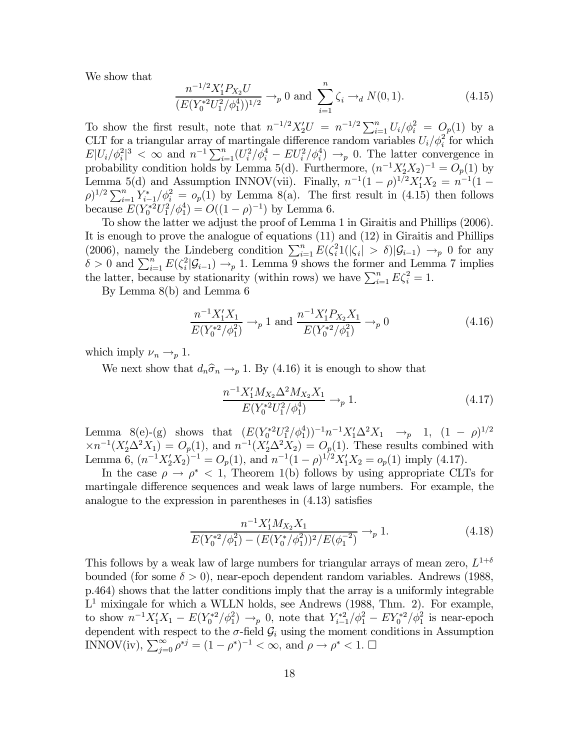We show that

$$\frac{n^{-1/2}X_1'P_{X_2}U}{(E(Y_0^{*2}U_1^2/\phi_1^4))^{1/2}} \to_p 0 \text{ and } \sum_{i=1}^n \zeta_i \to_d N(0,1). \tag{4.15}$$

To show the first result, note that $n^{-1/2}X_2'U = n^{-1/2}\sum_{i=1}^n U_i/\phi_i^2 = O_p(1)$ by a CLT for a triangular array of martingale difference random variables $U_i/\phi_i^2$ for which $E|U_i/\phi_i^2|^3 < \infty$ and $n^{-1}\sum_{i=1}^n (U_i^2/\phi_i^4 - EU_i^2/\phi_i^4) \to_p 0$. The latter convergence in probability condition holds by Lemma 5(d). Furthermore, $(n^{-1}X_2'X_2)^{-1} = O_p(1)$ by Lemma 5(d) and Assumption INNOV(vii). Finally, $n^{-1}(1-\rho)^{1/2}X_1'X_2 = n^{-1}(1-\rho)^{1/2}\sum_{i=1}^n Y_{i-1}^*/\phi_i^2 = o_p(1)$ by Lemma 8(a). The first result in (4.15) then follows because $E(Y_0^{*2}U_1^2/\phi_1^4) = O((1-\rho)^{-1})$ by Lemma 6.

To show the latter we adjust the proof of Lemma 1 in Giraitis and Phillips (2006). It is enough to prove the analogue of equations (11) and (12) in Giraitis and Phillips (2006), namely the Lindeberg condition $\sum_{i=1}^n E(\zeta_i^2 1(|\zeta_i| > \delta)|\mathcal{G}_{i-1}) \to_p 0$ for any $\delta > 0$ and $\sum_{i=1}^n E(\zeta_i^2|\mathcal{G}_{i-1}) \to_p 1$. Lemma 9 shows the former and Lemma 7 implies the latter, because by stationarity (within rows) we have $\sum_{i=1}^n E\zeta_i^2 = 1$.

By Lemma 8(b) and Lemma 6

$$\frac{n^{-1}X_1'X_1}{E(Y_0^{*2}/\phi_1^2)} \to_p 1 \text{ and } \frac{n^{-1}X_1'P_{X_2}X_1}{E(Y_0^{*2}/\phi_1^2)} \to_p 0 \tag{4.16}$$

which imply $\nu_n \to_p 1$.

We next show that $d_n\widehat{\sigma}_n \to_p 1$. By (4.16) it is enough to show that

$$\frac{n^{-1}X_1'M_{X_2}\Delta^2 M_{X_2}X_1}{E(Y_0^{*2}U_1^2/\phi_1^4)} \to_p 1. \tag{4.17}$$

Lemma 8(e)-(g) shows that $(E(Y_0^{*2}U_1^2/\phi_1^4))^{-1}n^{-1}X_1'\Delta^2X_1 \to_p 1$, $(1-\rho)^{1/2} \times n^{-1}(X_2'\Delta^2X_1) = O_p(1)$, and $n^{-1}(X_2'\Delta^2X_2) = O_p(1)$. These results combined with Lemma 6, $(n^{-1}X_2'X_2)^{-1} = O_p(1)$, and $n^{-1}(1-\rho)^{1/2}X_1'X_2 = o_p(1)$ imply (4.17).

In the case $\rho \to \rho^* < 1$, Theorem 1(b) follows by using appropriate CLTs for martingale difference sequences and weak laws of large numbers. For example, the analogue to the expression in parentheses in (4.13) satisfies

$$\frac{n^{-1}X_1'M_{X_2}X_1}{E(Y_0^{*2}/\phi_1^2) - (E(Y_0^*/\phi_1^2))^2/E(\phi_1^{-2})} \to_p 1. \tag{4.18}$$

This follows by a weak law of large numbers for triangular arrays of mean zero, $L^{1+\delta}$ bounded (for some $\delta > 0$), near-epoch dependent random variables. Andrews (1988, p.464) shows that the latter conditions imply that the array is a uniformly integrable $L^1$ mixingale for which a WLLN holds, see Andrews (1988, Thm. 2). For example, to show $n^{-1}X_1'X_1 - E(Y_0^{*2}/\phi_1^2) \to_p 0$, note that $Y_{i-1}^{*2}/\phi_1^2 - EY_0^{*2}/\phi_1^2$ is near-epoch dependent with respect to the $\sigma$-field $\mathcal{G}_i$ using the moment conditions in Assumption INNOV(iv), $\sum_{j=0}^\infty \rho^{*j} = (1-\rho^*)^{-1} < \infty$, and $\rho \to \rho^* < 1$. $\square$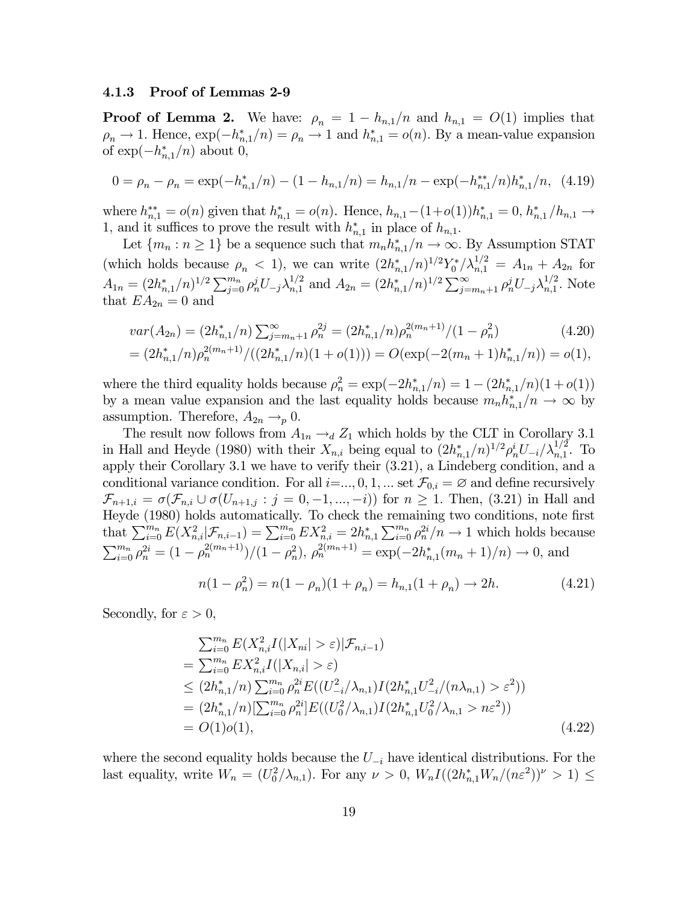### 4.1.3 Proof of Lemmas 2-9

**Proof of Lemma 2.** We have: $\rho_n = 1 - h_{n,1}/n$ and $h_{n,1} = O(1)$ implies that $\rho_n \to 1$. Hence, $\exp(-h^*_{n,1}/n) = \rho_n \to 1$ and $h^*_{n,1} = o(n)$. By a mean-value expansion of $\exp(-h^*_{n,1}/n)$ about 0,

$$0 = \rho_n - \rho_n = \exp(-h^*_{n,1}/n) - (1 - h_{n,1}/n) = h_{n,1}/n - \exp(-h^{**}_{n,1}/n)h^*_{n,1}/n, \quad (4.19)$$

where $h^{**}_{n,1} = o(n)$ given that $h^*_{n,1} = o(n)$. Hence, $h_{n,1} - (1+o(1))h^*_{n,1} = 0$, $h^*_{n,1}/h_{n,1} \to 1$, and it suffices to prove the result with $h^*_{n,1}$ in place of $h_{n,1}$.

Let $\{m_n : n \geq 1\}$ be a sequence such that $m_n h^*_{n,1}/n \to \infty$. By Assumption STAT (which holds because $\rho_n < 1$), we can write $(2h^*_{n,1}/n)^{1/2} Y^*_0/\lambda^{1/2}_{n,1} = A_{1n} + A_{2n}$ for $A_{1n} = (2h^*_{n,1}/n)^{1/2} \sum_{j=0}^{m_n} \rho_n^j U_{-j} \lambda^{1/2}_{n,1}$ and $A_{2n} = (2h^*_{n,1}/n)^{1/2} \sum_{j=m_n+1}^{\infty} \rho_n^j U_{-j} \lambda^{1/2}_{n,1}$. Note that $EA_{2n} = 0$ and

$$\begin{aligned} &var(A_{2n}) = (2h^*_{n,1}/n) \textstyle\sum_{j=m_n+1}^{\infty} \rho_n^{2j} = (2h^*_{n,1}/n)\rho_n^{2(m_n+1)}/(1-\rho_n^2) \quad (4.20)\\ &= (2h^*_{n,1}/n)\rho_n^{2(m_n+1)}/((2h^*_{n,1}/n)(1+o(1))) = O(\exp(-2(m_n+1)h^*_{n,1}/n)) = o(1), \end{aligned}$$

where the third equality holds because $\rho_n^2 = \exp(-2h^*_{n,1}/n) = 1 - (2h^*_{n,1}/n)(1+o(1))$ by a mean value expansion and the last equality holds because $m_n h^*_{n,1}/n \to \infty$ by assumption. Therefore, $A_{2n} \to_p 0$.

The result now follows from $A_{1n} \to_d Z_1$ which holds by the CLT in Corollary 3.1 in Hall and Heyde (1980) with their $X_{n,i}$ being equal to $(2h^*_{n,1}/n)^{1/2} \rho_n^i U_{-i}/\lambda^{1/2}_{n,1}$. To apply their Corollary 3.1 we have to verify their (3.21), a Lindeberg condition, and a conditional variance condition. For all $i$=..., 0, 1, ... set $\mathcal{F}_{0,i} = \varnothing$ and define recursively $\mathcal{F}_{n+1,i} = \sigma(\mathcal{F}_{n,i} \cup \sigma(U_{n+1,j} : j = 0, -1, ..., -i))$ for $n \geq 1$. Then, (3.21) in Hall and Heyde (1980) holds automatically. To check the remaining two conditions, note first that $\sum_{i=0}^{m_n} E(X^2_{n,i}|\mathcal{F}_{n,i-1}) = \sum_{i=0}^{m_n} EX^2_{n,i} = 2h^*_{n,1} \sum_{i=0}^{m_n} \rho_n^{2i}/n \to 1$ which holds because $\sum_{i=0}^{m_n} \rho_n^{2i} = (1 - \rho_n^{2(m_n+1)})/(1-\rho_n^2)$, $\rho_n^{2(m_n+1)} = \exp(-2h^*_{n,1}(m_n+1)/n) \to 0$, and

$$n(1-\rho_n^2) = n(1-\rho_n)(1+\rho_n) = h_{n,1}(1+\rho_n) \to 2h. \quad (4.21)$$

Secondly, for $\varepsilon > 0$,

$$\begin{aligned} &\textstyle\sum_{i=0}^{m_n} E(X^2_{n,i} I(|X_{ni}| > \varepsilon)|\mathcal{F}_{n,i-1})\\ &= \textstyle\sum_{i=0}^{m_n} EX^2_{n,i} I(|X_{n,i}| > \varepsilon)\\ &\leq (2h^*_{n,1}/n) \textstyle\sum_{i=0}^{m_n} \rho_n^{2i} E((U^2_{-i}/\lambda_{n,1}) I(2h^*_{n,1}U^2_{-i}/(n\lambda_{n,1}) > \varepsilon^2))\\ &= (2h^*_{n,1}/n)[\textstyle\sum_{i=0}^{m_n} \rho_n^{2i}] E((U^2_0/\lambda_{n,1}) I(2h^*_{n,1}U^2_0/\lambda_{n,1} > n\varepsilon^2))\\ &= O(1)o(1), \end{aligned} \quad (4.22)$$

where the second equality holds because the $U_{-i}$ have identical distributions. For the last equality, write $W_n = (U^2_0/\lambda_{n,1})$. For any $\nu > 0$, $W_n I((2h^*_{n,1}W_n/(n\varepsilon^2))^{\nu} > 1) \leq$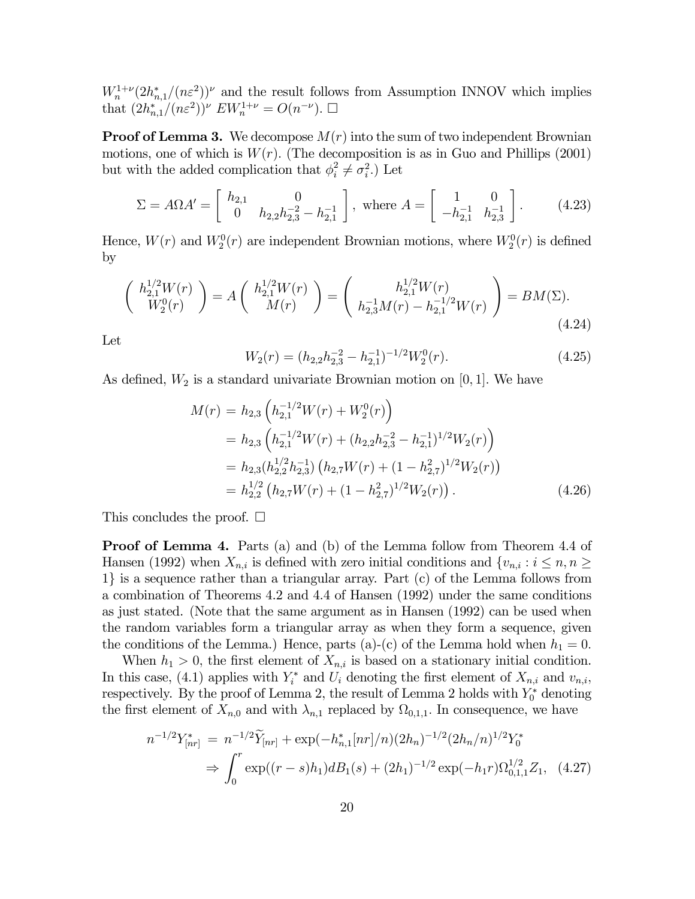$W_n^{1+\nu}(2h_{n,1}^*/(n\varepsilon^2))^\nu$ and the result follows from Assumption INNOV which implies that $(2h_{n,1}^*/(n\varepsilon^2))^\nu \; EW_n^{1+\nu} = O(n^{-\nu})$. $\square$

**Proof of Lemma 3.** We decompose $M(r)$ into the sum of two independent Brownian motions, one of which is $W(r)$. (The decomposition is as in Guo and Phillips (2001) but with the added complication that $\phi_i^2 \neq \sigma_i^2$.) Let

$$\Sigma = A\Omega A' = \begin{bmatrix} h_{2,1} & 0 \\ 0 & h_{2,2}h_{2,3}^{-2} - h_{2,1}^{-1} \end{bmatrix}, \text{ where } A = \begin{bmatrix} 1 & 0 \\ -h_{2,1}^{-1} & h_{2,3}^{-1} \end{bmatrix}. \tag{4.23}$$

Hence, $W(r)$ and $W_2^0(r)$ are independent Brownian motions, where $W_2^0(r)$ is defined by

$$\begin{pmatrix} h_{2,1}^{1/2}W(r) \\ W_2^0(r) \end{pmatrix} = A \begin{pmatrix} h_{2,1}^{1/2}W(r) \\ M(r) \end{pmatrix} = \begin{pmatrix} h_{2,1}^{1/2}W(r) \\ h_{2,3}^{-1}M(r) - h_{2,1}^{-1/2}W(r) \end{pmatrix} = BM(\Sigma). \tag{4.24}$$

Let

$$W_2(r) = (h_{2,2}h_{2,3}^{-2} - h_{2,1}^{-1})^{-1/2}W_2^0(r). \tag{4.25}$$

As defined, $W_2$ is a standard univariate Brownian motion on $[0,1]$. We have

$$\begin{aligned} M(r) &= h_{2,3}\left(h_{2,1}^{-1/2}W(r) + W_2^0(r)\right) \\ &= h_{2,3}\left(h_{2,1}^{-1/2}W(r) + (h_{2,2}h_{2,3}^{-2} - h_{2,1}^{-1})^{1/2}W_2(r)\right) \\ &= h_{2,3}(h_{2,2}^{1/2}h_{2,3}^{-1})\left(h_{2,7}W(r) + (1-h_{2,7}^2)^{1/2}W_2(r)\right) \\ &= h_{2,2}^{1/2}\left(h_{2,7}W(r) + (1-h_{2,7}^2)^{1/2}W_2(r)\right). \end{aligned} \tag{4.26}$$

This concludes the proof. $\square$

**Proof of Lemma 4.** Parts (a) and (b) of the Lemma follow from Theorem 4.4 of Hansen (1992) when $X_{n,i}$ is defined with zero initial conditions and $\{v_{n,i} : i \leq n, n \geq 1\}$ is a sequence rather than a triangular array. Part (c) of the Lemma follows from a combination of Theorems 4.2 and 4.4 of Hansen (1992) under the same conditions as just stated. (Note that the same argument as in Hansen (1992) can be used when the random variables form a triangular array as when they form a sequence, given the conditions of the Lemma.) Hence, parts (a)-(c) of the Lemma hold when $h_1 = 0$.

When $h_1 > 0$, the first element of $X_{n,i}$ is based on a stationary initial condition. In this case, (4.1) applies with $Y_i^*$ and $U_i$ denoting the first element of $X_{n,i}$ and $v_{n,i}$, respectively. By the proof of Lemma 2, the result of Lemma 2 holds with $Y_0^*$ denoting the first element of $X_{n,0}$ and with $\lambda_{n,1}$ replaced by $\Omega_{0,1,1}$. In consequence, we have

$$\begin{aligned} n^{-1/2}Y_{[nr]}^* &= n^{-1/2}\widetilde{Y}_{[nr]} + \exp(-h_{n,1}^*[nr]/n)(2h_n)^{-1/2}(2h_n/n)^{1/2}Y_0^* \\ &\Rightarrow \int_0^r \exp((r-s)h_1)dB_1(s) + (2h_1)^{-1/2}\exp(-h_1 r)\Omega_{0,1,1}^{1/2}Z_1, \end{aligned} \tag{4.27}$$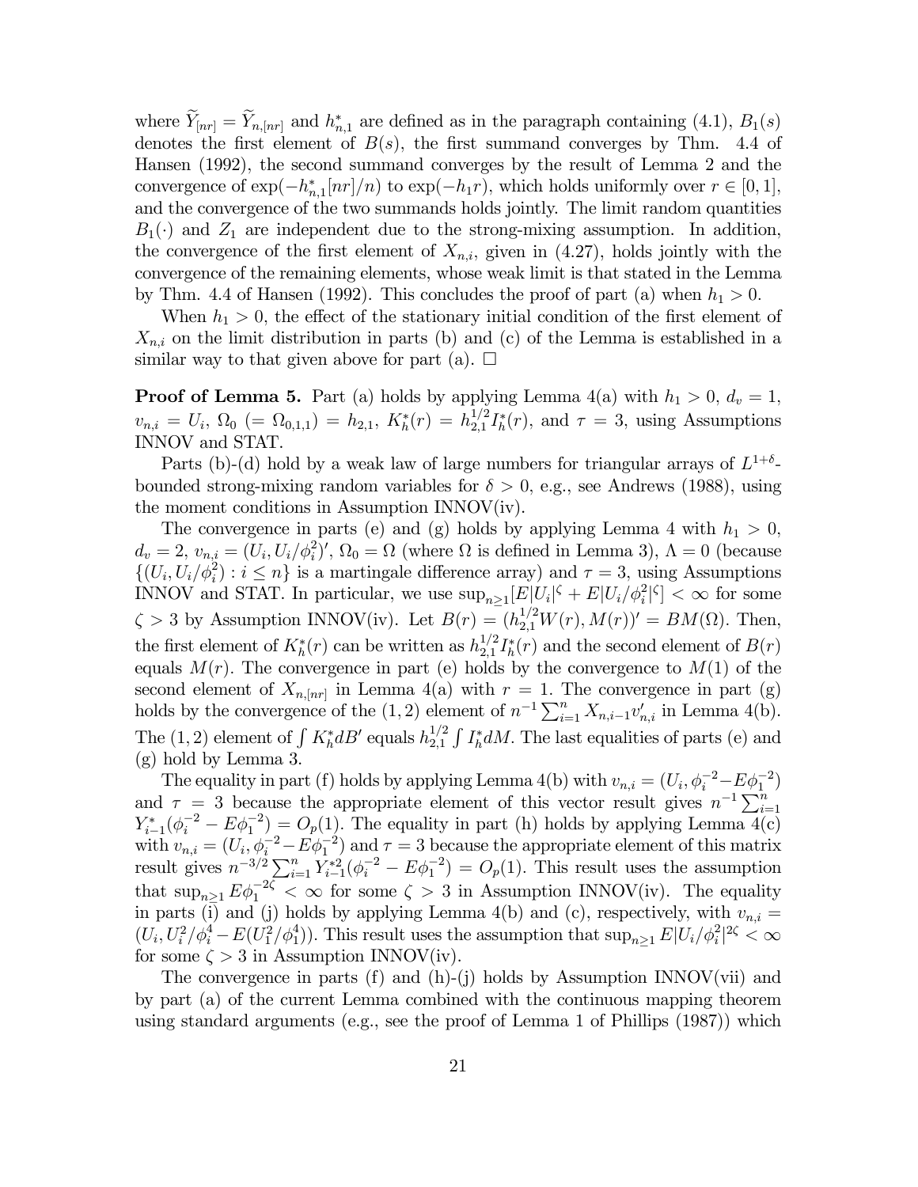where $\widetilde{Y}_{[nr]} = \widetilde{Y}_{n,[nr]}$ and $h^*_{n,1}$ are defined as in the paragraph containing (4.1), $B_1(s)$ denotes the first element of $B(s)$, the first summand converges by Thm. 4.4 of Hansen (1992), the second summand converges by the result of Lemma 2 and the convergence of $\exp(-h^*_{n,1}[nr]/n)$ to $\exp(-h_1 r)$, which holds uniformly over $r \in [0,1]$, and the convergence of the two summands holds jointly. The limit random quantities $B_1(\cdot)$ and $Z_1$ are independent due to the strong-mixing assumption. In addition, the convergence of the first element of $X_{n,i}$, given in (4.27), holds jointly with the convergence of the remaining elements, whose weak limit is that stated in the Lemma by Thm. 4.4 of Hansen (1992). This concludes the proof of part (a) when $h_1 > 0$.

When $h_1 > 0$, the effect of the stationary initial condition of the first element of $X_{n,i}$ on the limit distribution in parts (b) and (c) of the Lemma is established in a similar way to that given above for part (a). $\square$

**Proof of Lemma 5.** Part (a) holds by applying Lemma 4(a) with $h_1 > 0$, $d_v = 1$, $v_{n,i} = U_i$, $\Omega_0$ $(= \Omega_{0,1,1}) = h_{2,1}$, $K^*_h(r) = h^{1/2}_{2,1} I^*_h(r)$, and $\tau = 3$, using Assumptions INNOV and STAT.

Parts (b)-(d) hold by a weak law of large numbers for triangular arrays of $L^{1+\delta}$-bounded strong-mixing random variables for $\delta > 0$, e.g., see Andrews (1988), using the moment conditions in Assumption INNOV(iv).

The convergence in parts (e) and (g) holds by applying Lemma 4 with $h_1 > 0$, $d_v = 2$, $v_{n,i} = (U_i, U_i/\phi^2_i)'$, $\Omega_0 = \Omega$ (where $\Omega$ is defined in Lemma 3), $\Lambda = 0$ (because $\{(U_i, U_i/\phi^2_i) : i \leq n\}$ is a martingale difference array) and $\tau = 3$, using Assumptions INNOV and STAT. In particular, we use $\sup_{n \geq 1}[E|U_i|^\zeta + E|U_i/\phi^2_i|^\zeta] < \infty$ for some $\zeta > 3$ by Assumption INNOV(iv). Let $B(r) = (h^{1/2}_{2,1} W(r), M(r))' = BM(\Omega)$. Then, the first element of $K^*_h(r)$ can be written as $h^{1/2}_{2,1} I^*_h(r)$ and the second element of $B(r)$ equals $M(r)$. The convergence in part (e) holds by the convergence to $M(1)$ of the second element of $X_{n,[nr]}$ in Lemma 4(a) with $r = 1$. The convergence in part (g) holds by the convergence of the $(1,2)$ element of $n^{-1}\sum_{i=1}^n X_{n,i-1} v'_{n,i}$ in Lemma 4(b). The $(1,2)$ element of $\int K^*_h dB'$ equals $h^{1/2}_{2,1} \int I^*_h dM$. The last equalities of parts (e) and (g) hold by Lemma 3.

The equality in part (f) holds by applying Lemma 4(b) with $v_{n,i} = (U_i, \phi^{-2}_i - E\phi^{-2}_1)$ and $\tau = 3$ because the appropriate element of this vector result gives $n^{-1}\sum_{i=1}^n Y^*_{i-1}(\phi^{-2}_i - E\phi^{-2}_1) = O_p(1)$. The equality in part (h) holds by applying Lemma 4(c) with $v_{n,i} = (U_i, \phi^{-2}_i - E\phi^{-2}_1)$ and $\tau = 3$ because the appropriate element of this matrix result gives $n^{-3/2}\sum_{i=1}^n Y^{*2}_{i-1}(\phi^{-2}_i - E\phi^{-2}_1) = O_p(1)$. This result uses the assumption that $\sup_{n \geq 1} E\phi^{-2\zeta}_1 < \infty$ for some $\zeta > 3$ in Assumption INNOV(iv). The equality in parts (i) and (j) holds by applying Lemma 4(b) and (c), respectively, with $v_{n,i} = (U_i, U^2_i/\phi^4_i - E(U^2_1/\phi^4_1))$. This result uses the assumption that $\sup_{n \geq 1} E|U_i/\phi^2_i|^{2\zeta} < \infty$ for some $\zeta > 3$ in Assumption INNOV(iv).

The convergence in parts (f) and (h)-(j) holds by Assumption INNOV(vii) and by part (a) of the current Lemma combined with the continuous mapping theorem using standard arguments (e.g., see the proof of Lemma 1 of Phillips (1987)) which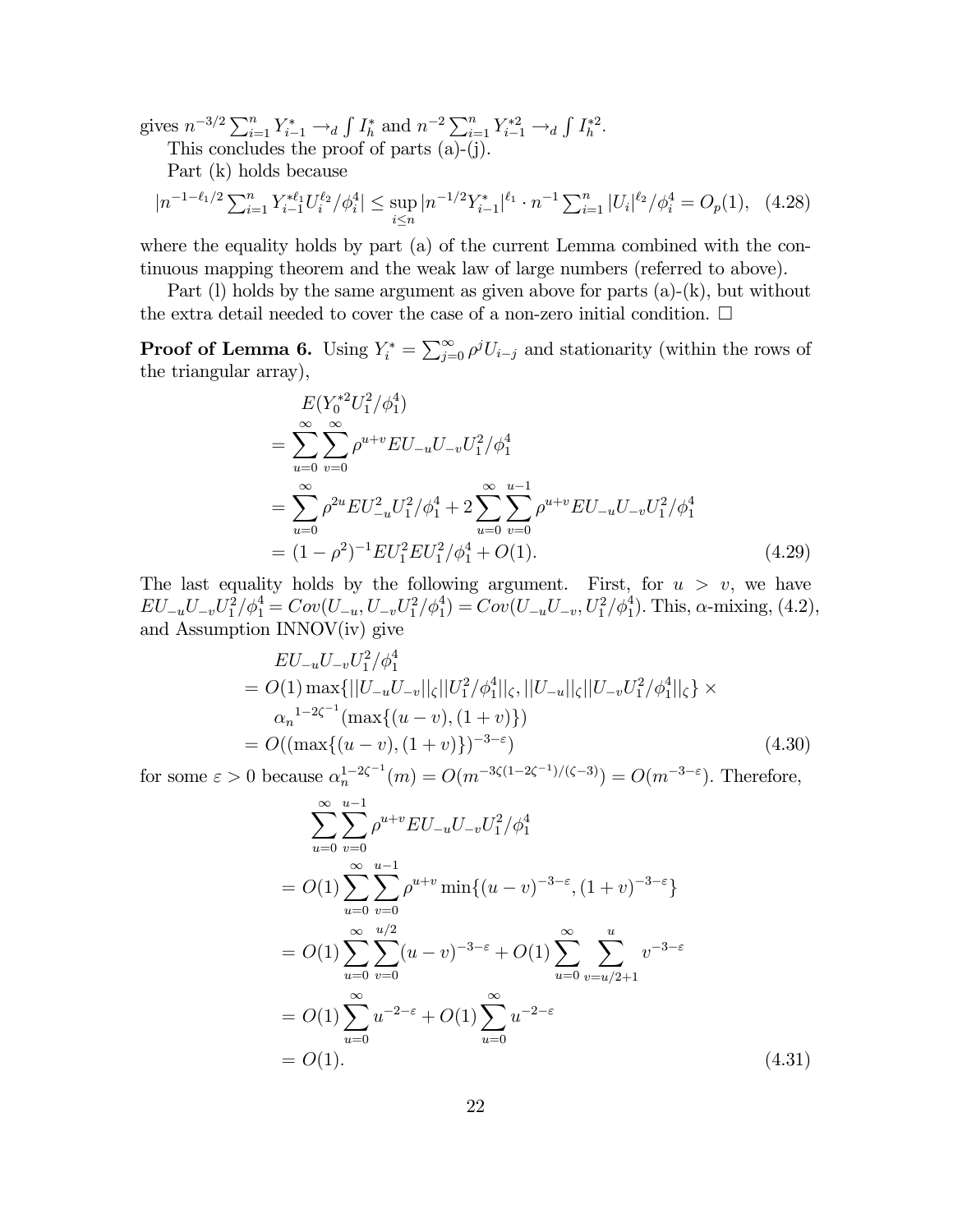gives $n^{-3/2}\sum_{i=1}^n Y_{i-1}^* \to_d \int I_h^*$ and $n^{-2}\sum_{i=1}^n Y_{i-1}^{*2} \to_d \int I_h^{*2}$.

This concludes the proof of parts (a)-(j).

Part (k) holds because

$$|n^{-1-\ell_1/2}\sum_{i=1}^n Y_{i-1}^{*\ell_1} U_i^{\ell_2}/\phi_i^4| \leq \sup_{i\leq n}|n^{-1/2}Y_{i-1}^*|^{\ell_1}\cdot n^{-1}\sum_{i=1}^n |U_i|^{\ell_2}/\phi_i^4 = O_p(1), \quad (4.28)$$

where the equality holds by part (a) of the current Lemma combined with the continuous mapping theorem and the weak law of large numbers (referred to above).

Part (l) holds by the same argument as given above for parts (a)-(k), but without the extra detail needed to cover the case of a non-zero initial condition. $\square$

**Proof of Lemma 6.** Using $Y_i^* = \sum_{j=0}^\infty \rho^j U_{i-j}$ and stationarity (within the rows of the triangular array),

$$\begin{aligned}
& E(Y_0^{*2}U_1^2/\phi_1^4) \\
&= \sum_{u=0}^\infty \sum_{v=0}^\infty \rho^{u+v} EU_{-u}U_{-v}U_1^2/\phi_1^4 \\
&= \sum_{u=0}^\infty \rho^{2u} EU_{-u}^2 U_1^2/\phi_1^4 + 2\sum_{u=0}^\infty \sum_{v=0}^{u-1} \rho^{u+v} EU_{-u}U_{-v}U_1^2/\phi_1^4 \\
&= (1-\rho^2)^{-1} EU_1^2 EU_1^2/\phi_1^4 + O(1). \qquad (4.29)
\end{aligned}$$

The last equality holds by the following argument. First, for $u > v$, we have $EU_{-u}U_{-v}U_1^2/\phi_1^4 = Cov(U_{-u}, U_{-v}U_1^2/\phi_1^4) = Cov(U_{-u}U_{-v}, U_1^2/\phi_1^4)$. This, $\alpha$-mixing, (4.2), and Assumption INNOV(iv) give

$$\begin{aligned}
& EU_{-u}U_{-v}U_1^2/\phi_1^4 \\
&= O(1)\max\{||U_{-u}U_{-v}||_\zeta ||U_1^2/\phi_1^4||_\zeta, ||U_{-u}||_\zeta ||U_{-v}U_1^2/\phi_1^4||_\zeta\} \times \\
&\quad \alpha_n{}^{1-2\zeta^{-1}}(\max\{(u-v),(1+v)\}) \\
&= O((\max\{(u-v),(1+v)\})^{-3-\varepsilon}) \qquad (4.30)
\end{aligned}$$

for some $\varepsilon > 0$ because $\alpha_n^{1-2\zeta^{-1}}(m) = O(m^{-3\zeta(1-2\zeta^{-1})/(\zeta-3)}) = O(m^{-3-\varepsilon})$. Therefore,

$$\begin{aligned}
& \sum_{u=0}^\infty \sum_{v=0}^{u-1} \rho^{u+v} EU_{-u}U_{-v}U_1^2/\phi_1^4 \\
&= O(1)\sum_{u=0}^\infty \sum_{v=0}^{u-1} \rho^{u+v} \min\{(u-v)^{-3-\varepsilon}, (1+v)^{-3-\varepsilon}\} \\
&= O(1)\sum_{u=0}^\infty \sum_{v=0}^{u/2} (u-v)^{-3-\varepsilon} + O(1)\sum_{u=0}^\infty \sum_{v=u/2+1}^{u} v^{-3-\varepsilon} \\
&= O(1)\sum_{u=0}^\infty u^{-2-\varepsilon} + O(1)\sum_{u=0}^\infty u^{-2-\varepsilon} \\
&= O(1). \qquad (4.31)
\end{aligned}$$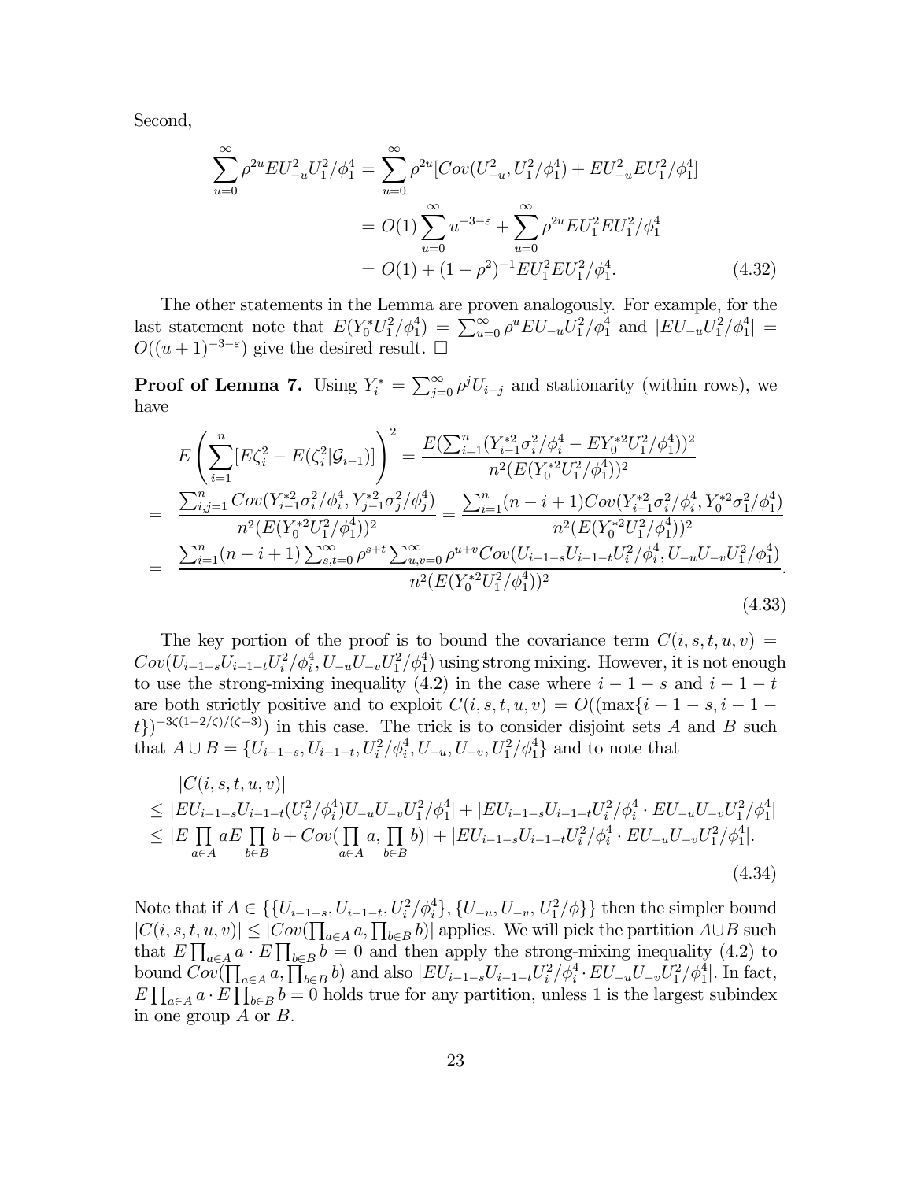Second,

$$
\begin{aligned}
\sum_{u=0}^{\infty} \rho^{2u} E U_{-u}^2 U_1^2/\phi_1^4 &= \sum_{u=0}^{\infty} \rho^{2u} [Cov(U_{-u}^2, U_1^2/\phi_1^4) + EU_{-u}^2 EU_1^2/\phi_1^4] \\
&= O(1) \sum_{u=0}^{\infty} u^{-3-\varepsilon} + \sum_{u=0}^{\infty} \rho^{2u} EU_1^2 EU_1^2/\phi_1^4 \\
&= O(1) + (1-\rho^2)^{-1} EU_1^2 EU_1^2/\phi_1^4. \qquad (4.32)
\end{aligned}
$$

The other statements in the Lemma are proven analogously. For example, for the last statement note that $E(Y_0^* U_1^2/\phi_1^4) = \sum_{u=0}^{\infty} \rho^u EU_{-u} U_1^2/\phi_1^4$ and $|EU_{-u}U_1^2/\phi_1^4| = O((u+1)^{-3-\varepsilon})$ give the desired result. $\square$

**Proof of Lemma 7.** Using $Y_i^* = \sum_{j=0}^{\infty} \rho^j U_{i-j}$ and stationarity (within rows), we have

$$
\begin{aligned}
& E\left(\sum_{i=1}^{n} [E\zeta_i^2 - E(\zeta_i^2|\mathcal{G}_{i-1})]\right)^2 = \frac{E(\sum_{i=1}^{n}(Y_{i-1}^{*2}\sigma_i^2/\phi_i^4 - EY_0^{*2}U_1^2/\phi_1^4))^2}{n^2(E(Y_0^{*2}U_1^2/\phi_1^4))^2} \\
= \; & \frac{\sum_{i,j=1}^{n} Cov(Y_{i-1}^{*2}\sigma_i^2/\phi_i^4, Y_{j-1}^{*2}\sigma_j^2/\phi_j^4)}{n^2(E(Y_0^{*2}U_1^2/\phi_1^4))^2} = \frac{\sum_{i=1}^{n}(n-i+1) Cov(Y_{i-1}^{*2}\sigma_i^2/\phi_i^4, Y_0^{*2}\sigma_1^2/\phi_1^4)}{n^2(E(Y_0^{*2}U_1^2/\phi_1^4))^2} \\
= \; & \frac{\sum_{i=1}^{n}(n-i+1)\sum_{s,t=0}^{\infty}\rho^{s+t}\sum_{u,v=0}^{\infty}\rho^{u+v} Cov(U_{i-1-s}U_{i-1-t}U_i^2/\phi_i^4, U_{-u}U_{-v}U_1^2/\phi_1^4)}{n^2(E(Y_0^{*2}U_1^2/\phi_1^4))^2}.
\end{aligned}
\qquad (4.33)
$$

The key portion of the proof is to bound the covariance term $C(i,s,t,u,v) = Cov(U_{i-1-s}U_{i-1-t}U_i^2/\phi_i^4, U_{-u}U_{-v}U_1^2/\phi_1^4)$ using strong mixing. However, it is not enough to use the strong-mixing inequality (4.2) in the case where $i-1-s$ and $i-1-t$ are both strictly positive and to exploit $C(i,s,t,u,v) = O((\max\{i-1-s, i-1-t\})^{-3\zeta(1-2/\zeta)/(\zeta-3)})$ in this case. The trick is to consider disjoint sets $A$ and $B$ such that $A \cup B = \{U_{i-1-s}, U_{i-1-t}, U_i^2/\phi_i^4, U_{-u}, U_{-v}, U_1^2/\phi_1^4\}$ and to note that

$$
\begin{aligned}
& |C(i,s,t,u,v)| \\
\leq \; & |EU_{i-1-s}U_{i-1-t}(U_i^2/\phi_i^4)U_{-u}U_{-v}U_1^2/\phi_1^4| + |EU_{i-1-s}U_{i-1-t}U_i^2/\phi_i^4 \cdot EU_{-u}U_{-v}U_1^2/\phi_1^4| \\
\leq \; & |E\prod_{a\in A} a E\prod_{b\in B} b + Cov(\prod_{a\in A} a, \prod_{b\in B} b)| + |EU_{i-1-s}U_{i-1-t}U_i^2/\phi_i^4 \cdot EU_{-u}U_{-v}U_1^2/\phi_1^4|.
\end{aligned}
\qquad (4.34)
$$

Note that if $A \in \{\{U_{i-1-s}, U_{i-1-t}, U_i^2/\phi_i^4\}, \{U_{-u}, U_{-v}, U_1^2/\phi\}\}$ then the simpler bound $|C(i,s,t,u,v)| \leq |Cov(\prod_{a\in A} a, \prod_{b\in B} b)|$ applies. We will pick the partition $A\cup B$ such that $E\prod_{a\in A} a \cdot E\prod_{b\in B} b = 0$ and then apply the strong-mixing inequality (4.2) to bound $Cov(\prod_{a\in A} a, \prod_{b\in B} b)$ and also $|EU_{i-1-s}U_{i-1-t}U_i^2/\phi_i^4 \cdot EU_{-u}U_{-v}U_1^2/\phi_1^4|$. In fact, $E\prod_{a\in A} a \cdot E\prod_{b\in B} b = 0$ holds true for any partition, unless 1 is the largest subindex in one group $A$ or $B$.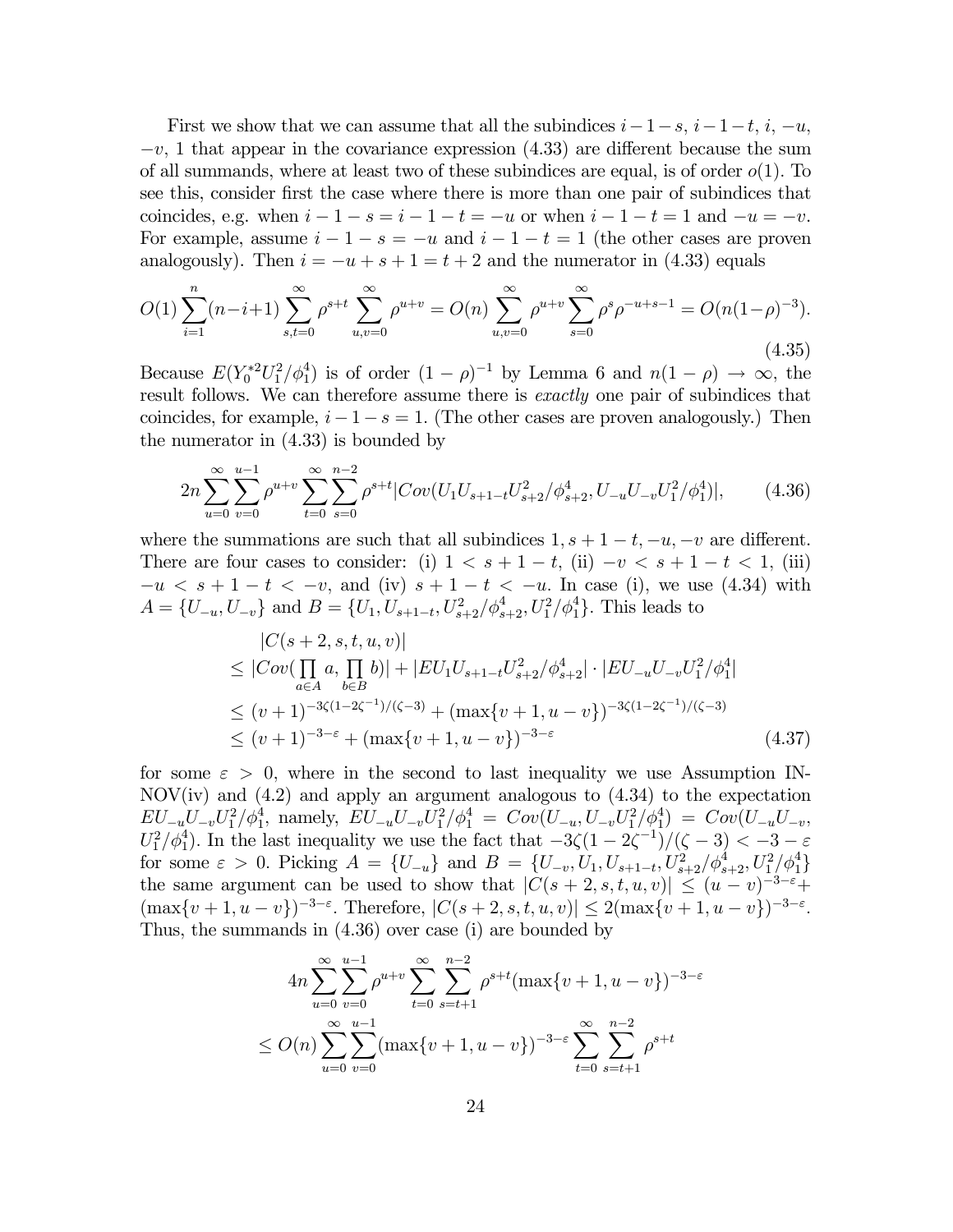First we show that we can assume that all the subindices $i-1-s$, $i-1-t$, $i$, $-u$, $-v$, 1 that appear in the covariance expression (4.33) are different because the sum of all summands, where at least two of these subindices are equal, is of order $o(1)$. To see this, consider first the case where there is more than one pair of subindices that coincides, e.g. when $i-1-s = i-1-t = -u$ or when $i-1-t = 1$ and $-u = -v$. For example, assume $i-1-s = -u$ and $i-1-t = 1$ (the other cases are proven analogously). Then $i = -u+s+1 = t+2$ and the numerator in (4.33) equals

$$O(1)\sum_{i=1}^{n}(n-i+1)\sum_{s,t=0}^{\infty}\rho^{s+t}\sum_{u,v=0}^{\infty}\rho^{u+v} = O(n)\sum_{u,v=0}^{\infty}\rho^{u+v}\sum_{s=0}^{\infty}\rho^{s}\rho^{-u+s-1} = O(n(1-\rho)^{-3}). \tag{4.35}$$

Because $E(Y_0^{*2}U_1^2/\phi_1^4)$ is of order $(1-\rho)^{-1}$ by Lemma 6 and $n(1-\rho)\to\infty$, the result follows. We can therefore assume there is *exactly* one pair of subindices that coincides, for example, $i-1-s=1$. (The other cases are proven analogously.) Then the numerator in (4.33) is bounded by

$$2n\sum_{u=0}^{\infty}\sum_{v=0}^{u-1}\rho^{u+v}\sum_{t=0}^{\infty}\sum_{s=0}^{n-2}\rho^{s+t}|Cov(U_1U_{s+1-t}U_{s+2}^2/\phi_{s+2}^4, U_{-u}U_{-v}U_1^2/\phi_1^4)|, \tag{4.36}$$

where the summations are such that all subindices $1, s+1-t, -u, -v$ are different. There are four cases to consider: (i) $1 < s+1-t$, (ii) $-v < s+1-t < 1$, (iii) $-u < s+1-t < -v$, and (iv) $s+1-t < -u$. In case (i), we use (4.34) with $A = \{U_{-u}, U_{-v}\}$ and $B = \{U_1, U_{s+1-t}, U_{s+2}^2/\phi_{s+2}^4, U_1^2/\phi_1^4\}$. This leads to

$$\begin{aligned}
&|C(s+2,s,t,u,v)| \\
&\leq |Cov(\prod_{a\in A} a, \prod_{b\in B} b)| + |EU_1U_{s+1-t}U_{s+2}^2/\phi_{s+2}^4|\cdot|EU_{-u}U_{-v}U_1^2/\phi_1^4| \\
&\leq (v+1)^{-3\zeta(1-2\zeta^{-1})/(\zeta-3)} + (\max\{v+1,u-v\})^{-3\zeta(1-2\zeta^{-1})/(\zeta-3)} \\
&\leq (v+1)^{-3-\varepsilon} + (\max\{v+1,u-v\})^{-3-\varepsilon}
\end{aligned} \tag{4.37}$$

for some $\varepsilon > 0$, where in the second to last inequality we use Assumption INNOV(iv) and (4.2) and apply an argument analogous to (4.34) to the expectation $EU_{-u}U_{-v}U_1^2/\phi_1^4$, namely, $EU_{-u}U_{-v}U_1^2/\phi_1^4 = Cov(U_{-u}, U_{-v}U_1^2/\phi_1^4) = Cov(U_{-u}U_{-v}, U_1^2/\phi_1^4)$. In the last inequality we use the fact that $-3\zeta(1-2\zeta^{-1})/(\zeta-3) < -3-\varepsilon$ for some $\varepsilon > 0$. Picking $A = \{U_{-u}\}$ and $B = \{U_{-v}, U_1, U_{s+1-t}, U_{s+2}^2/\phi_{s+2}^4, U_1^2/\phi_1^4\}$ the same argument can be used to show that $|C(s+2,s,t,u,v)| \leq (u-v)^{-3-\varepsilon} + (\max\{v+1,u-v\})^{-3-\varepsilon}$. Therefore, $|C(s+2,s,t,u,v)| \leq 2(\max\{v+1,u-v\})^{-3-\varepsilon}$. Thus, the summands in (4.36) over case (i) are bounded by

$$\begin{aligned}
&4n\sum_{u=0}^{\infty}\sum_{v=0}^{u-1}\rho^{u+v}\sum_{t=0}^{\infty}\sum_{s=t+1}^{n-2}\rho^{s+t}(\max\{v+1,u-v\})^{-3-\varepsilon} \\
&\leq O(n)\sum_{u=0}^{\infty}\sum_{v=0}^{u-1}(\max\{v+1,u-v\})^{-3-\varepsilon}\sum_{t=0}^{\infty}\sum_{s=t+1}^{n-2}\rho^{s+t}
\end{aligned}$$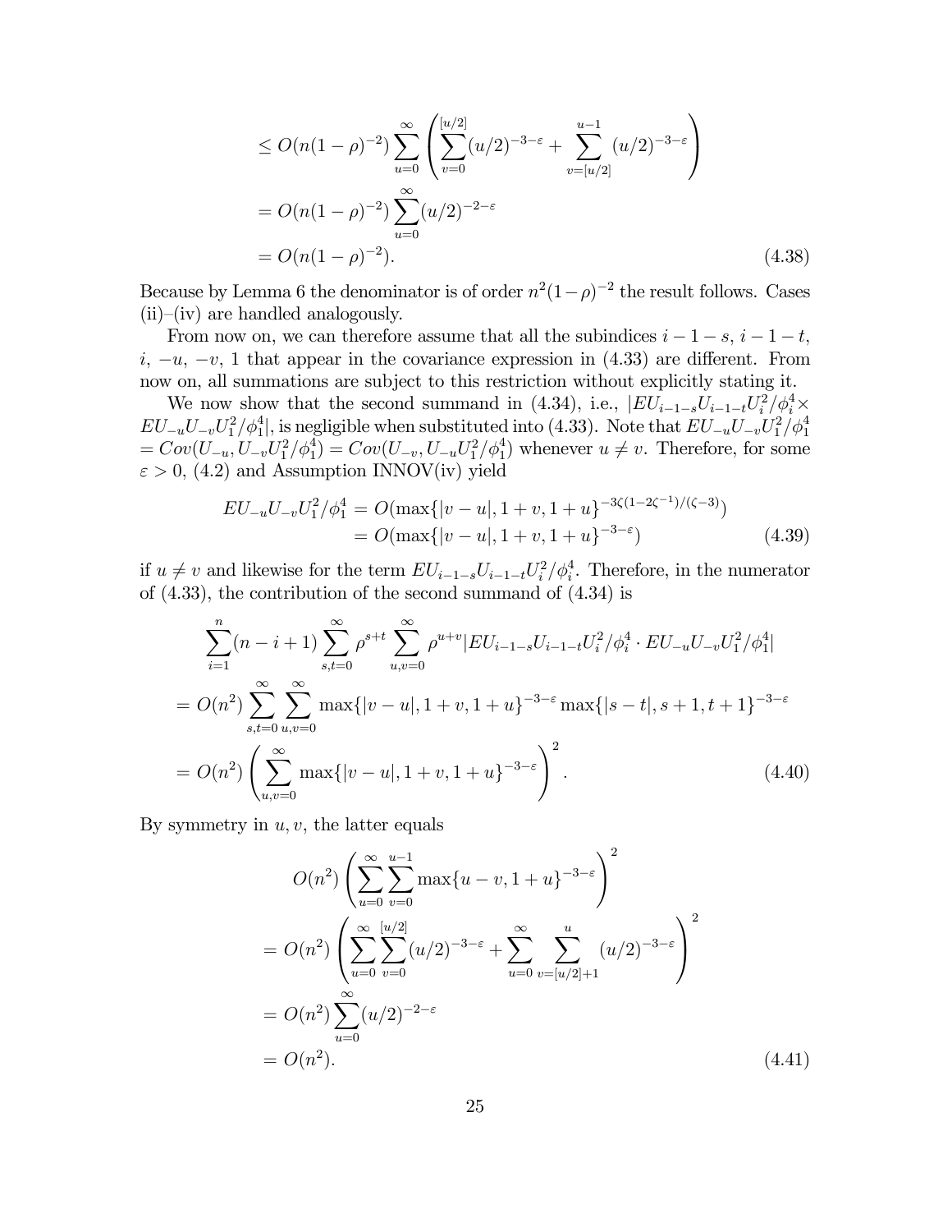$$
\begin{aligned}
&\leq O(n(1-\rho)^{-2}) \sum_{u=0}^{\infty} \left( \sum_{v=0}^{[u/2]} (u/2)^{-3-\varepsilon} + \sum_{v=[u/2]}^{u-1} (u/2)^{-3-\varepsilon} \right) \\
&= O(n(1-\rho)^{-2}) \sum_{u=0}^{\infty} (u/2)^{-2-\varepsilon} \\
&= O(n(1-\rho)^{-2}). \qquad (4.38)
\end{aligned}
$$

Because by Lemma 6 the denominator is of order $n^2(1-\rho)^{-2}$ the result follows. Cases (ii)–(iv) are handled analogously.

From now on, we can therefore assume that all the subindices $i-1-s$, $i-1-t$, $i$, $-u$, $-v$, $1$ that appear in the covariance expression in (4.33) are different. From now on, all summations are subject to this restriction without explicitly stating it.

We now show that the second summand in (4.34), i.e., $|EU_{i-1-s}U_{i-1-t}U_i^2/\phi_i^4 \times EU_{-u}U_{-v}U_1^2/\phi_1^4|$, is negligible when substituted into (4.33). Note that $EU_{-u}U_{-v}U_1^2/\phi_1^4 = Cov(U_{-u}, U_{-v}U_1^2/\phi_1^4) = Cov(U_{-v}, U_{-u}U_1^2/\phi_1^4)$ whenever $u \neq v$. Therefore, for some $\varepsilon > 0$, (4.2) and Assumption INNOV(iv) yield

$$
\begin{aligned}
EU_{-u}U_{-v}U_1^2/\phi_1^4 &= O(\max\{|v-u|, 1+v, 1+u\}^{-3\zeta(1-2\zeta^{-1})/(\zeta-3)}) \\
&= O(\max\{|v-u|, 1+v, 1+u\}^{-3-\varepsilon}) \qquad (4.39)
\end{aligned}
$$

if $u \neq v$ and likewise for the term $EU_{i-1-s}U_{i-1-t}U_i^2/\phi_i^4$. Therefore, in the numerator of (4.33), the contribution of the second summand of (4.34) is

$$
\begin{aligned}
&\sum_{i=1}^{n} (n-i+1) \sum_{s,t=0}^{\infty} \rho^{s+t} \sum_{u,v=0}^{\infty} \rho^{u+v} |EU_{i-1-s}U_{i-1-t}U_i^2/\phi_i^4 \cdot EU_{-u}U_{-v}U_1^2/\phi_1^4| \\
&= O(n^2) \sum_{s,t=0}^{\infty} \sum_{u,v=0}^{\infty} \max\{|v-u|, 1+v, 1+u\}^{-3-\varepsilon} \max\{|s-t|, s+1, t+1\}^{-3-\varepsilon} \\
&= O(n^2) \left( \sum_{u,v=0}^{\infty} \max\{|v-u|, 1+v, 1+u\}^{-3-\varepsilon} \right)^2. \qquad (4.40)
\end{aligned}
$$

By symmetry in $u, v$, the latter equals

$$
\begin{aligned}
&O(n^2) \left( \sum_{u=0}^{\infty} \sum_{v=0}^{u-1} \max\{u-v, 1+u\}^{-3-\varepsilon} \right)^2 \\
&= O(n^2) \left( \sum_{u=0}^{\infty} \sum_{v=0}^{[u/2]} (u/2)^{-3-\varepsilon} + \sum_{u=0}^{\infty} \sum_{v=[u/2]+1}^{u} (u/2)^{-3-\varepsilon} \right)^2 \\
&= O(n^2) \sum_{u=0}^{\infty} (u/2)^{-2-\varepsilon} \\
&= O(n^2). \qquad (4.41)
\end{aligned}
$$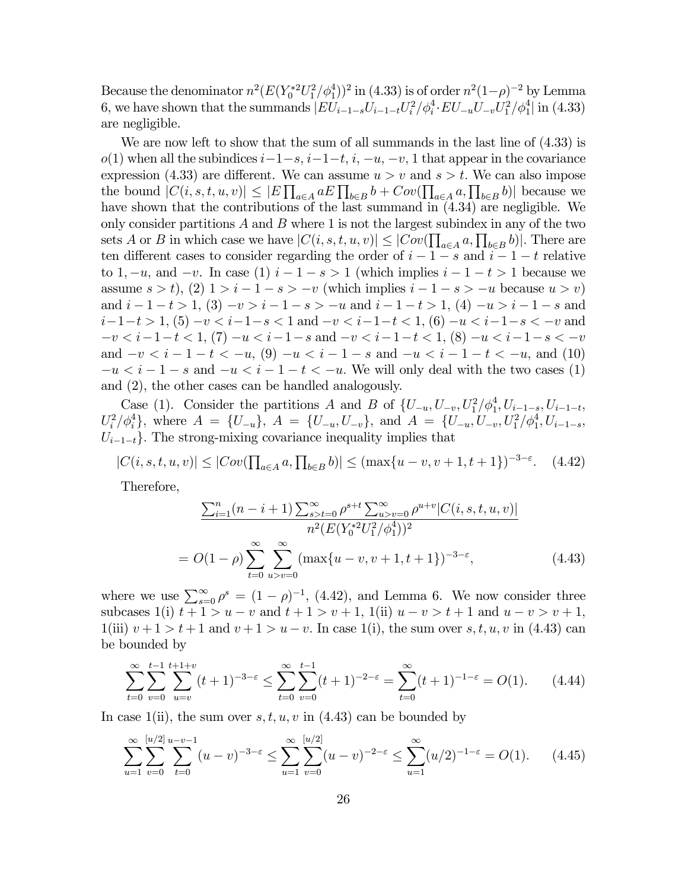Because the denominator $n^2(E(Y_0^{*2}U_1^2/\phi_1^4))^2$ in (4.33) is of order $n^2(1-\rho)^{-2}$ by Lemma 6, we have shown that the summands $|EU_{i-1-s}U_{i-1-t}U_i^2/\phi_i^4 \cdot EU_{-u}U_{-v}U_1^2/\phi_1^4|$ in (4.33) are negligible.

We are now left to show that the sum of all summands in the last line of (4.33) is $o(1)$ when all the subindices $i-1-s$, $i-1-t$, $i$, $-u$, $-v$, $1$ that appear in the covariance expression (4.33) are different. We can assume $u > v$ and $s > t$. We can also impose the bound $|C(i,s,t,u,v)| \leq |E\prod_{a \in A} aE\prod_{b \in B} b + Cov(\prod_{a \in A} a, \prod_{b \in B} b)|$ because we have shown that the contributions of the last summand in (4.34) are negligible. We only consider partitions $A$ and $B$ where 1 is not the largest subindex in any of the two sets $A$ or $B$ in which case we have $|C(i,s,t,u,v)| \leq |Cov(\prod_{a \in A} a, \prod_{b \in B} b)|$. There are ten different cases to consider regarding the order of $i-1-s$ and $i-1-t$ relative to $1, -u$, and $-v$. In case (1) $i-1-s > 1$ (which implies $i-1-t > 1$ because we assume $s > t$), (2) $1 > i-1-s > -v$ (which implies $i-1-s > -u$ because $u > v$) and $i-1-t > 1$, (3) $-v > i-1-s > -u$ and $i-1-t > 1$, (4) $-u > i-1-s$ and $i-1-t > 1$, (5) $-v < i-1-s < 1$ and $-v < i-1-t < 1$, (6) $-u < i-1-s < -v$ and $-v < i-1-t < 1$, (7) $-u < i-1-s$ and $-v < i-1-t < 1$, (8) $-u < i-1-s < -v$ and $-v < i-1-t < -u$, (9) $-u < i-1-s$ and $-u < i-1-t < -u$, and (10) $-u < i-1-s$ and $-u < i-1-t < -u$. We will only deal with the two cases (1) and (2), the other cases can be handled analogously.

Case (1). Consider the partitions $A$ and $B$ of $\{U_{-u}, U_{-v}, U_1^2/\phi_1^4, U_{i-1-s}, U_{i-1-t}, U_i^2/\phi_i^4\}$, where $A = \{U_{-u}\}$, $A = \{U_{-u}, U_{-v}\}$, and $A = \{U_{-u}, U_{-v}, U_1^2/\phi_1^4, U_{i-1-s}, U_{i-1-t}\}$. The strong-mixing covariance inequality implies that

$$|C(i,s,t,u,v)| \leq |Cov(\textstyle\prod_{a \in A} a, \prod_{b \in B} b)| \leq (\max\{u-v, v+1, t+1\})^{-3-\varepsilon}. \quad (4.42)$$

Therefore,

$$\frac{\sum_{i=1}^n (n-i+1) \sum_{s>t=0}^\infty \rho^{s+t} \sum_{u>v=0}^\infty \rho^{u+v} |C(i,s,t,u,v)|}{n^2(E(Y_0^{*2}U_1^2/\phi_1^4))^2}$$
$$= O(1-\rho) \sum_{t=0}^\infty \sum_{u>v=0}^\infty (\max\{u-v, v+1, t+1\})^{-3-\varepsilon}, \quad (4.43)$$

where we use $\sum_{s=0}^\infty \rho^s = (1-\rho)^{-1}$, (4.42), and Lemma 6. We now consider three subcases 1(i) $t+1 > u-v$ and $t+1 > v+1$, 1(ii) $u-v > t+1$ and $u-v > v+1$, 1(iii) $v+1 > t+1$ and $v+1 > u-v$. In case 1(i), the sum over $s, t, u, v$ in (4.43) can be bounded by

$$\sum_{t=0}^\infty \sum_{v=0}^{t-1} \sum_{u=v}^{t+1+v} (t+1)^{-3-\varepsilon} \leq \sum_{t=0}^\infty \sum_{v=0}^{t-1} (t+1)^{-2-\varepsilon} = \sum_{t=0}^\infty (t+1)^{-1-\varepsilon} = O(1). \quad (4.44)$$

In case 1(ii), the sum over $s, t, u, v$ in (4.43) can be bounded by

$$\sum_{u=1}^\infty \sum_{v=0}^{[u/2]} \sum_{t=0}^{u-v-1} (u-v)^{-3-\varepsilon} \leq \sum_{u=1}^\infty \sum_{v=0}^{[u/2]} (u-v)^{-2-\varepsilon} \leq \sum_{u=1}^\infty (u/2)^{-1-\varepsilon} = O(1). \quad (4.45)$$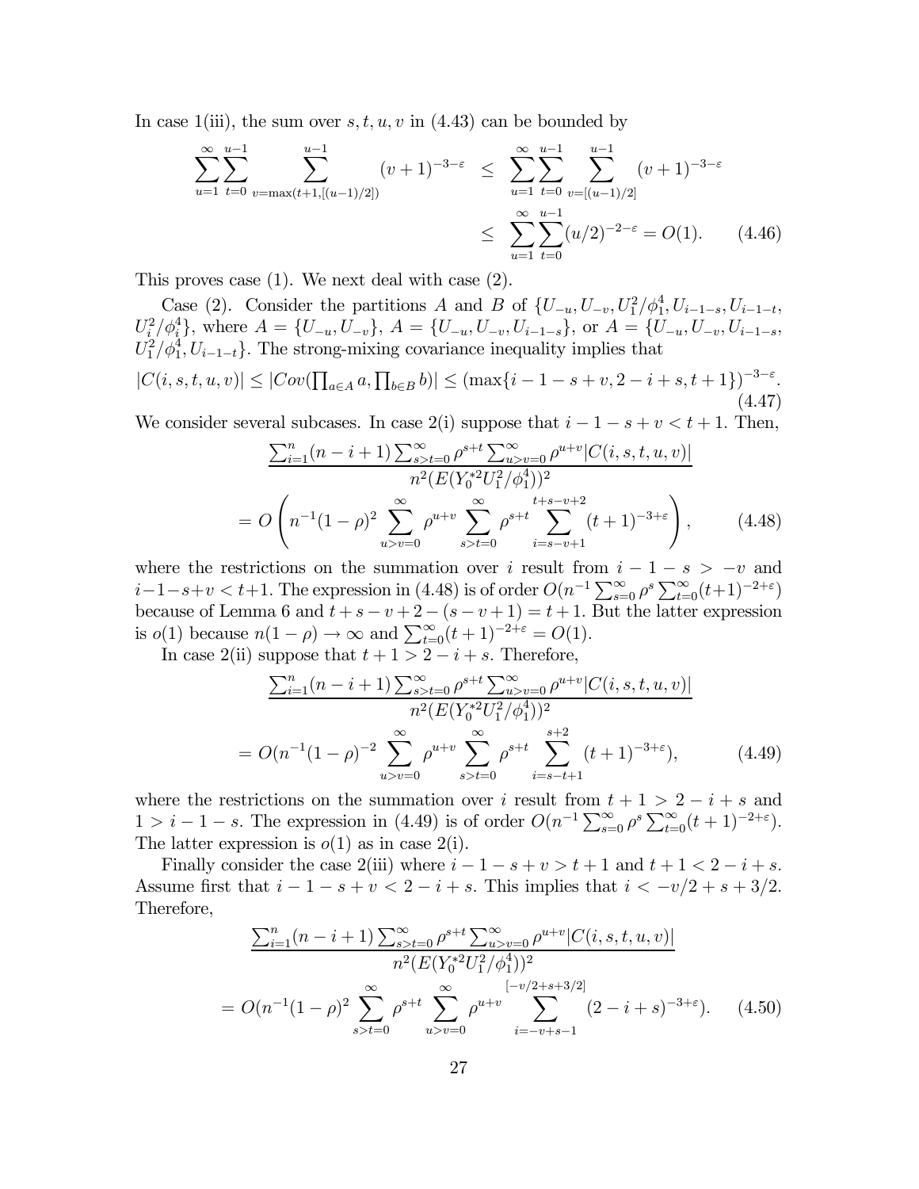In case 1(iii), the sum over $s, t, u, v$ in (4.43) can be bounded by

$$\sum_{u=1}^{\infty}\sum_{t=0}^{u-1}\sum_{v=\max(t+1,[(u-1)/2])}^{u-1}(v+1)^{-3-\varepsilon} \leq \sum_{u=1}^{\infty}\sum_{t=0}^{u-1}\sum_{v=[(u-1)/2]}^{u-1}(v+1)^{-3-\varepsilon} \leq \sum_{u=1}^{\infty}\sum_{t=0}^{u-1}(u/2)^{-2-\varepsilon} = O(1). \quad (4.46)$$

This proves case (1). We next deal with case (2).

Case (2). Consider the partitions $A$ and $B$ of $\{U_{-u}, U_{-v}, U_1^2/\phi_1^4, U_{i-1-s}, U_{i-1-t}, U_i^2/\phi_i^4\}$, where $A = \{U_{-u}, U_{-v}\}$, $A = \{U_{-u}, U_{-v}, U_{i-1-s}\}$, or $A = \{U_{-u}, U_{-v}, U_{i-1-s}, U_1^2/\phi_1^4, U_{i-1-t}\}$. The strong-mixing covariance inequality implies that

$$|C(i,s,t,u,v)| \leq |Cov(\textstyle\prod_{a\in A} a, \prod_{b\in B} b)| \leq (\max\{i-1-s+v, 2-i+s, t+1\})^{-3-\varepsilon}. \quad (4.47)$$

We consider several subcases. In case 2(i) suppose that $i-1-s+v < t+1$. Then,

$$\frac{\sum_{i=1}^{n}(n-i+1)\sum_{s>t=0}^{\infty}\rho^{s+t}\sum_{u>v=0}^{\infty}\rho^{u+v}|C(i,s,t,u,v)|}{n^2(E(Y_0^{*2}U_1^2/\phi_1^4))^2}$$
$$= O\left(n^{-1}(1-\rho)^2\sum_{u>v=0}^{\infty}\rho^{u+v}\sum_{s>t=0}^{\infty}\rho^{s+t}\sum_{i=s-v+1}^{t+s-v+2}(t+1)^{-3+\varepsilon}\right), \quad (4.48)$$

where the restrictions on the summation over $i$ result from $i-1-s > -v$ and $i-1-s+v < t+1$. The expression in (4.48) is of order $O(n^{-1}\sum_{s=0}^{\infty}\rho^s\sum_{t=0}^{\infty}(t+1)^{-2+\varepsilon})$ because of Lemma 6 and $t+s-v+2-(s-v+1) = t+1$. But the latter expression is $o(1)$ because $n(1-\rho) \to \infty$ and $\sum_{t=0}^{\infty}(t+1)^{-2+\varepsilon} = O(1)$.

In case 2(ii) suppose that $t+1 > 2-i+s$. Therefore,

$$\frac{\sum_{i=1}^{n}(n-i+1)\sum_{s>t=0}^{\infty}\rho^{s+t}\sum_{u>v=0}^{\infty}\rho^{u+v}|C(i,s,t,u,v)|}{n^2(E(Y_0^{*2}U_1^2/\phi_1^4))^2}$$
$$= O(n^{-1}(1-\rho)^{-2}\sum_{u>v=0}^{\infty}\rho^{u+v}\sum_{s>t=0}^{\infty}\rho^{s+t}\sum_{i=s-t+1}^{s+2}(t+1)^{-3+\varepsilon}), \quad (4.49)$$

where the restrictions on the summation over $i$ result from $t+1 > 2-i+s$ and $1 > i-1-s$. The expression in (4.49) is of order $O(n^{-1}\sum_{s=0}^{\infty}\rho^s\sum_{t=0}^{\infty}(t+1)^{-2+\varepsilon})$. The latter expression is $o(1)$ as in case 2(i).

Finally consider the case 2(iii) where $i-1-s+v > t+1$ and $t+1 < 2-i+s$. Assume first that $i-1-s+v < 2-i+s$. This implies that $i < -v/2+s+3/2$. Therefore,

$$\frac{\sum_{i=1}^{n}(n-i+1)\sum_{s>t=0}^{\infty}\rho^{s+t}\sum_{u>v=0}^{\infty}\rho^{u+v}|C(i,s,t,u,v)|}{n^2(E(Y_0^{*2}U_1^2/\phi_1^4))^2}$$
$$= O(n^{-1}(1-\rho)^2\sum_{s>t=0}^{\infty}\rho^{s+t}\sum_{u>v=0}^{\infty}\rho^{u+v}\sum_{i=-v+s-1}^{[-v/2+s+3/2]}(2-i+s)^{-3+\varepsilon}). \quad (4.50)$$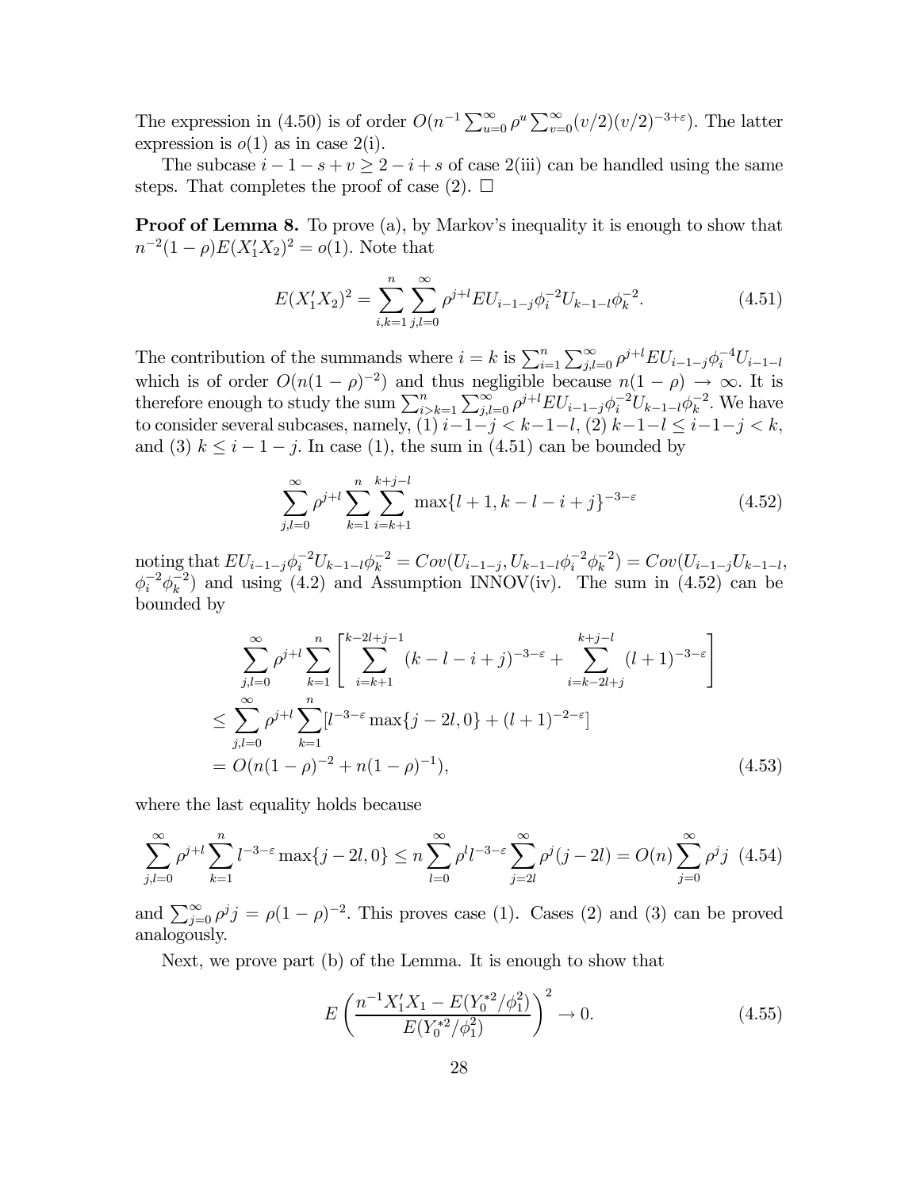The expression in (4.50) is of order $O(n^{-1}\sum_{u=0}^{\infty}\rho^u \sum_{v=0}^{\infty}(v/2)(v/2)^{-3+\varepsilon})$. The latter expression is $o(1)$ as in case 2(i).

The subcase $i-1-s+v \geq 2-i+s$ of case 2(iii) can be handled using the same steps. That completes the proof of case (2). $\square$

**Proof of Lemma 8.** To prove (a), by Markov's inequality it is enough to show that $n^{-2}(1-\rho)E(X_1'X_2)^2 = o(1)$. Note that

$$E(X_1'X_2)^2 = \sum_{i,k=1}^{n}\sum_{j,l=0}^{\infty}\rho^{j+l}EU_{i-1-j}\phi_i^{-2}U_{k-1-l}\phi_k^{-2}. \tag{4.51}$$

The contribution of the summands where $i=k$ is $\sum_{i=1}^{n}\sum_{j,l=0}^{\infty}\rho^{j+l}EU_{i-1-j}\phi_i^{-4}U_{i-1-l}$ which is of order $O(n(1-\rho)^{-2})$ and thus negligible because $n(1-\rho)\to\infty$. It is therefore enough to study the sum $\sum_{i>k=1}^{n}\sum_{j,l=0}^{\infty}\rho^{j+l}EU_{i-1-j}\phi_i^{-2}U_{k-1-l}\phi_k^{-2}$. We have to consider several subcases, namely, (1) $i-1-j<k-1-l$, (2) $k-1-l\leq i-1-j<k$, and (3) $k\leq i-1-j$. In case (1), the sum in (4.51) can be bounded by

$$\sum_{j,l=0}^{\infty}\rho^{j+l}\sum_{k=1}^{n}\sum_{i=k+1}^{k+j-l}\max\{l+1,k-l-i+j\}^{-3-\varepsilon} \tag{4.52}$$

noting that $EU_{i-1-j}\phi_i^{-2}U_{k-1-l}\phi_k^{-2} = Cov(U_{i-1-j},U_{k-1-l}\phi_i^{-2}\phi_k^{-2}) = Cov(U_{i-1-j}U_{k-1-l},\phi_i^{-2}\phi_k^{-2})$ and using (4.2) and Assumption INNOV(iv). The sum in (4.52) can be bounded by

$$\begin{aligned}
&\sum_{j,l=0}^{\infty}\rho^{j+l}\sum_{k=1}^{n}\left[\sum_{i=k+1}^{k-2l+j-1}(k-l-i+j)^{-3-\varepsilon}+\sum_{i=k-2l+j}^{k+j-l}(l+1)^{-3-\varepsilon}\right]\\
&\leq \sum_{j,l=0}^{\infty}\rho^{j+l}\sum_{k=1}^{n}[l^{-3-\varepsilon}\max\{j-2l,0\}+(l+1)^{-2-\varepsilon}]\\
&= O(n(1-\rho)^{-2}+n(1-\rho)^{-1}),
\end{aligned} \tag{4.53}$$

where the last equality holds because

$$\sum_{j,l=0}^{\infty}\rho^{j+l}\sum_{k=1}^{n}l^{-3-\varepsilon}\max\{j-2l,0\}\leq n\sum_{l=0}^{\infty}\rho^{l}l^{-3-\varepsilon}\sum_{j=2l}^{\infty}\rho^{j}(j-2l)=O(n)\sum_{j=0}^{\infty}\rho^{j}j \tag{4.54}$$

and $\sum_{j=0}^{\infty}\rho^j j = \rho(1-\rho)^{-2}$. This proves case (1). Cases (2) and (3) can be proved analogously.

Next, we prove part (b) of the Lemma. It is enough to show that

$$E\left(\frac{n^{-1}X_1'X_1 - E(Y_0^{*2}/\phi_1^2)}{E(Y_0^{*2}/\phi_1^2)}\right)^2 \to 0. \tag{4.55}$$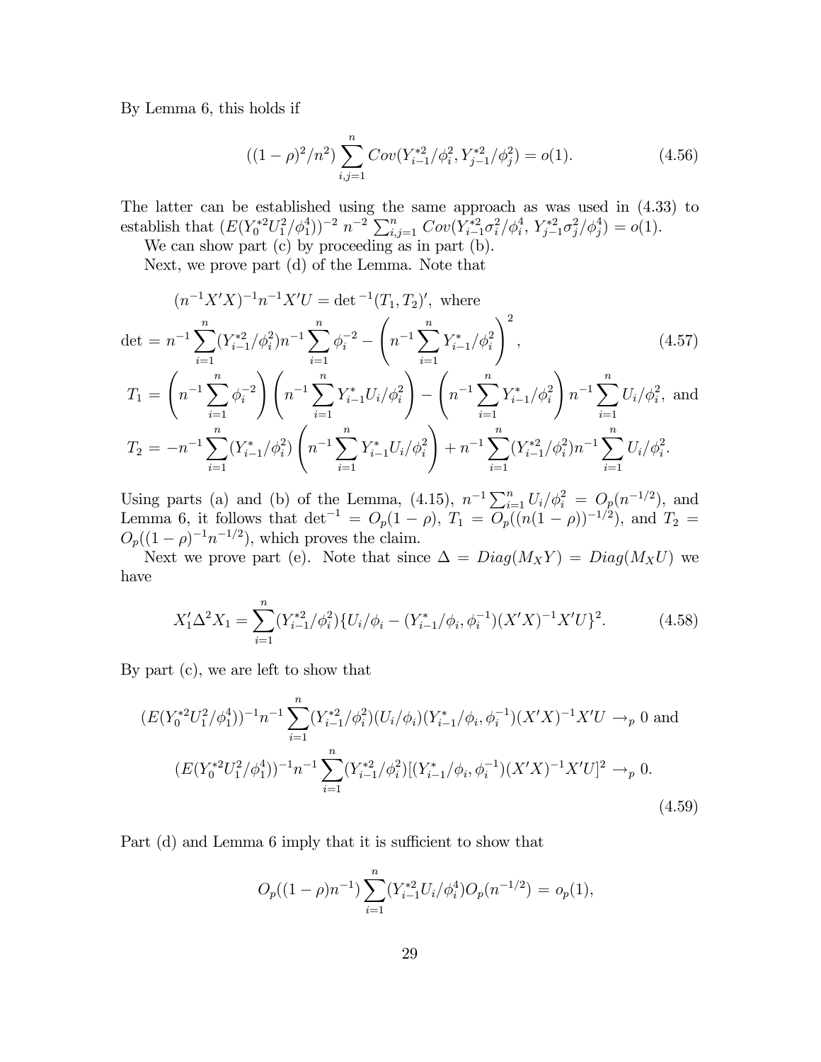By Lemma 6, this holds if

$$((1-\rho)^2/n^2)\sum_{i,j=1}^{n} Cov(Y_{i-1}^{*2}/\phi_i^2, Y_{j-1}^{*2}/\phi_j^2) = o(1). \tag{4.56}$$

The latter can be established using the same approach as was used in (4.33) to establish that $(E(Y_0^{*2}U_1^2/\phi_1^4))^{-2}\ n^{-2}\sum_{i,j=1}^{n} Cov(Y_{i-1}^{*2}\sigma_i^2/\phi_i^4,\ Y_{j-1}^{*2}\sigma_j^2/\phi_j^4) = o(1)$.

We can show part (c) by proceeding as in part (b).

Next, we prove part (d) of the Lemma. Note that

$$
\begin{aligned}
&(n^{-1}X'X)^{-1}n^{-1}X'U = \det{}^{-1}(T_1, T_2)', \text{ where} \\
\det &= n^{-1}\sum_{i=1}^{n}(Y_{i-1}^{*2}/\phi_i^2)n^{-1}\sum_{i=1}^{n}\phi_i^{-2} - \left(n^{-1}\sum_{i=1}^{n}Y_{i-1}^{*}/\phi_i^2\right)^2, \\
T_1 &= \left(n^{-1}\sum_{i=1}^{n}\phi_i^{-2}\right)\left(n^{-1}\sum_{i=1}^{n}Y_{i-1}^{*}U_i/\phi_i^2\right) - \left(n^{-1}\sum_{i=1}^{n}Y_{i-1}^{*}/\phi_i^2\right)n^{-1}\sum_{i=1}^{n}U_i/\phi_i^2, \text{ and} \\
T_2 &= -n^{-1}\sum_{i=1}^{n}(Y_{i-1}^{*}/\phi_i^2)\left(n^{-1}\sum_{i=1}^{n}Y_{i-1}^{*}U_i/\phi_i^2\right) + n^{-1}\sum_{i=1}^{n}(Y_{i-1}^{*2}/\phi_i^2)n^{-1}\sum_{i=1}^{n}U_i/\phi_i^2.
\end{aligned}
\tag{4.57}
$$

Using parts (a) and (b) of the Lemma, (4.15), $n^{-1}\sum_{i=1}^{n}U_i/\phi_i^2 = O_p(n^{-1/2})$, and Lemma 6, it follows that $\det^{-1} = O_p(1-\rho)$, $T_1 = O_p((n(1-\rho))^{-1/2})$, and $T_2 = O_p((1-\rho)^{-1}n^{-1/2})$, which proves the claim.

Next we prove part (e). Note that since $\Delta = Diag(M_XY) = Diag(M_XU)$ we have

$$X_1'\Delta^2X_1 = \sum_{i=1}^{n}(Y_{i-1}^{*2}/\phi_i^2)\{U_i/\phi_i - (Y_{i-1}^{*}/\phi_i, \phi_i^{-1})(X'X)^{-1}X'U\}^2. \tag{4.58}$$

By part (c), we are left to show that

$$
\begin{aligned}
&(E(Y_0^{*2}U_1^2/\phi_1^4))^{-1}n^{-1}\sum_{i=1}^{n}(Y_{i-1}^{*2}/\phi_i^2)(U_i/\phi_i)(Y_{i-1}^{*}/\phi_i, \phi_i^{-1})(X'X)^{-1}X'U \to_p 0 \text{ and} \\
&(E(Y_0^{*2}U_1^2/\phi_1^4))^{-1}n^{-1}\sum_{i=1}^{n}(Y_{i-1}^{*2}/\phi_i^2)[(Y_{i-1}^{*}/\phi_i, \phi_i^{-1})(X'X)^{-1}X'U]^2 \to_p 0.
\end{aligned}
\tag{4.59}
$$

Part (d) and Lemma 6 imply that it is sufficient to show that

$$O_p((1-\rho)n^{-1})\sum_{i=1}^{n}(Y_{i-1}^{*2}U_i/\phi_i^4)O_p(n^{-1/2}) = o_p(1),$$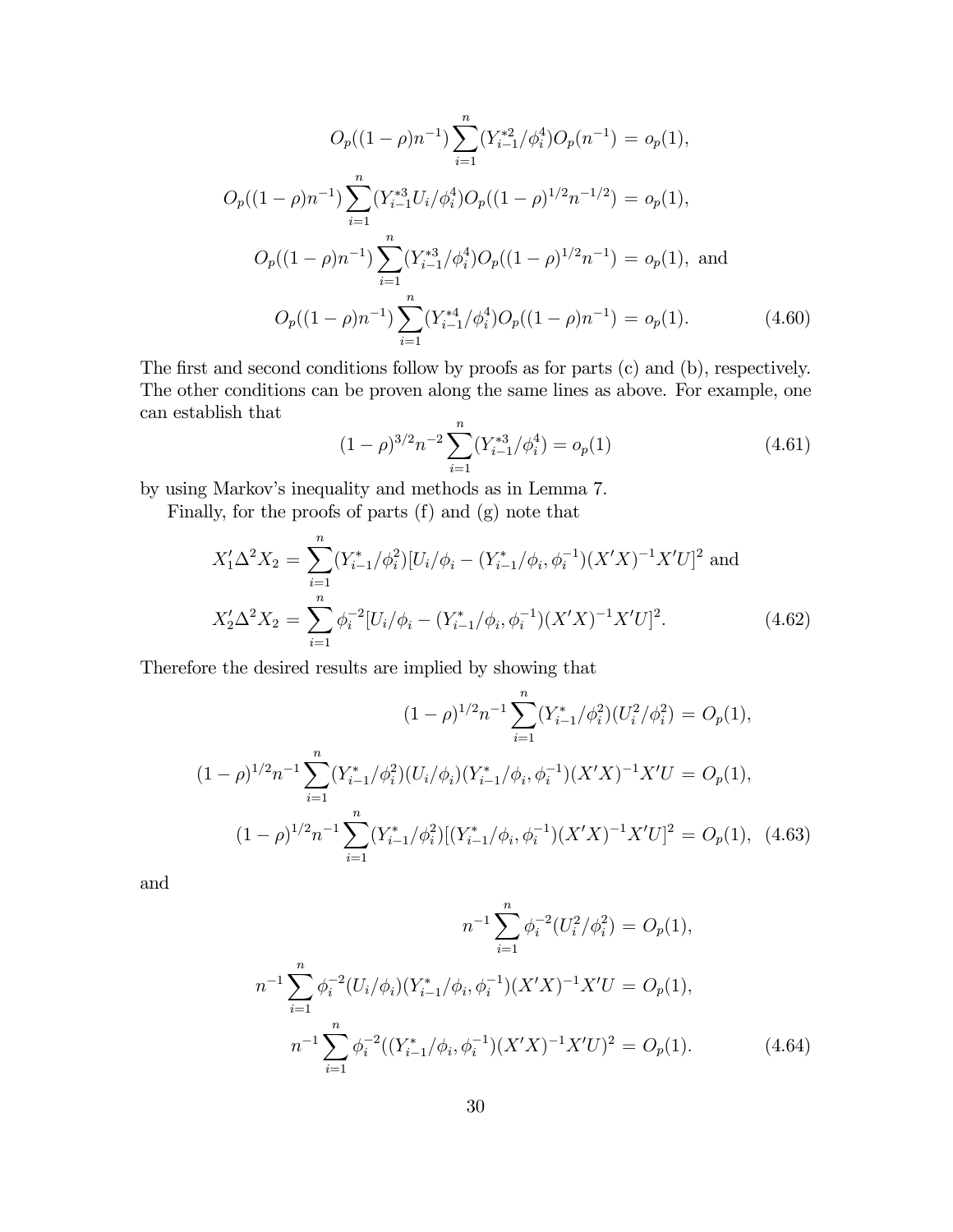$$
\begin{aligned}
O_p((1-\rho)n^{-1})\sum_{i=1}^{n}(Y_{i-1}^{*2}/\phi_i^4)O_p(n^{-1}) &= o_p(1),\\
O_p((1-\rho)n^{-1})\sum_{i=1}^{n}(Y_{i-1}^{*3}U_i/\phi_i^4)O_p((1-\rho)^{1/2}n^{-1/2}) &= o_p(1),\\
O_p((1-\rho)n^{-1})\sum_{i=1}^{n}(Y_{i-1}^{*3}/\phi_i^4)O_p((1-\rho)^{1/2}n^{-1}) &= o_p(1), \text{ and}\\
O_p((1-\rho)n^{-1})\sum_{i=1}^{n}(Y_{i-1}^{*4}/\phi_i^4)O_p((1-\rho)n^{-1}) &= o_p(1).
\end{aligned}
\tag{4.60}
$$

The first and second conditions follow by proofs as for parts (c) and (b), respectively. The other conditions can be proven along the same lines as above. For example, one can establish that

$$
(1-\rho)^{3/2}n^{-2}\sum_{i=1}^{n}(Y_{i-1}^{*3}/\phi_i^4) = o_p(1) \tag{4.61}
$$

by using Markov's inequality and methods as in Lemma 7.

Finally, for the proofs of parts (f) and (g) note that

$$
\begin{aligned}
X_1'\Delta^2 X_2 &= \sum_{i=1}^{n}(Y_{i-1}^{*}/\phi_i^2)[U_i/\phi_i - (Y_{i-1}^{*}/\phi_i, \phi_i^{-1})(X'X)^{-1}X'U]^2 \text{ and}\\
X_2'\Delta^2 X_2 &= \sum_{i=1}^{n}\phi_i^{-2}[U_i/\phi_i - (Y_{i-1}^{*}/\phi_i, \phi_i^{-1})(X'X)^{-1}X'U]^2.
\end{aligned}
\tag{4.62}
$$

Therefore the desired results are implied by showing that

$$
\begin{aligned}
(1-\rho)^{1/2}n^{-1}\sum_{i=1}^{n}(Y_{i-1}^{*}/\phi_i^2)(U_i^2/\phi_i^2) &= O_p(1),\\
(1-\rho)^{1/2}n^{-1}\sum_{i=1}^{n}(Y_{i-1}^{*}/\phi_i^2)(U_i/\phi_i)(Y_{i-1}^{*}/\phi_i, \phi_i^{-1})(X'X)^{-1}X'U &= O_p(1),\\
(1-\rho)^{1/2}n^{-1}\sum_{i=1}^{n}(Y_{i-1}^{*}/\phi_i^2)[(Y_{i-1}^{*}/\phi_i, \phi_i^{-1})(X'X)^{-1}X'U]^2 &= O_p(1),
\end{aligned}
\tag{4.63}
$$

and

$$
\begin{aligned}
n^{-1}\sum_{i=1}^{n}\phi_i^{-2}(U_i^2/\phi_i^2) &= O_p(1),\\
n^{-1}\sum_{i=1}^{n}\phi_i^{-2}(U_i/\phi_i)(Y_{i-1}^{*}/\phi_i, \phi_i^{-1})(X'X)^{-1}X'U &= O_p(1),\\
n^{-1}\sum_{i=1}^{n}\phi_i^{-2}((Y_{i-1}^{*}/\phi_i, \phi_i^{-1})(X'X)^{-1}X'U)^2 &= O_p(1).
\end{aligned}
\tag{4.64}
$$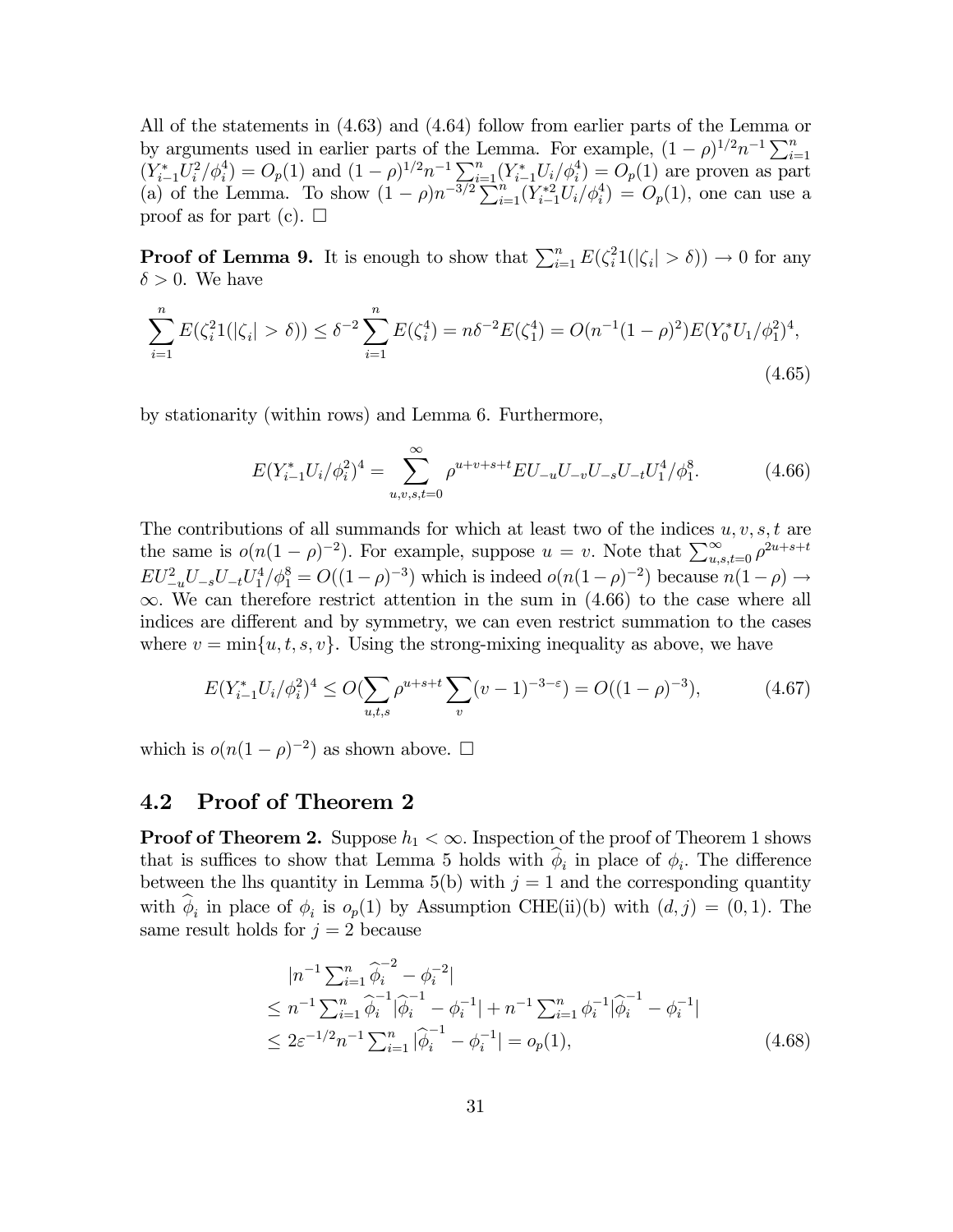All of the statements in (4.63) and (4.64) follow from earlier parts of the Lemma or by arguments used in earlier parts of the Lemma. For example, $(1-\rho)^{1/2}n^{-1}\sum_{i=1}^{n}(Y_{i-1}^{*}U_i^2/\phi_i^4) = O_p(1)$ and $(1-\rho)^{1/2}n^{-1}\sum_{i=1}^{n}(Y_{i-1}^{*}U_i/\phi_i^4) = O_p(1)$ are proven as part (a) of the Lemma. To show $(1-\rho)n^{-3/2}\sum_{i=1}^{n}(Y_{i-1}^{*2}U_i/\phi_i^4) = O_p(1)$, one can use a proof as for part (c). $\square$

**Proof of Lemma 9.** It is enough to show that $\sum_{i=1}^{n} E(\zeta_i^2 1(|\zeta_i| > \delta)) \to 0$ for any $\delta > 0$. We have

$$\sum_{i=1}^{n} E(\zeta_i^2 1(|\zeta_i| > \delta)) \leq \delta^{-2}\sum_{i=1}^{n} E(\zeta_i^4) = n\delta^{-2}E(\zeta_1^4) = O(n^{-1}(1-\rho)^2)E(Y_0^{*}U_1/\phi_1^2)^4, \tag{4.65}$$

by stationarity (within rows) and Lemma 6. Furthermore,

$$E(Y_{i-1}^{*}U_i/\phi_i^2)^4 = \sum_{u,v,s,t=0}^{\infty} \rho^{u+v+s+t} EU_{-u}U_{-v}U_{-s}U_{-t}U_1^4/\phi_1^8. \tag{4.66}$$

The contributions of all summands for which at least two of the indices $u, v, s, t$ are the same is $o(n(1-\rho)^{-2})$. For example, suppose $u = v$. Note that $\sum_{u,s,t=0}^{\infty} \rho^{2u+s+t} EU_{-u}^2 U_{-s}U_{-t}U_1^4/\phi_1^8 = O((1-\rho)^{-3})$ which is indeed $o(n(1-\rho)^{-2})$ because $n(1-\rho) \to \infty$. We can therefore restrict attention in the sum in (4.66) to the case where all indices are different and by symmetry, we can even restrict summation to the cases where $v = \min\{u, t, s, v\}$. Using the strong-mixing inequality as above, we have

$$E(Y_{i-1}^{*}U_i/\phi_i^2)^4 \leq O(\sum_{u,t,s} \rho^{u+s+t} \sum_{v} (v-1)^{-3-\varepsilon}) = O((1-\rho)^{-3}), \tag{4.67}$$

which is $o(n(1-\rho)^{-2})$ as shown above. $\square$

## 4.2 Proof of Theorem 2

**Proof of Theorem 2.** Suppose $h_1 < \infty$. Inspection of the proof of Theorem 1 shows that is suffices to show that Lemma 5 holds with $\widehat{\phi}_i$ in place of $\phi_i$. The difference between the lhs quantity in Lemma 5(b) with $j = 1$ and the corresponding quantity with $\widehat{\phi}_i$ in place of $\phi_i$ is $o_p(1)$ by Assumption CHE(ii)(b) with $(d, j) = (0, 1)$. The same result holds for $j = 2$ because

$$\begin{aligned}
&|n^{-1}\textstyle\sum_{i=1}^{n} \widehat{\phi}_i^{-2} - \phi_i^{-2}| \\
&\leq n^{-1}\textstyle\sum_{i=1}^{n} \widehat{\phi}_i^{-1}|\widehat{\phi}_i^{-1} - \phi_i^{-1}| + n^{-1}\sum_{i=1}^{n} \phi_i^{-1}|\widehat{\phi}_i^{-1} - \phi_i^{-1}| \\
&\leq 2\varepsilon^{-1/2}n^{-1}\textstyle\sum_{i=1}^{n} |\widehat{\phi}_i^{-1} - \phi_i^{-1}| = o_p(1),
\end{aligned} \tag{4.68}$$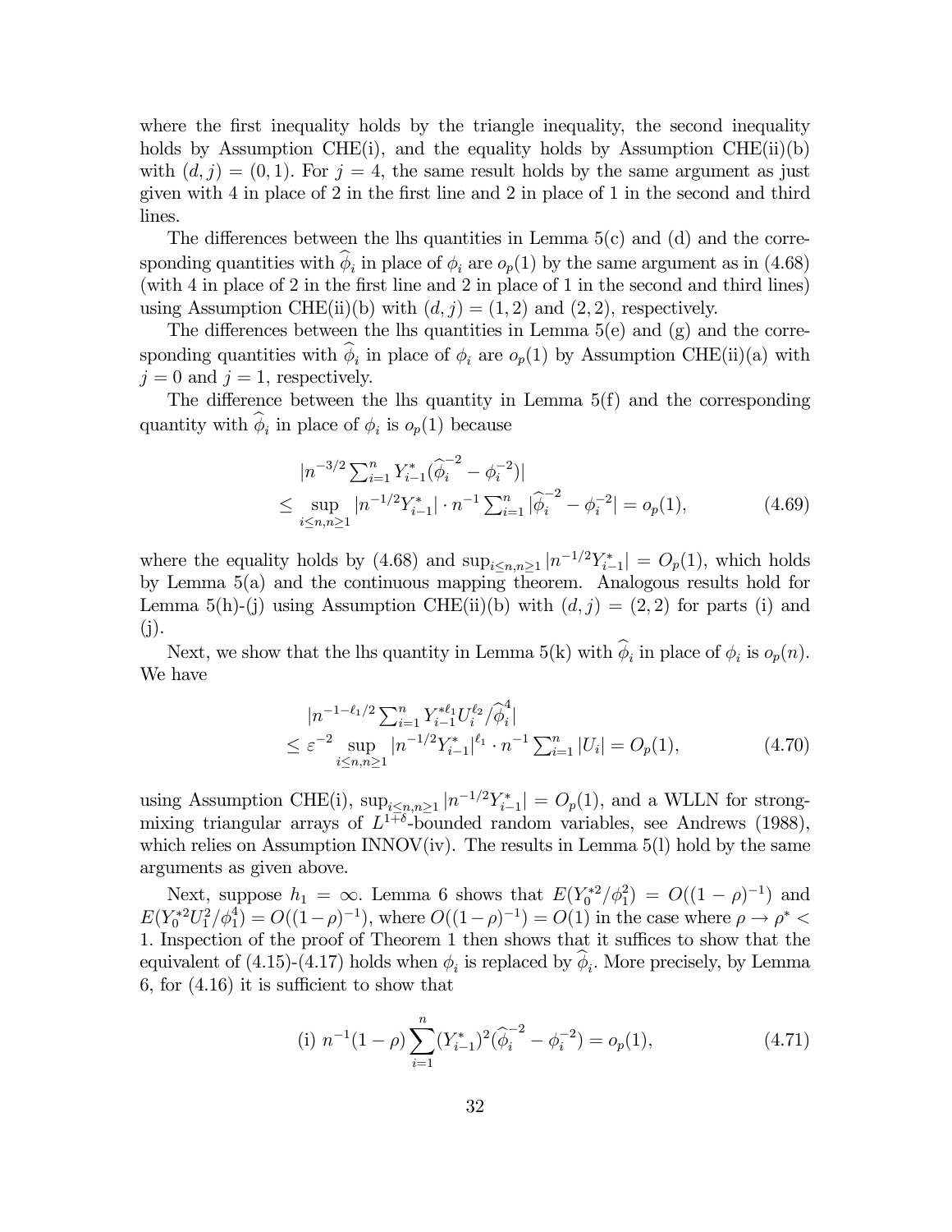where the first inequality holds by the triangle inequality, the second inequality holds by Assumption CHE(i), and the equality holds by Assumption CHE(ii)(b) with $(d, j) = (0, 1)$. For $j = 4$, the same result holds by the same argument as just given with 4 in place of 2 in the first line and 2 in place of 1 in the second and third lines.

The differences between the lhs quantities in Lemma 5(c) and (d) and the corresponding quantities with $\widehat{\phi}_i$ in place of $\phi_i$ are $o_p(1)$ by the same argument as in (4.68) (with 4 in place of 2 in the first line and 2 in place of 1 in the second and third lines) using Assumption CHE(ii)(b) with $(d, j) = (1, 2)$ and $(2, 2)$, respectively.

The differences between the lhs quantities in Lemma 5(e) and (g) and the corresponding quantities with $\widehat{\phi}_i$ in place of $\phi_i$ are $o_p(1)$ by Assumption CHE(ii)(a) with $j = 0$ and $j = 1$, respectively.

The difference between the lhs quantity in Lemma 5(f) and the corresponding quantity with $\widehat{\phi}_i$ in place of $\phi_i$ is $o_p(1)$ because

$$
\begin{aligned}
&|n^{-3/2} \textstyle\sum_{i=1}^n Y_{i-1}^* (\widehat{\phi}_i^{-2} - \phi_i^{-2})| \\
\leq\ & \sup_{i \leq n, n \geq 1} |n^{-1/2} Y_{i-1}^*| \cdot n^{-1} \textstyle\sum_{i=1}^n |\widehat{\phi}_i^{-2} - \phi_i^{-2}| = o_p(1),
\end{aligned} \tag{4.69}
$$

where the equality holds by (4.68) and $\sup_{i \leq n, n \geq 1} |n^{-1/2} Y_{i-1}^*| = O_p(1)$, which holds by Lemma 5(a) and the continuous mapping theorem. Analogous results hold for Lemma 5(h)-(j) using Assumption CHE(ii)(b) with $(d, j) = (2, 2)$ for parts (i) and (j).

Next, we show that the lhs quantity in Lemma 5(k) with $\widehat{\phi}_i$ in place of $\phi_i$ is $o_p(n)$. We have

$$
\begin{aligned}
&|n^{-1-\ell_1/2} \textstyle\sum_{i=1}^n Y_{i-1}^{*\ell_1} U_i^{\ell_2} / \widehat{\phi}_i^4| \\
\leq\ & \varepsilon^{-2} \sup_{i \leq n, n \geq 1} |n^{-1/2} Y_{i-1}^*|^{\ell_1} \cdot n^{-1} \textstyle\sum_{i=1}^n |U_i| = O_p(1),
\end{aligned} \tag{4.70}
$$

using Assumption CHE(i), $\sup_{i \leq n, n \geq 1} |n^{-1/2} Y_{i-1}^*| = O_p(1)$, and a WLLN for strong-mixing triangular arrays of $L^{1+\delta}$-bounded random variables, see Andrews (1988), which relies on Assumption INNOV(iv). The results in Lemma 5(l) hold by the same arguments as given above.

Next, suppose $h_1 = \infty$. Lemma 6 shows that $E(Y_0^{*2}/\phi_1^2) = O((1-\rho)^{-1})$ and $E(Y_0^{*2} U_1^2 / \phi_1^4) = O((1-\rho)^{-1})$, where $O((1-\rho)^{-1}) = O(1)$ in the case where $\rho \to \rho^* < 1$. Inspection of the proof of Theorem 1 then shows that it suffices to show that the equivalent of (4.15)-(4.17) holds when $\phi_i$ is replaced by $\widehat{\phi}_i$. More precisely, by Lemma 6, for (4.16) it is sufficient to show that

$$
\text{(i) } n^{-1}(1-\rho) \sum_{i=1}^n (Y_{i-1}^*)^2 (\widehat{\phi}_i^{-2} - \phi_i^{-2}) = o_p(1), \tag{4.71}
$$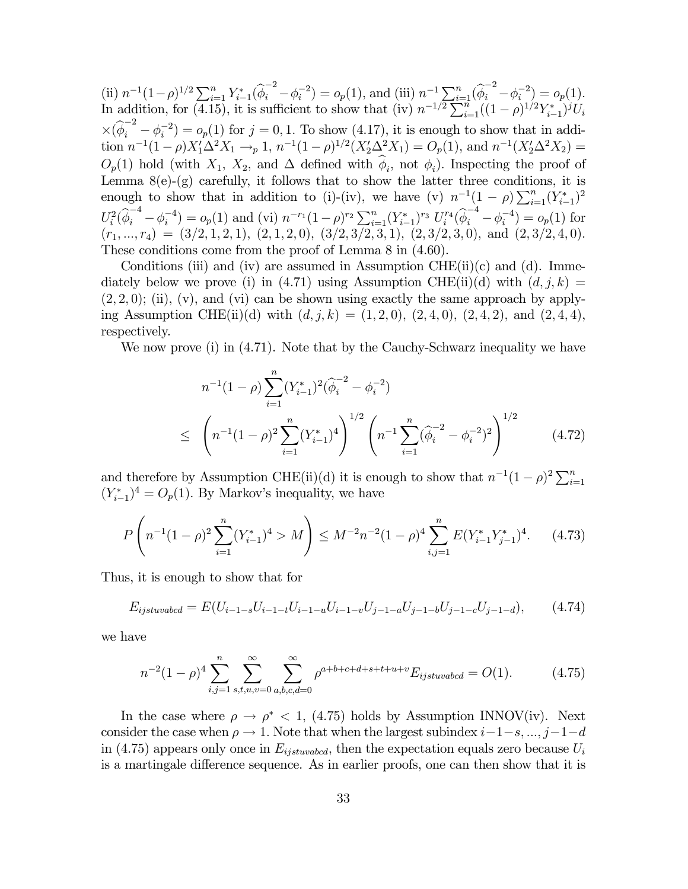(ii) $n^{-1}(1-\rho)^{1/2}\sum_{i=1}^n Y_{i-1}^*(\widehat{\phi}_i^{-2}-\phi_i^{-2})=o_p(1)$, and (iii) $n^{-1}\sum_{i=1}^n(\widehat{\phi}_i^{-2}-\phi_i^{-2})=o_p(1)$. In addition, for (4.15), it is sufficient to show that (iv) $n^{-1/2}\sum_{i=1}^n((1-\rho)^{1/2}Y_{i-1}^*)^jU_i \times(\widehat{\phi}_i^{-2}-\phi_i^{-2})=o_p(1)$ for $j=0,1$. To show (4.17), it is enough to show that in addition $n^{-1}(1-\rho)X_1'\Delta^2X_1\rightarrow_p 1$, $n^{-1}(1-\rho)^{1/2}(X_2'\Delta^2X_1)=O_p(1)$, and $n^{-1}(X_2'\Delta^2X_2)=O_p(1)$ hold (with $X_1$, $X_2$, and $\Delta$ defined with $\widehat{\phi}_i$, not $\phi_i$). Inspecting the proof of Lemma 8(e)-(g) carefully, it follows that to show the latter three conditions, it is enough to show that in addition to (i)-(iv), we have (v) $n^{-1}(1-\rho)\sum_{i=1}^n(Y_{i-1}^*)^2 U_i^2(\widehat{\phi}_i^{-4}-\phi_i^{-4})=o_p(1)$ and (vi) $n^{-r_1}(1-\rho)^{r_2}\sum_{i=1}^n(Y_{i-1}^*)^{r_3}\,U_i^{r_4}(\widehat{\phi}_i^{-4}-\phi_i^{-4})=o_p(1)$ for $(r_1,...,r_4)=(3/2,1,2,1)$, $(2,1,2,0)$, $(3/2,3/2,3,1)$, $(2,3/2,3,0)$, and $(2,3/2,4,0)$. These conditions come from the proof of Lemma 8 in (4.60).

Conditions (iii) and (iv) are assumed in Assumption CHE(ii)(c) and (d). Immediately below we prove (i) in (4.71) using Assumption CHE(ii)(d) with $(d,j,k)=(2,2,0)$; (ii), (v), and (vi) can be shown using exactly the same approach by applying Assumption CHE(ii)(d) with $(d,j,k)=(1,2,0)$, $(2,4,0)$, $(2,4,2)$, and $(2,4,4)$, respectively.

We now prove (i) in (4.71). Note that by the Cauchy-Schwarz inequality we have

$$
\begin{aligned}
&n^{-1}(1-\rho)\sum_{i=1}^n(Y_{i-1}^*)^2(\widehat{\phi}_i^{-2}-\phi_i^{-2})\\
\leq\;&\left(n^{-1}(1-\rho)^2\sum_{i=1}^n(Y_{i-1}^*)^4\right)^{1/2}\left(n^{-1}\sum_{i=1}^n(\widehat{\phi}_i^{-2}-\phi_i^{-2})^2\right)^{1/2} \qquad (4.72)
\end{aligned}
$$

and therefore by Assumption CHE(ii)(d) it is enough to show that $n^{-1}(1-\rho)^2\sum_{i=1}^n(Y_{i-1}^*)^4=O_p(1)$. By Markov's inequality, we have

$$
P\left(n^{-1}(1-\rho)^2\sum_{i=1}^n(Y_{i-1}^*)^4>M\right)\leq M^{-2}n^{-2}(1-\rho)^4\sum_{i,j=1}^n E(Y_{i-1}^*Y_{j-1}^*)^4. \qquad (4.73)
$$

Thus, it is enough to show that for

$$
E_{ijstuvabcd}=E(U_{i-1-s}U_{i-1-t}U_{i-1-u}U_{i-1-v}U_{j-1-a}U_{j-1-b}U_{j-1-c}U_{j-1-d}), \qquad (4.74)
$$

we have

$$
n^{-2}(1-\rho)^4\sum_{i,j=1}^n\sum_{s,t,u,v=0}^\infty\sum_{a,b,c,d=0}^\infty\rho^{a+b+c+d+s+t+u+v}E_{ijstuvabcd}=O(1). \qquad (4.75)
$$

In the case where $\rho\rightarrow\rho^*<1$, (4.75) holds by Assumption INNOV(iv). Next consider the case when $\rho\rightarrow 1$. Note that when the largest subindex $i-1-s,...,j-1-d$ in (4.75) appears only once in $E_{ijstuvabcd}$, then the expectation equals zero because $U_i$ is a martingale difference sequence. As in earlier proofs, one can then show that it is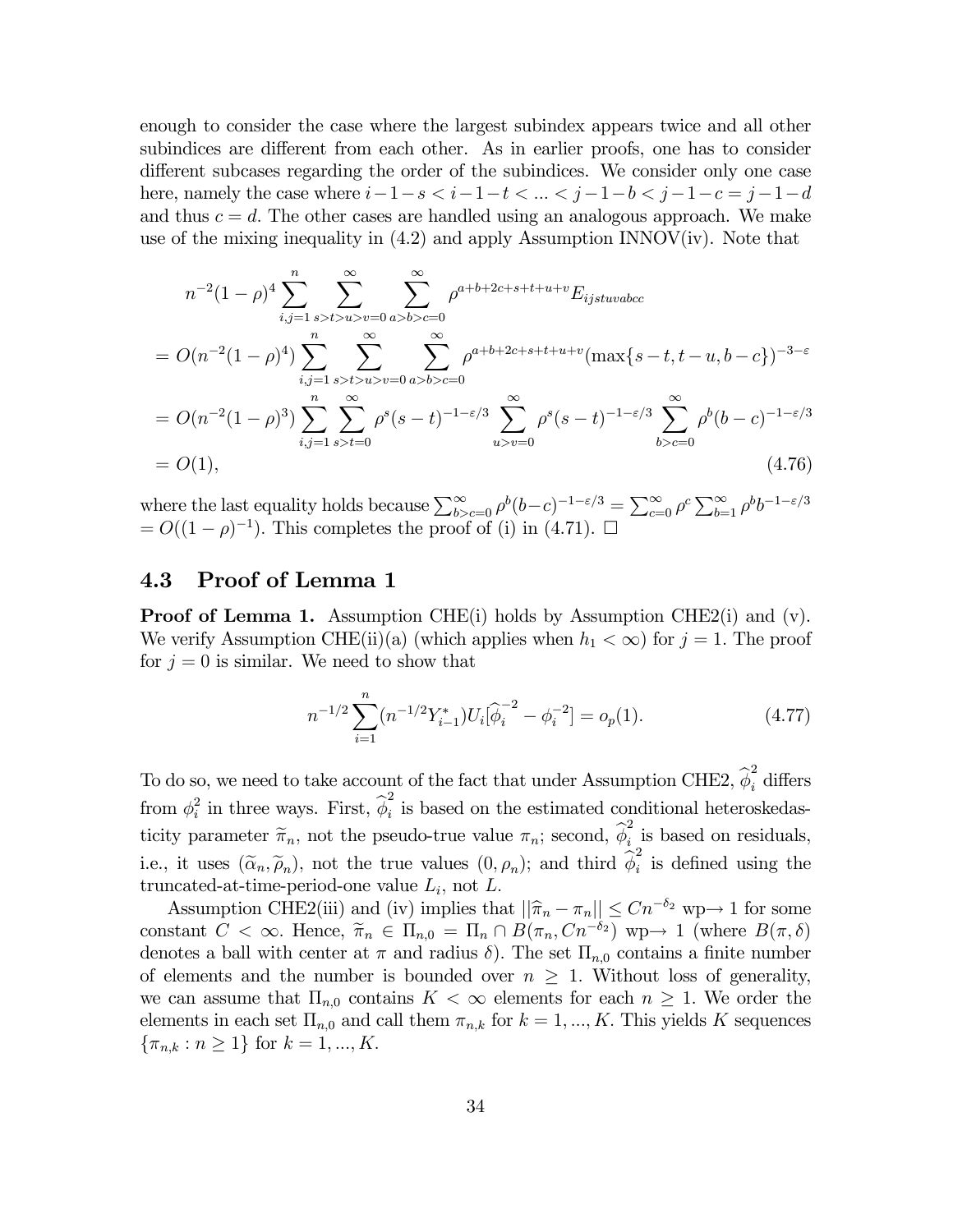enough to consider the case where the largest subindex appears twice and all other subindices are different from each other. As in earlier proofs, one has to consider different subcases regarding the order of the subindices. We consider only one case here, namely the case where $i-1-s < i-1-t < ... < j-1-b < j-1-c = j-1-d$ and thus $c = d$. The other cases are handled using an analogous approach. We make use of the mixing inequality in (4.2) and apply Assumption INNOV(iv). Note that

$$
\begin{aligned}
& n^{-2}(1-\rho)^4 \sum_{i,j=1}^{n} \sum_{s>t>u>v=0}^{\infty} \sum_{a>b>c=0}^{\infty} \rho^{a+b+2c+s+t+u+v} E_{ijstuvabcc} \\
&= O(n^{-2}(1-\rho)^4) \sum_{i,j=1}^{n} \sum_{s>t>u>v=0}^{\infty} \sum_{a>b>c=0}^{\infty} \rho^{a+b+2c+s+t+u+v} (\max\{s-t, t-u, b-c\})^{-3-\varepsilon} \\
&= O(n^{-2}(1-\rho)^3) \sum_{i,j=1}^{n} \sum_{s>t=0}^{\infty} \rho^s (s-t)^{-1-\varepsilon/3} \sum_{u>v=0}^{\infty} \rho^s (s-t)^{-1-\varepsilon/3} \sum_{b>c=0}^{\infty} \rho^b (b-c)^{-1-\varepsilon/3} \\
&= O(1), \qquad\qquad\qquad\qquad\qquad\qquad\qquad\qquad\qquad\qquad\qquad\qquad\qquad (4.76)
\end{aligned}
$$

where the last equality holds because $\sum_{b>c=0}^{\infty} \rho^b (b-c)^{-1-\varepsilon/3} = \sum_{c=0}^{\infty} \rho^c \sum_{b=1}^{\infty} \rho^b b^{-1-\varepsilon/3}$ $= O((1-\rho)^{-1})$. This completes the proof of (i) in (4.71). $\square$

## 4.3 Proof of Lemma 1

**Proof of Lemma 1.** Assumption CHE(i) holds by Assumption CHE2(i) and (v). We verify Assumption CHE(ii)(a) (which applies when $h_1 < \infty$) for $j = 1$. The proof for $j = 0$ is similar. We need to show that

$$
n^{-1/2} \sum_{i=1}^{n} (n^{-1/2} Y_{i-1}^*) U_i [\widehat{\phi}_i^{-2} - \phi_i^{-2}] = o_p(1). \qquad (4.77)
$$

To do so, we need to take account of the fact that under Assumption CHE2, $\widehat{\phi}_i^2$ differs from $\phi_i^2$ in three ways. First, $\widehat{\phi}_i^2$ is based on the estimated conditional heteroskedasticity parameter $\widetilde{\pi}_n$, not the pseudo-true value $\pi_n$; second, $\widehat{\phi}_i^2$ is based on residuals, i.e., it uses $(\widetilde{\alpha}_n, \widetilde{\rho}_n)$, not the true values $(0, \rho_n)$; and third $\widehat{\phi}_i^2$ is defined using the truncated-at-time-period-one value $L_i$, not $L$.

Assumption CHE2(iii) and (iv) implies that $||\widehat{\pi}_n - \pi_n|| \leq Cn^{-\delta_2}$ wp$\to$ 1 for some constant $C < \infty$. Hence, $\widetilde{\pi}_n \in \Pi_{n,0} = \Pi_n \cap B(\pi_n, Cn^{-\delta_2})$ wp$\to$ 1 (where $B(\pi, \delta)$ denotes a ball with center at $\pi$ and radius $\delta$). The set $\Pi_{n,0}$ contains a finite number of elements and the number is bounded over $n \geq 1$. Without loss of generality, we can assume that $\Pi_{n,0}$ contains $K < \infty$ elements for each $n \geq 1$. We order the elements in each set $\Pi_{n,0}$ and call them $\pi_{n,k}$ for $k = 1, ..., K$. This yields $K$ sequences $\{\pi_{n,k} : n \geq 1\}$ for $k = 1, ..., K$.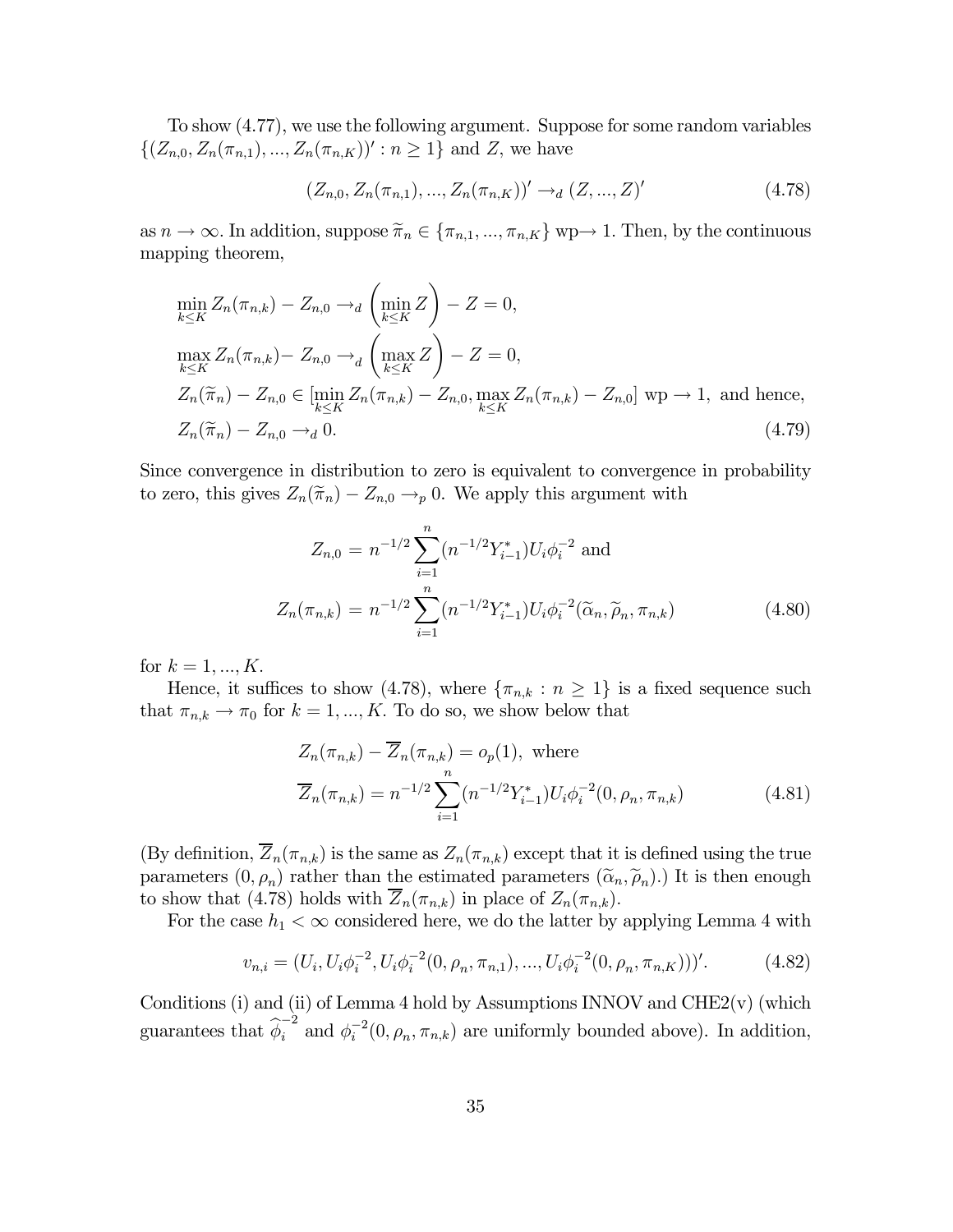To show (4.77), we use the following argument. Suppose for some random variables $\{(Z_{n,0}, Z_n(\pi_{n,1}), ..., Z_n(\pi_{n,K}))' : n \geq 1\}$ and $Z$, we have

$$(Z_{n,0}, Z_n(\pi_{n,1}), ..., Z_n(\pi_{n,K}))' \rightarrow_d (Z, ..., Z)' \tag{4.78}$$

as $n \rightarrow \infty$. In addition, suppose $\widetilde{\pi}_n \in \{\pi_{n,1}, ..., \pi_{n,K}\}$ wp$\rightarrow$ 1. Then, by the continuous mapping theorem,

$$\begin{aligned}
&\min_{k \leq K} Z_n(\pi_{n,k}) - Z_{n,0} \rightarrow_d \left(\min_{k \leq K} Z\right) - Z = 0, \\
&\max_{k \leq K} Z_n(\pi_{n,k}) - Z_{n,0} \rightarrow_d \left(\max_{k \leq K} Z\right) - Z = 0, \\
&Z_n(\widetilde{\pi}_n) - Z_{n,0} \in [\min_{k \leq K} Z_n(\pi_{n,k}) - Z_{n,0}, \max_{k \leq K} Z_n(\pi_{n,k}) - Z_{n,0}] \text{ wp} \rightarrow 1, \text{ and hence,} \\
&Z_n(\widetilde{\pi}_n) - Z_{n,0} \rightarrow_d 0.
\end{aligned} \tag{4.79}$$

Since convergence in distribution to zero is equivalent to convergence in probability to zero, this gives $Z_n(\widetilde{\pi}_n) - Z_{n,0} \rightarrow_p 0$. We apply this argument with

$$\begin{aligned}
Z_{n,0} &= n^{-1/2} \sum_{i=1}^{n} (n^{-1/2} Y_{i-1}^*) U_i \phi_i^{-2} \text{ and} \\
Z_n(\pi_{n,k}) &= n^{-1/2} \sum_{i=1}^{n} (n^{-1/2} Y_{i-1}^*) U_i \phi_i^{-2}(\widetilde{\alpha}_n, \widetilde{\rho}_n, \pi_{n,k})
\end{aligned} \tag{4.80}$$

for $k = 1, ..., K$.

Hence, it suffices to show (4.78), where $\{\pi_{n,k} : n \geq 1\}$ is a fixed sequence such that $\pi_{n,k} \rightarrow \pi_0$ for $k = 1, ..., K$. To do so, we show below that

$$\begin{aligned}
&Z_n(\pi_{n,k}) - \overline{Z}_n(\pi_{n,k}) = o_p(1), \text{ where} \\
&\overline{Z}_n(\pi_{n,k}) = n^{-1/2} \sum_{i=1}^{n} (n^{-1/2} Y_{i-1}^*) U_i \phi_i^{-2}(0, \rho_n, \pi_{n,k})
\end{aligned} \tag{4.81}$$

(By definition, $\overline{Z}_n(\pi_{n,k})$ is the same as $Z_n(\pi_{n,k})$ except that it is defined using the true parameters $(0, \rho_n)$ rather than the estimated parameters $(\widetilde{\alpha}_n, \widetilde{\rho}_n)$.) It is then enough to show that (4.78) holds with $\overline{Z}_n(\pi_{n,k})$ in place of $Z_n(\pi_{n,k})$.

For the case $h_1 < \infty$ considered here, we do the latter by applying Lemma 4 with

$$v_{n,i} = (U_i, U_i \phi_i^{-2}, U_i \phi_i^{-2}(0, \rho_n, \pi_{n,1}), ..., U_i \phi_i^{-2}(0, \rho_n, \pi_{n,K})))'. \tag{4.82}$$

Conditions (i) and (ii) of Lemma 4 hold by Assumptions INNOV and CHE2(v) (which guarantees that $\widehat{\phi}_i^{-2}$ and $\phi_i^{-2}(0, \rho_n, \pi_{n,k})$ are uniformly bounded above). In addition,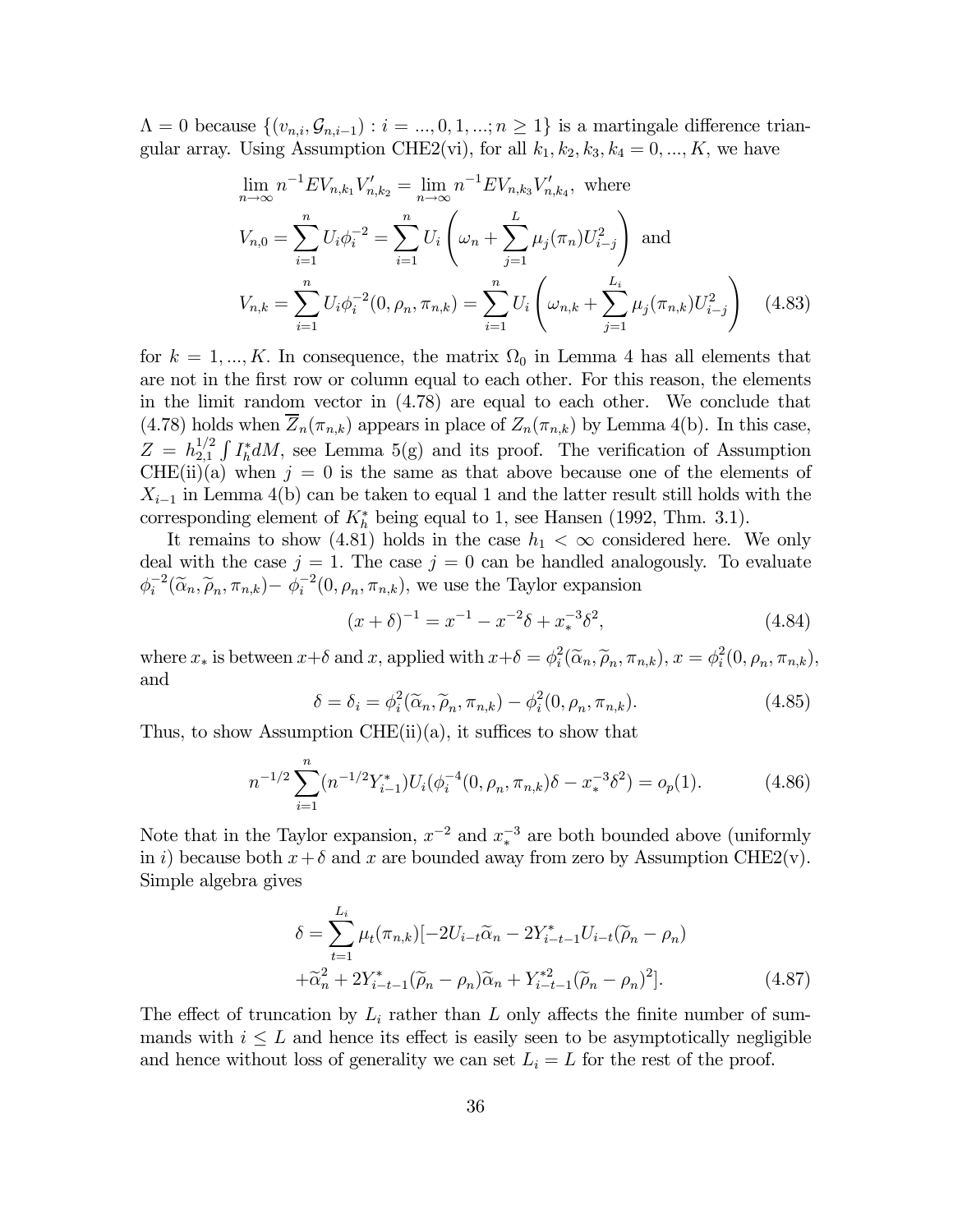$\Lambda = 0$ because $\{(v_{n,i}, \mathcal{G}_{n,i-1}) : i = ..., 0, 1, ...; n \geq 1\}$ is a martingale difference triangular array. Using Assumption CHE2(vi), for all $k_1, k_2, k_3, k_4 = 0, ..., K$, we have

$$
\begin{aligned}
&\lim_{n\to\infty} n^{-1} E V_{n,k_1} V_{n,k_2}' = \lim_{n\to\infty} n^{-1} E V_{n,k_3} V_{n,k_4}', \text{ where} \\
&V_{n,0} = \sum_{i=1}^{n} U_i \phi_i^{-2} = \sum_{i=1}^{n} U_i \left( \omega_n + \sum_{j=1}^{L} \mu_j(\pi_n) U_{i-j}^2 \right) \text{ and} \\
&V_{n,k} = \sum_{i=1}^{n} U_i \phi_i^{-2}(0, \rho_n, \pi_{n,k}) = \sum_{i=1}^{n} U_i \left( \omega_{n,k} + \sum_{j=1}^{L_i} \mu_j(\pi_{n,k}) U_{i-j}^2 \right) \qquad (4.83)
\end{aligned}
$$

for $k = 1, ..., K$. In consequence, the matrix $\Omega_0$ in Lemma 4 has all elements that are not in the first row or column equal to each other. For this reason, the elements in the limit random vector in (4.78) are equal to each other. We conclude that (4.78) holds when $\overline{Z}_n(\pi_{n,k})$ appears in place of $Z_n(\pi_{n,k})$ by Lemma 4(b). In this case, $Z = h_{2,1}^{1/2} \int I_h^* dM$, see Lemma 5(g) and its proof. The verification of Assumption CHE(ii)(a) when $j = 0$ is the same as that above because one of the elements of $X_{i-1}$ in Lemma 4(b) can be taken to equal 1 and the latter result still holds with the corresponding element of $K_h^*$ being equal to 1, see Hansen (1992, Thm. 3.1).

It remains to show (4.81) holds in the case $h_1 < \infty$ considered here. We only deal with the case $j = 1$. The case $j = 0$ can be handled analogously. To evaluate $\phi_i^{-2}(\widetilde{\alpha}_n, \widetilde{\rho}_n, \pi_{n,k}) - \phi_i^{-2}(0, \rho_n, \pi_{n,k})$, we use the Taylor expansion

$$
(x + \delta)^{-1} = x^{-1} - x^{-2}\delta + x_*^{-3}\delta^2, \qquad (4.84)
$$

where $x_*$ is between $x+\delta$ and $x$, applied with $x+\delta = \phi_i^2(\widetilde{\alpha}_n, \widetilde{\rho}_n, \pi_{n,k})$, $x = \phi_i^2(0, \rho_n, \pi_{n,k})$, and

$$
\delta = \delta_i = \phi_i^2(\widetilde{\alpha}_n, \widetilde{\rho}_n, \pi_{n,k}) - \phi_i^2(0, \rho_n, \pi_{n,k}). \qquad (4.85)
$$

Thus, to show Assumption CHE(ii)(a), it suffices to show that

$$
n^{-1/2} \sum_{i=1}^{n} (n^{-1/2} Y_{i-1}^*) U_i (\phi_i^{-4}(0, \rho_n, \pi_{n,k})\delta - x_*^{-3}\delta^2) = o_p(1). \qquad (4.86)
$$

Note that in the Taylor expansion, $x^{-2}$ and $x_*^{-3}$ are both bounded above (uniformly in $i$) because both $x + \delta$ and $x$ are bounded away from zero by Assumption CHE2(v). Simple algebra gives

$$
\begin{aligned}
\delta = &\sum_{t=1}^{L_i} \mu_t(\pi_{n,k})[-2U_{i-t}\widetilde{\alpha}_n - 2Y_{i-t-1}^* U_{i-t}(\widetilde{\rho}_n - \rho_n) \\
&+ \widetilde{\alpha}_n^2 + 2Y_{i-t-1}^*(\widetilde{\rho}_n - \rho_n)\widetilde{\alpha}_n + Y_{i-t-1}^{*2}(\widetilde{\rho}_n - \rho_n)^2]. \qquad (4.87)
\end{aligned}
$$

The effect of truncation by $L_i$ rather than $L$ only affects the finite number of summands with $i \leq L$ and hence its effect is easily seen to be asymptotically negligible and hence without loss of generality we can set $L_i = L$ for the rest of the proof.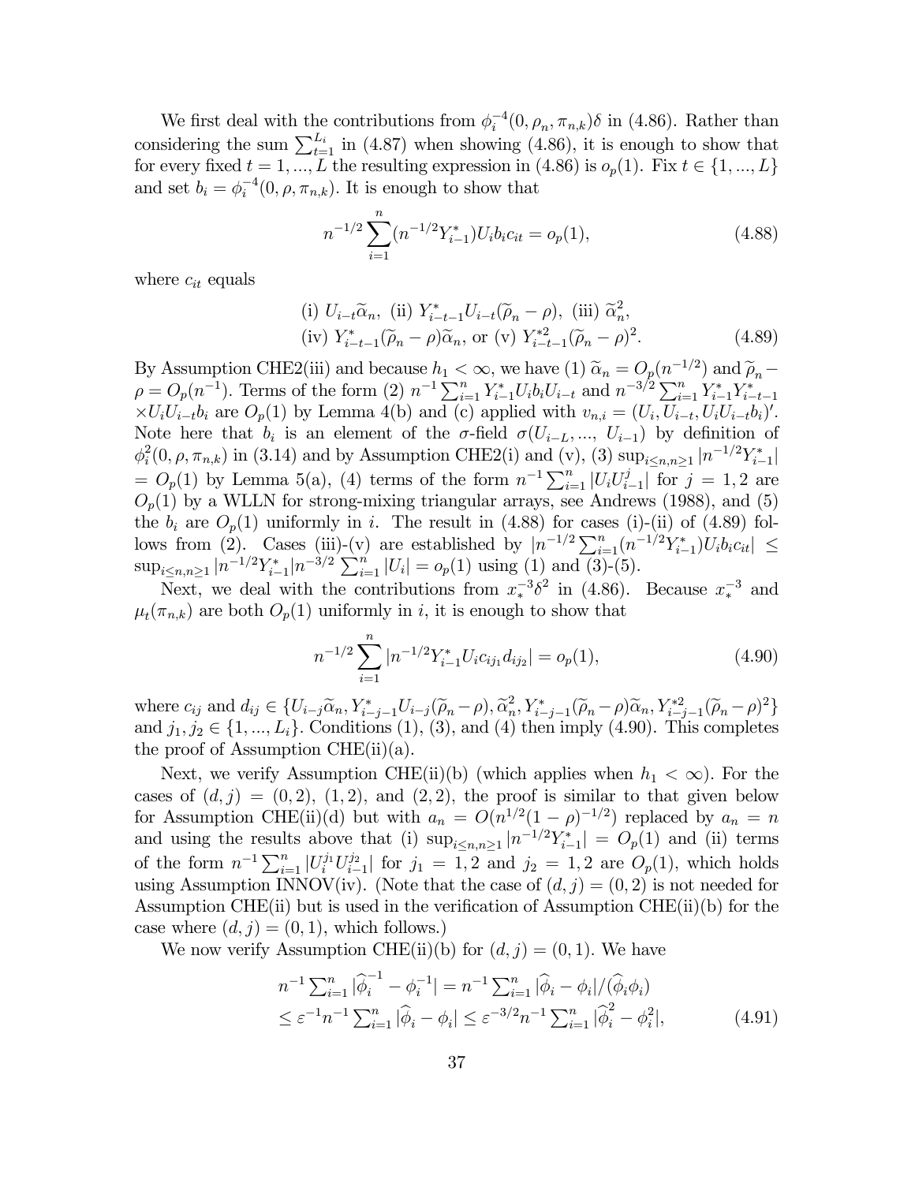We first deal with the contributions from $\phi_i^{-4}(0, \rho_n, \pi_{n,k})\delta$ in (4.86). Rather than considering the sum $\sum_{t=1}^{L_i}$ in (4.87) when showing (4.86), it is enough to show that for every fixed $t = 1, ..., L$ the resulting expression in (4.86) is $o_p(1)$. Fix $t \in \{1, ..., L\}$ and set $b_i = \phi_i^{-4}(0, \rho, \pi_{n,k})$. It is enough to show that

$$n^{-1/2} \sum_{i=1}^{n} (n^{-1/2} Y_{i-1}^*) U_i b_i c_{it} = o_p(1), \tag{4.88}$$

where $c_{it}$ equals

$$\begin{aligned} &\text{(i) } U_{i-t}\widetilde{\alpha}_n, \text{ (ii) } Y_{i-t-1}^* U_{i-t}(\widetilde{\rho}_n - \rho), \text{ (iii) } \widetilde{\alpha}_n^2, \\ &\text{(iv) } Y_{i-t-1}^*(\widetilde{\rho}_n - \rho)\widetilde{\alpha}_n, \text{ or (v) } Y_{i-t-1}^{*2}(\widetilde{\rho}_n - \rho)^2. \end{aligned} \tag{4.89}$$

By Assumption CHE2(iii) and because $h_1 < \infty$, we have (1) $\widetilde{\alpha}_n = O_p(n^{-1/2})$ and $\widetilde{\rho}_n - \rho = O_p(n^{-1})$. Terms of the form (2) $n^{-1} \sum_{i=1}^n Y_{i-1}^* U_i b_i U_{i-t}$ and $n^{-3/2} \sum_{i=1}^n Y_{i-1}^* Y_{i-t-1}^* \times U_i U_{i-t} b_i$ are $O_p(1)$ by Lemma 4(b) and (c) applied with $v_{n,i} = (U_i, U_{i-t}, U_i U_{i-t} b_i)'$. Note here that $b_i$ is an element of the $\sigma$-field $\sigma(U_{i-L}, ..., U_{i-1})$ by definition of $\phi_i^2(0, \rho, \pi_{n,k})$ in (3.14) and by Assumption CHE2(i) and (v), (3) $\sup_{i \leq n, n \geq 1} |n^{-1/2} Y_{i-1}^*| = O_p(1)$ by Lemma 5(a), (4) terms of the form $n^{-1} \sum_{i=1}^n |U_i U_{i-1}^j|$ for $j = 1, 2$ are $O_p(1)$ by a WLLN for strong-mixing triangular arrays, see Andrews (1988), and (5) the $b_i$ are $O_p(1)$ uniformly in $i$. The result in (4.88) for cases (i)-(ii) of (4.89) follows from (2). Cases (iii)-(v) are established by $|n^{-1/2} \sum_{i=1}^n (n^{-1/2} Y_{i-1}^*) U_i b_i c_{it}| \leq \sup_{i \leq n, n \geq 1} |n^{-1/2} Y_{i-1}^*| n^{-3/2} \sum_{i=1}^n |U_i| = o_p(1)$ using (1) and (3)-(5).

Next, we deal with the contributions from $x_*^{-3}\delta^2$ in (4.86). Because $x_*^{-3}$ and $\mu_t(\pi_{n,k})$ are both $O_p(1)$ uniformly in $i$, it is enough to show that

$$n^{-1/2} \sum_{i=1}^{n} |n^{-1/2} Y_{i-1}^* U_i c_{ij_1} d_{ij_2}| = o_p(1), \tag{4.90}$$

where $c_{ij}$ and $d_{ij} \in \{U_{i-j}\widetilde{\alpha}_n, Y_{i-j-1}^* U_{i-j}(\widetilde{\rho}_n - \rho), \widetilde{\alpha}_n^2, Y_{i-j-1}^*(\widetilde{\rho}_n - \rho)\widetilde{\alpha}_n, Y_{i-j-1}^{*2}(\widetilde{\rho}_n - \rho)^2\}$ and $j_1, j_2 \in \{1, ..., L_i\}$. Conditions (1), (3), and (4) then imply (4.90). This completes the proof of Assumption CHE(ii)(a).

Next, we verify Assumption CHE(ii)(b) (which applies when $h_1 < \infty$). For the cases of $(d, j) = (0, 2)$, $(1, 2)$, and $(2, 2)$, the proof is similar to that given below for Assumption CHE(ii)(d) but with $a_n = O(n^{1/2}(1 - \rho)^{-1/2})$ replaced by $a_n = n$ and using the results above that (i) $\sup_{i \leq n, n \geq 1} |n^{-1/2} Y_{i-1}^*| = O_p(1)$ and (ii) terms of the form $n^{-1} \sum_{i=1}^n |U_i^{j_1} U_{i-1}^{j_2}|$ for $j_1 = 1, 2$ and $j_2 = 1, 2$ are $O_p(1)$, which holds using Assumption INNOV(iv). (Note that the case of $(d, j) = (0, 2)$ is not needed for Assumption CHE(ii) but is used in the verification of Assumption CHE(ii)(b) for the case where $(d, j) = (0, 1)$, which follows.)

We now verify Assumption CHE(ii)(b) for $(d, j) = (0, 1)$. We have

$$\begin{aligned} &n^{-1} \textstyle\sum_{i=1}^n |\widehat{\phi}_i^{-1} - \phi_i^{-1}| = n^{-1} \textstyle\sum_{i=1}^n |\widehat{\phi}_i - \phi_i| / (\widehat{\phi}_i \phi_i) \\ &\leq \varepsilon^{-1} n^{-1} \textstyle\sum_{i=1}^n |\widehat{\phi}_i - \phi_i| \leq \varepsilon^{-3/2} n^{-1} \textstyle\sum_{i=1}^n |\widehat{\phi}_i^2 - \phi_i^2|, \end{aligned} \tag{4.91}$$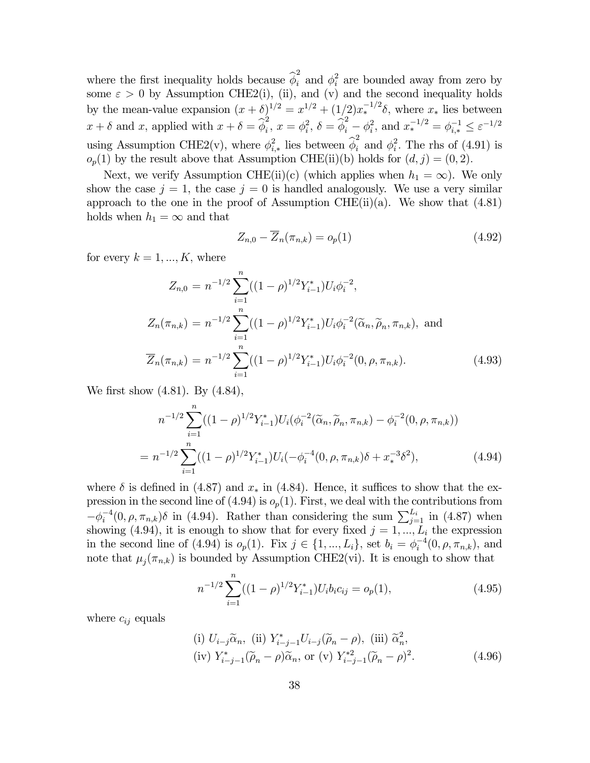where the first inequality holds because $\widehat{\phi}_i^2$ and $\phi_i^2$ are bounded away from zero by some $\varepsilon > 0$ by Assumption CHE2(i), (ii), and (v) and the second inequality holds by the mean-value expansion $(x+\delta)^{1/2} = x^{1/2} + (1/2)x_*^{-1/2}\delta$, where $x_*$ lies between $x+\delta$ and $x$, applied with $x+\delta = \widehat{\phi}_i^2$, $x = \phi_i^2$, $\delta = \widehat{\phi}_i^2 - \phi_i^2$, and $x_*^{-1/2} = \phi_{i,*}^{-1} \leq \varepsilon^{-1/2}$ using Assumption CHE2(v), where $\phi_{i,*}^2$ lies between $\widehat{\phi}_i^2$ and $\phi_i^2$. The rhs of (4.91) is $o_p(1)$ by the result above that Assumption CHE(ii)(b) holds for $(d,j) = (0,2)$.

Next, we verify Assumption CHE(ii)(c) (which applies when $h_1 = \infty$). We only show the case $j = 1$, the case $j = 0$ is handled analogously. We use a very similar approach to the one in the proof of Assumption CHE(ii)(a). We show that (4.81) holds when $h_1 = \infty$ and that

$$Z_{n,0} - \overline{Z}_n(\pi_{n,k}) = o_p(1) \tag{4.92}$$

for every $k = 1, ..., K$, where

$$\begin{aligned}
Z_{n,0} &= n^{-1/2}\sum_{i=1}^{n}((1-\rho)^{1/2}Y_{i-1}^*)U_i\phi_i^{-2}, \\
Z_n(\pi_{n,k}) &= n^{-1/2}\sum_{i=1}^{n}((1-\rho)^{1/2}Y_{i-1}^*)U_i\phi_i^{-2}(\widetilde{\alpha}_n, \widetilde{\rho}_n, \pi_{n,k}), \text{ and} \\
\overline{Z}_n(\pi_{n,k}) &= n^{-1/2}\sum_{i=1}^{n}((1-\rho)^{1/2}Y_{i-1}^*)U_i\phi_i^{-2}(0, \rho, \pi_{n,k}).
\end{aligned} \tag{4.93}$$

We first show (4.81). By (4.84),

$$\begin{aligned}
&n^{-1/2}\sum_{i=1}^{n}((1-\rho)^{1/2}Y_{i-1}^*)U_i(\phi_i^{-2}(\widetilde{\alpha}_n, \widetilde{\rho}_n, \pi_{n,k}) - \phi_i^{-2}(0, \rho, \pi_{n,k})) \\
&= n^{-1/2}\sum_{i=1}^{n}((1-\rho)^{1/2}Y_{i-1}^*)U_i(-\phi_i^{-4}(0, \rho, \pi_{n,k})\delta + x_*^{-3}\delta^2),
\end{aligned} \tag{4.94}$$

where $\delta$ is defined in (4.87) and $x_*$ in (4.84). Hence, it suffices to show that the expression in the second line of (4.94) is $o_p(1)$. First, we deal with the contributions from $-\phi_i^{-4}(0, \rho, \pi_{n,k})\delta$ in (4.94). Rather than considering the sum $\sum_{j=1}^{L_i}$ in (4.87) when showing (4.94), it is enough to show that for every fixed $j = 1, ..., L_i$ the expression in the second line of (4.94) is $o_p(1)$. Fix $j \in \{1, ..., L_i\}$, set $b_i = \phi_i^{-4}(0, \rho, \pi_{n,k})$, and note that $\mu_j(\pi_{n,k})$ is bounded by Assumption CHE2(vi). It is enough to show that

$$n^{-1/2}\sum_{i=1}^{n}((1-\rho)^{1/2}Y_{i-1}^*)U_i b_i c_{ij} = o_p(1), \tag{4.95}$$

where $c_{ij}$ equals

$$\begin{aligned}
&\text{(i) } U_{i-j}\widetilde{\alpha}_n, \text{ (ii) } Y_{i-j-1}^* U_{i-j}(\widetilde{\rho}_n - \rho), \text{ (iii) } \widetilde{\alpha}_n^2, \\
&\text{(iv) } Y_{i-j-1}^*(\widetilde{\rho}_n - \rho)\widetilde{\alpha}_n, \text{ or (v) } Y_{i-j-1}^{*2}(\widetilde{\rho}_n - \rho)^2.
\end{aligned} \tag{4.96}$$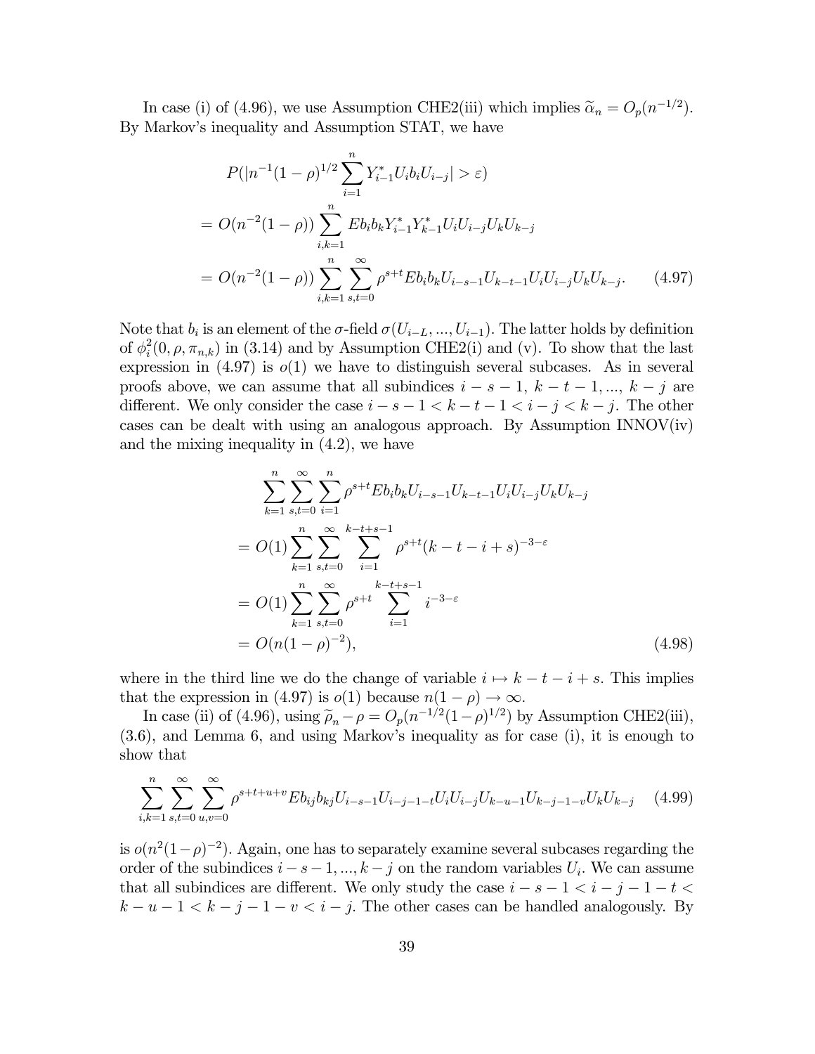In case (i) of (4.96), we use Assumption CHE2(iii) which implies $\widetilde{\alpha}_n = O_p(n^{-1/2})$. By Markov's inequality and Assumption STAT, we have

$$
\begin{aligned}
& P(|n^{-1}(1-\rho)^{1/2} \sum_{i=1}^{n} Y_{i-1}^* U_i b_i U_{i-j}| > \varepsilon) \\
= \; & O(n^{-2}(1-\rho)) \sum_{i,k=1}^{n} E b_i b_k Y_{i-1}^* Y_{k-1}^* U_i U_{i-j} U_k U_{k-j} \\
= \; & O(n^{-2}(1-\rho)) \sum_{i,k=1}^{n} \sum_{s,t=0}^{\infty} \rho^{s+t} E b_i b_k U_{i-s-1} U_{k-t-1} U_i U_{i-j} U_k U_{k-j}. \qquad (4.97)
\end{aligned}
$$

Note that $b_i$ is an element of the $\sigma$-field $\sigma(U_{i-L}, ..., U_{i-1})$. The latter holds by definition of $\phi_i^2(0, \rho, \pi_{n,k})$ in (3.14) and by Assumption CHE2(i) and (v). To show that the last expression in (4.97) is $o(1)$ we have to distinguish several subcases. As in several proofs above, we can assume that all subindices $i-s-1$, $k-t-1, ..., k-j$ are different. We only consider the case $i-s-1 < k-t-1 < i-j < k-j$. The other cases can be dealt with using an analogous approach. By Assumption INNOV(iv) and the mixing inequality in (4.2), we have

$$
\begin{aligned}
& \sum_{k=1}^{n} \sum_{s,t=0}^{\infty} \sum_{i=1}^{n} \rho^{s+t} E b_i b_k U_{i-s-1} U_{k-t-1} U_i U_{i-j} U_k U_{k-j} \\
= \; & O(1) \sum_{k=1}^{n} \sum_{s,t=0}^{\infty} \sum_{i=1}^{k-t+s-1} \rho^{s+t} (k-t-i+s)^{-3-\varepsilon} \\
= \; & O(1) \sum_{k=1}^{n} \sum_{s,t=0}^{\infty} \rho^{s+t} \sum_{i=1}^{k-t+s-1} i^{-3-\varepsilon} \\
= \; & O(n(1-\rho)^{-2}), \qquad (4.98)
\end{aligned}
$$

where in the third line we do the change of variable $i \mapsto k-t-i+s$. This implies that the expression in (4.97) is $o(1)$ because $n(1-\rho) \to \infty$.

In case (ii) of (4.96), using $\widetilde{\rho}_n - \rho = O_p(n^{-1/2}(1-\rho)^{1/2})$ by Assumption CHE2(iii), (3.6), and Lemma 6, and using Markov's inequality as for case (i), it is enough to show that

$$
\sum_{i,k=1}^{n} \sum_{s,t=0}^{\infty} \sum_{u,v=0}^{\infty} \rho^{s+t+u+v} E b_{ij} b_{kj} U_{i-s-1} U_{i-j-1-t} U_i U_{i-j} U_{k-u-1} U_{k-j-1-v} U_k U_{k-j} \qquad (4.99)
$$

is $o(n^2(1-\rho)^{-2})$. Again, one has to separately examine several subcases regarding the order of the subindices $i-s-1, ..., k-j$ on the random variables $U_i$. We can assume that all subindices are different. We only study the case $i-s-1 < i-j-1-t < k-u-1 < k-j-1-v < i-j$. The other cases can be handled analogously. By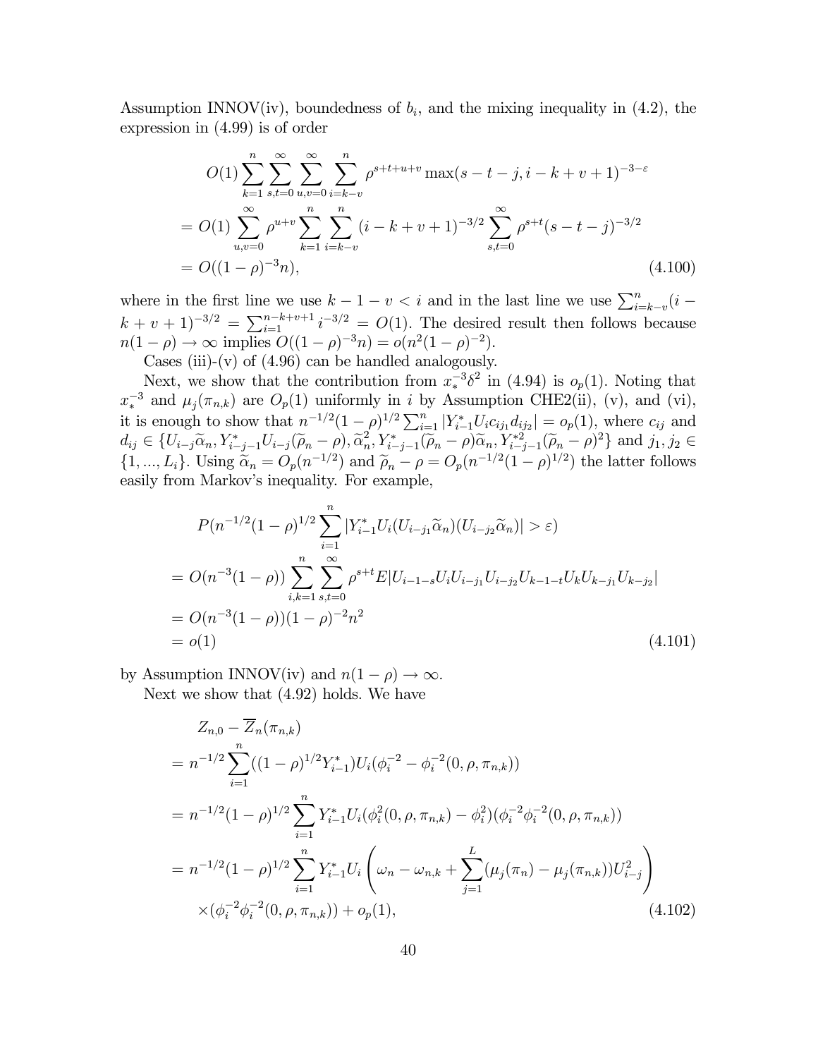Assumption INNOV(iv), boundedness of $b_i$, and the mixing inequality in (4.2), the expression in (4.99) is of order

$$
\begin{aligned}
&O(1)\sum_{k=1}^{n}\sum_{s,t=0}^{\infty}\sum_{u,v=0}^{\infty}\sum_{i=k-v}^{n}\rho^{s+t+u+v}\max(s-t-j,i-k+v+1)^{-3-\varepsilon} \\
&= O(1)\sum_{u,v=0}^{\infty}\rho^{u+v}\sum_{k=1}^{n}\sum_{i=k-v}^{n}(i-k+v+1)^{-3/2}\sum_{s,t=0}^{\infty}\rho^{s+t}(s-t-j)^{-3/2} \\
&= O((1-\rho)^{-3}n), \qquad (4.100)
\end{aligned}
$$

where in the first line we use $k-1-v<i$ and in the last line we use $\sum_{i=k-v}^{n}(i-k+v+1)^{-3/2}=\sum_{i=1}^{n-k+v+1}i^{-3/2}=O(1)$. The desired result then follows because $n(1-\rho)\to\infty$ implies $O((1-\rho)^{-3}n)=o(n^2(1-\rho)^{-2})$.

Cases (iii)-(v) of (4.96) can be handled analogously.

Next, we show that the contribution from $x_*^{-3}\delta^2$ in (4.94) is $o_p(1)$. Noting that $x_*^{-3}$ and $\mu_j(\pi_{n,k})$ are $O_p(1)$ uniformly in $i$ by Assumption CHE2(ii), (v), and (vi), it is enough to show that $n^{-1/2}(1-\rho)^{1/2}\sum_{i=1}^{n}|Y_{i-1}^*U_i c_{ij_1}d_{ij_2}|=o_p(1)$, where $c_{ij}$ and $d_{ij}\in\{U_{i-j}\widetilde{\alpha}_n, Y_{i-j-1}^*U_{i-j}(\widetilde{\rho}_n-\rho), \widetilde{\alpha}_n^2, Y_{i-j-1}^*(\widetilde{\rho}_n-\rho)\widetilde{\alpha}_n, Y_{i-j-1}^{*2}(\widetilde{\rho}_n-\rho)^2\}$ and $j_1,j_2\in\{1,...,L_i\}$. Using $\widetilde{\alpha}_n=O_p(n^{-1/2})$ and $\widetilde{\rho}_n-\rho=O_p(n^{-1/2}(1-\rho)^{1/2})$ the latter follows easily from Markov's inequality. For example,

$$
\begin{aligned}
&P(n^{-1/2}(1-\rho)^{1/2}\sum_{i=1}^{n}|Y_{i-1}^*U_i(U_{i-j_1}\widetilde{\alpha}_n)(U_{i-j_2}\widetilde{\alpha}_n)|>\varepsilon) \\
&= O(n^{-3}(1-\rho))\sum_{i,k=1}^{n}\sum_{s,t=0}^{\infty}\rho^{s+t}E|U_{i-1-s}U_iU_{i-j_1}U_{i-j_2}U_{k-1-t}U_kU_{k-j_1}U_{k-j_2}| \\
&= O(n^{-3}(1-\rho))(1-\rho)^{-2}n^2 \\
&= o(1) \qquad (4.101)
\end{aligned}
$$

by Assumption INNOV(iv) and $n(1-\rho)\to\infty$.

Next we show that (4.92) holds. We have

$$
\begin{aligned}
&Z_{n,0}-\overline{Z}_n(\pi_{n,k}) \\
&= n^{-1/2}\sum_{i=1}^{n}((1-\rho)^{1/2}Y_{i-1}^*)U_i(\phi_i^{-2}-\phi_i^{-2}(0,\rho,\pi_{n,k})) \\
&= n^{-1/2}(1-\rho)^{1/2}\sum_{i=1}^{n}Y_{i-1}^*U_i(\phi_i^2(0,\rho,\pi_{n,k})-\phi_i^2)(\phi_i^{-2}\phi_i^{-2}(0,\rho,\pi_{n,k})) \\
&= n^{-1/2}(1-\rho)^{1/2}\sum_{i=1}^{n}Y_{i-1}^*U_i\left(\omega_n-\omega_{n,k}+\sum_{j=1}^{L}(\mu_j(\pi_n)-\mu_j(\pi_{n,k}))U_{i-j}^2\right) \\
&\quad\times(\phi_i^{-2}\phi_i^{-2}(0,\rho,\pi_{n,k}))+o_p(1), \qquad (4.102)
\end{aligned}
$$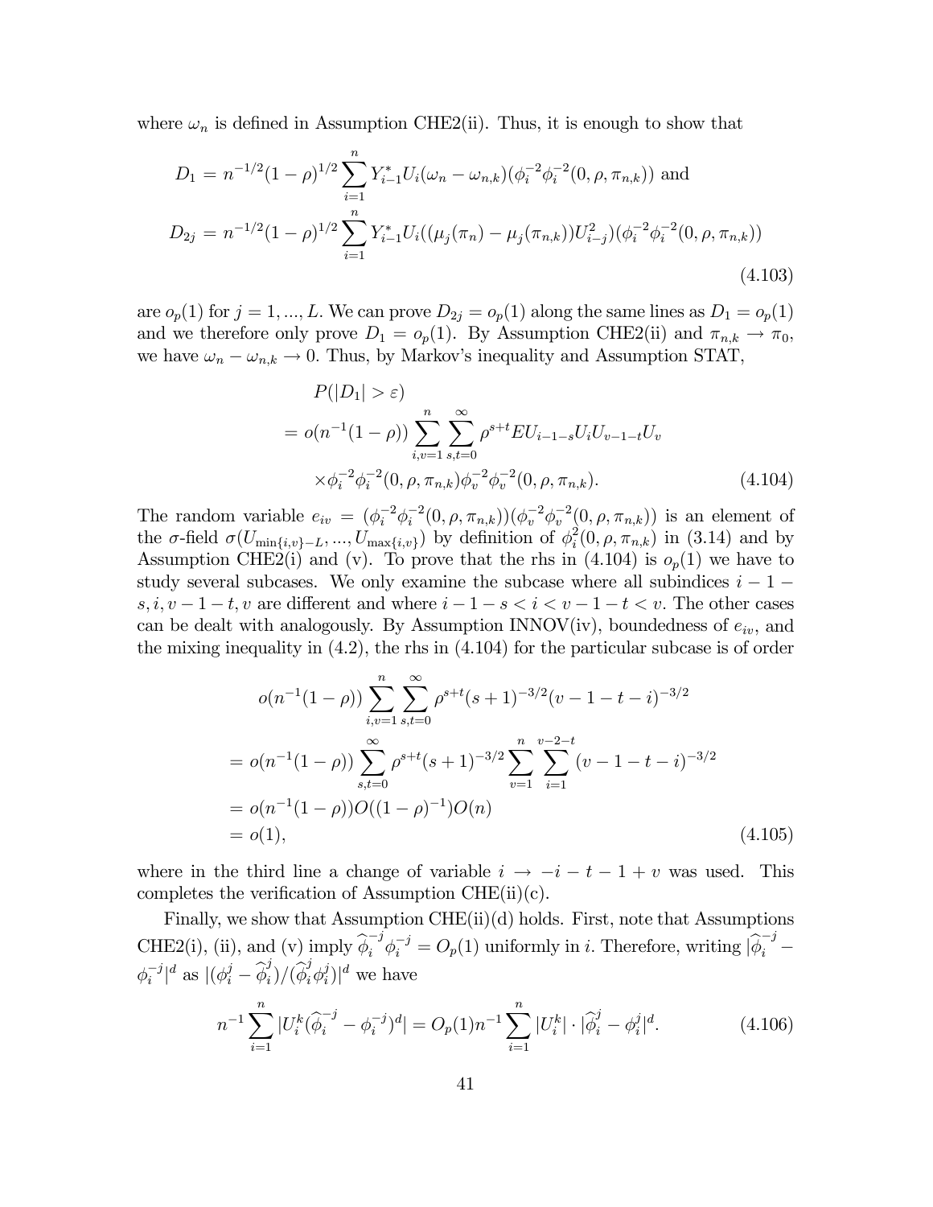where $\omega_n$ is defined in Assumption CHE2(ii). Thus, it is enough to show that

$$
\begin{aligned}
D_1 &= n^{-1/2}(1-\rho)^{1/2}\sum_{i=1}^{n} Y_{i-1}^* U_i(\omega_n - \omega_{n,k})(\phi_i^{-2}\phi_i^{-2}(0,\rho,\pi_{n,k})) \text{ and} \\
D_{2j} &= n^{-1/2}(1-\rho)^{1/2}\sum_{i=1}^{n} Y_{i-1}^* U_i((\mu_j(\pi_n) - \mu_j(\pi_{n,k}))U_{i-j}^2)(\phi_i^{-2}\phi_i^{-2}(0,\rho,\pi_{n,k}))
\end{aligned} \tag{4.103}
$$

are $o_p(1)$ for $j = 1, ..., L$. We can prove $D_{2j} = o_p(1)$ along the same lines as $D_1 = o_p(1)$ and we therefore only prove $D_1 = o_p(1)$. By Assumption CHE2(ii) and $\pi_{n,k} \to \pi_0$, we have $\omega_n - \omega_{n,k} \to 0$. Thus, by Markov's inequality and Assumption STAT,

$$
\begin{aligned}
& P(|D_1| > \varepsilon) \\
&= o(n^{-1}(1-\rho))\sum_{i,v=1}^{n}\sum_{s,t=0}^{\infty}\rho^{s+t}EU_{i-1-s}U_iU_{v-1-t}U_v \\
&\quad \times \phi_i^{-2}\phi_i^{-2}(0,\rho,\pi_{n,k})\phi_v^{-2}\phi_v^{-2}(0,\rho,\pi_{n,k}).
\end{aligned} \tag{4.104}
$$

The random variable $e_{iv} = (\phi_i^{-2}\phi_i^{-2}(0,\rho,\pi_{n,k}))(\phi_v^{-2}\phi_v^{-2}(0,\rho,\pi_{n,k}))$ is an element of the $\sigma$-field $\sigma(U_{\min\{i,v\}-L}, ..., U_{\max\{i,v\}})$ by definition of $\phi_i^2(0,\rho,\pi_{n,k})$ in (3.14) and by Assumption CHE2(i) and (v). To prove that the rhs in (4.104) is $o_p(1)$ we have to study several subcases. We only examine the subcase where all subindices $i-1-s, i, v-1-t, v$ are different and where $i-1-s < i < v-1-t < v$. The other cases can be dealt with analogously. By Assumption INNOV(iv), boundedness of $e_{iv}$, and the mixing inequality in (4.2), the rhs in (4.104) for the particular subcase is of order

$$
\begin{aligned}
& o(n^{-1}(1-\rho))\sum_{i,v=1}^{n}\sum_{s,t=0}^{\infty}\rho^{s+t}(s+1)^{-3/2}(v-1-t-i)^{-3/2} \\
&= o(n^{-1}(1-\rho))\sum_{s,t=0}^{\infty}\rho^{s+t}(s+1)^{-3/2}\sum_{v=1}^{n}\sum_{i=1}^{v-2-t}(v-1-t-i)^{-3/2} \\
&= o(n^{-1}(1-\rho))O((1-\rho)^{-1})O(n) \\
&= o(1),
\end{aligned} \tag{4.105}
$$

where in the third line a change of variable $i \to -i-t-1+v$ was used. This completes the verification of Assumption CHE(ii)(c).

Finally, we show that Assumption CHE(ii)(d) holds. First, note that Assumptions CHE2(i), (ii), and (v) imply $\widehat{\phi}_i^{-j}\phi_i^{-j} = O_p(1)$ uniformly in $i$. Therefore, writing $|\widehat{\phi}_i^{-j} - \phi_i^{-j}|^d$ as $|(\phi_i^j - \widehat{\phi}_i^j)/(\widehat{\phi}_i^j\phi_i^j)|^d$ we have

$$
n^{-1}\sum_{i=1}^{n}|U_i^k(\widehat{\phi}_i^{-j} - \phi_i^{-j})^d| = O_p(1)n^{-1}\sum_{i=1}^{n}|U_i^k|\cdot|\widehat{\phi}_i^j - \phi_i^j|^d. \tag{4.106}
$$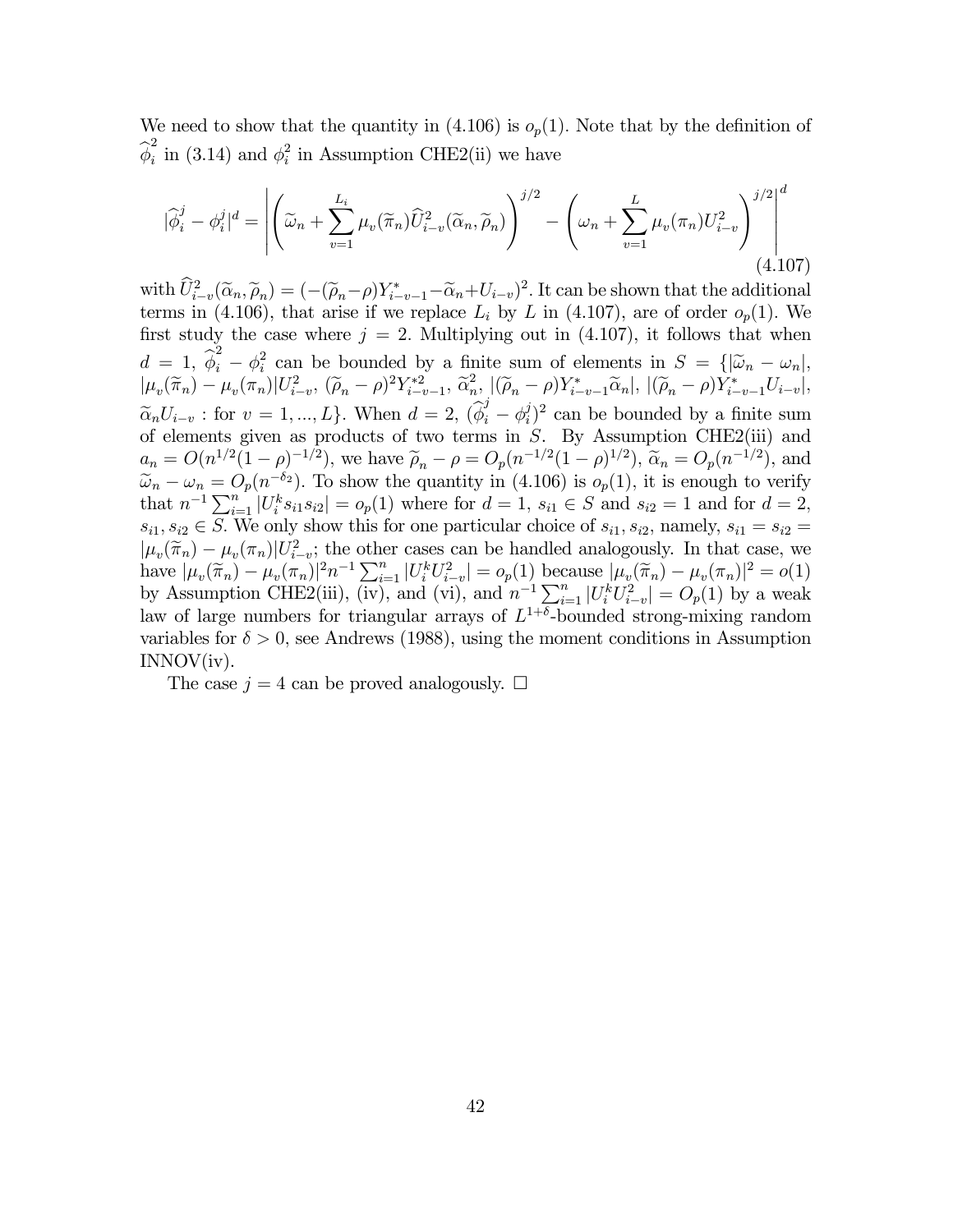We need to show that the quantity in (4.106) is $o_p(1)$. Note that by the definition of $\widehat{\phi}_i^2$ in (3.14) and $\phi_i^2$ in Assumption CHE2(ii) we have

$$
|\widehat{\phi}_i^j - \phi_i^j|^d = \left| \left( \widetilde{\omega}_n + \sum_{v=1}^{L_i} \mu_v(\widetilde{\pi}_n) \widehat{U}_{i-v}^2(\widetilde{\alpha}_n, \widetilde{\rho}_n) \right)^{j/2} - \left( \omega_n + \sum_{v=1}^{L} \mu_v(\pi_n) U_{i-v}^2 \right)^{j/2} \right|^d \tag{4.107}
$$

with $\widehat{U}_{i-v}^2(\widetilde{\alpha}_n, \widetilde{\rho}_n) = (-(\widetilde{\rho}_n - \rho) Y_{i-v-1}^* - \widetilde{\alpha}_n + U_{i-v})^2$. It can be shown that the additional terms in (4.106), that arise if we replace $L_i$ by $L$ in (4.107), are of order $o_p(1)$. We first study the case where $j = 2$. Multiplying out in (4.107), it follows that when $d = 1$, $\widehat{\phi}_i^2 - \phi_i^2$ can be bounded by a finite sum of elements in $S = \{|\widetilde{\omega}_n - \omega_n|$, $|\mu_v(\widetilde{\pi}_n) - \mu_v(\pi_n)| U_{i-v}^2$, $(\widetilde{\rho}_n - \rho)^2 Y_{i-v-1}^{*2}$, $\widetilde{\alpha}_n^2$, $|(\widetilde{\rho}_n - \rho) Y_{i-v-1}^* \widetilde{\alpha}_n|$, $|(\widetilde{\rho}_n - \rho) Y_{i-v-1}^* U_{i-v}|$, $\widetilde{\alpha}_n U_{i-v}$ : for $v = 1, ..., L\}$. When $d = 2$, $(\widehat{\phi}_i^j - \phi_i^j)^2$ can be bounded by a finite sum of elements given as products of two terms in $S$. By Assumption CHE2(iii) and $a_n = O(n^{1/2}(1-\rho)^{-1/2})$, we have $\widetilde{\rho}_n - \rho = O_p(n^{-1/2}(1-\rho)^{1/2})$, $\widetilde{\alpha}_n = O_p(n^{-1/2})$, and $\widetilde{\omega}_n - \omega_n = O_p(n^{-\delta_2})$. To show the quantity in (4.106) is $o_p(1)$, it is enough to verify that $n^{-1} \sum_{i=1}^n |U_i^k s_{i1} s_{i2}| = o_p(1)$ where for $d = 1$, $s_{i1} \in S$ and $s_{i2} = 1$ and for $d = 2$, $s_{i1}, s_{i2} \in S$. We only show this for one particular choice of $s_{i1}, s_{i2}$, namely, $s_{i1} = s_{i2} = |\mu_v(\widetilde{\pi}_n) - \mu_v(\pi_n)| U_{i-v}^2$; the other cases can be handled analogously. In that case, we have $|\mu_v(\widetilde{\pi}_n) - \mu_v(\pi_n)|^2 n^{-1} \sum_{i=1}^n |U_i^k U_{i-v}^2| = o_p(1)$ because $|\mu_v(\widetilde{\pi}_n) - \mu_v(\pi_n)|^2 = o(1)$ by Assumption CHE2(iii), (iv), and (vi), and $n^{-1} \sum_{i=1}^n |U_i^k U_{i-v}^2| = O_p(1)$ by a weak law of large numbers for triangular arrays of $L^{1+\delta}$-bounded strong-mixing random variables for $\delta > 0$, see Andrews (1988), using the moment conditions in Assumption INNOV(iv).

The case $j = 4$ can be proved analogously. $\square$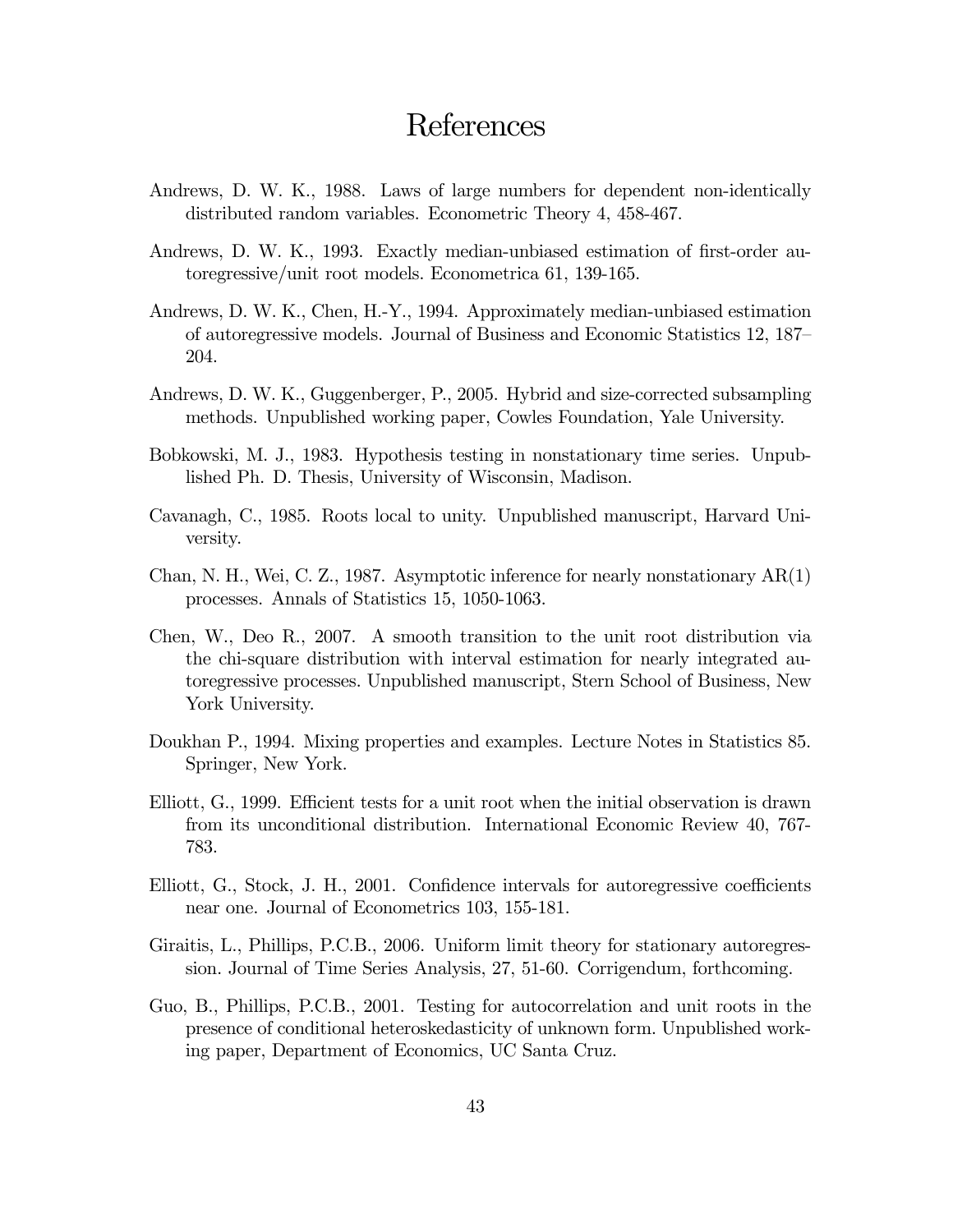# References

Andrews, D. W. K., 1988. Laws of large numbers for dependent non-identically distributed random variables. Econometric Theory 4, 458-467.

Andrews, D. W. K., 1993. Exactly median-unbiased estimation of first-order autoregressive/unit root models. Econometrica 61, 139-165.

Andrews, D. W. K., Chen, H.-Y., 1994. Approximately median-unbiased estimation of autoregressive models. Journal of Business and Economic Statistics 12, 187–204.

Andrews, D. W. K., Guggenberger, P., 2005. Hybrid and size-corrected subsampling methods. Unpublished working paper, Cowles Foundation, Yale University.

Bobkowski, M. J., 1983. Hypothesis testing in nonstationary time series. Unpublished Ph. D. Thesis, University of Wisconsin, Madison.

Cavanagh, C., 1985. Roots local to unity. Unpublished manuscript, Harvard University.

Chan, N. H., Wei, C. Z., 1987. Asymptotic inference for nearly nonstationary AR(1) processes. Annals of Statistics 15, 1050-1063.

Chen, W., Deo R., 2007. A smooth transition to the unit root distribution via the chi-square distribution with interval estimation for nearly integrated autoregressive processes. Unpublished manuscript, Stern School of Business, New York University.

Doukhan P., 1994. Mixing properties and examples. Lecture Notes in Statistics 85. Springer, New York.

Elliott, G., 1999. Efficient tests for a unit root when the initial observation is drawn from its unconditional distribution. International Economic Review 40, 767-783.

Elliott, G., Stock, J. H., 2001. Confidence intervals for autoregressive coefficients near one. Journal of Econometrics 103, 155-181.

Giraitis, L., Phillips, P.C.B., 2006. Uniform limit theory for stationary autoregression. Journal of Time Series Analysis, 27, 51-60. Corrigendum, forthcoming.

Guo, B., Phillips, P.C.B., 2001. Testing for autocorrelation and unit roots in the presence of conditional heteroskedasticity of unknown form. Unpublished working paper, Department of Economics, UC Santa Cruz.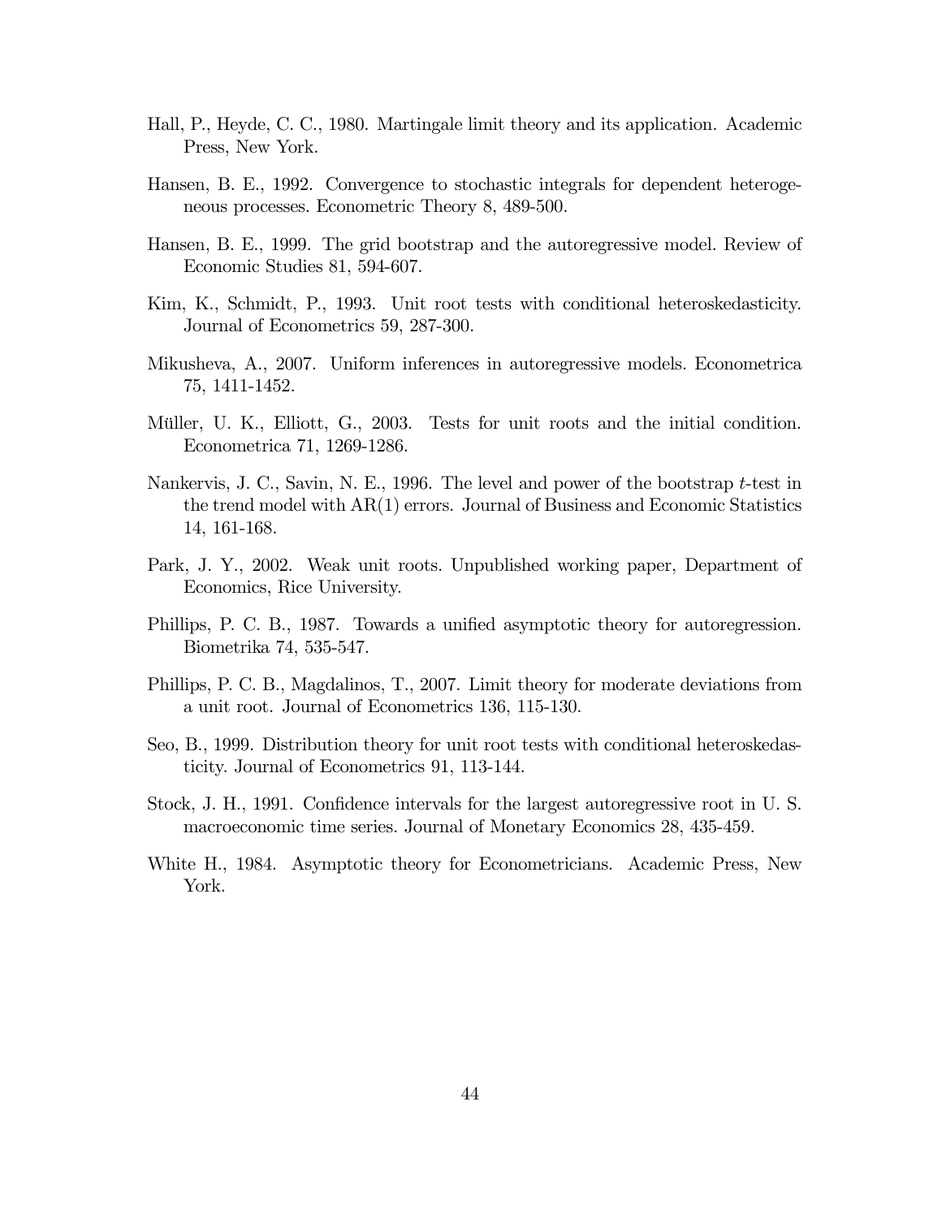Hall, P., Heyde, C. C., 1980. Martingale limit theory and its application. Academic Press, New York.

Hansen, B. E., 1992. Convergence to stochastic integrals for dependent heterogeneous processes. Econometric Theory 8, 489-500.

Hansen, B. E., 1999. The grid bootstrap and the autoregressive model. Review of Economic Studies 81, 594-607.

Kim, K., Schmidt, P., 1993. Unit root tests with conditional heteroskedasticity. Journal of Econometrics 59, 287-300.

Mikusheva, A., 2007. Uniform inferences in autoregressive models. Econometrica 75, 1411-1452.

Müller, U. K., Elliott, G., 2003. Tests for unit roots and the initial condition. Econometrica 71, 1269-1286.

Nankervis, J. C., Savin, N. E., 1996. The level and power of the bootstrap $t$-test in the trend model with AR(1) errors. Journal of Business and Economic Statistics 14, 161-168.

Park, J. Y., 2002. Weak unit roots. Unpublished working paper, Department of Economics, Rice University.

Phillips, P. C. B., 1987. Towards a unified asymptotic theory for autoregression. Biometrika 74, 535-547.

Phillips, P. C. B., Magdalinos, T., 2007. Limit theory for moderate deviations from a unit root. Journal of Econometrics 136, 115-130.

Seo, B., 1999. Distribution theory for unit root tests with conditional heteroskedasticity. Journal of Econometrics 91, 113-144.

Stock, J. H., 1991. Confidence intervals for the largest autoregressive root in U. S. macroeconomic time series. Journal of Monetary Economics 28, 435-459.

White H., 1984. Asymptotic theory for Econometricians. Academic Press, New York.